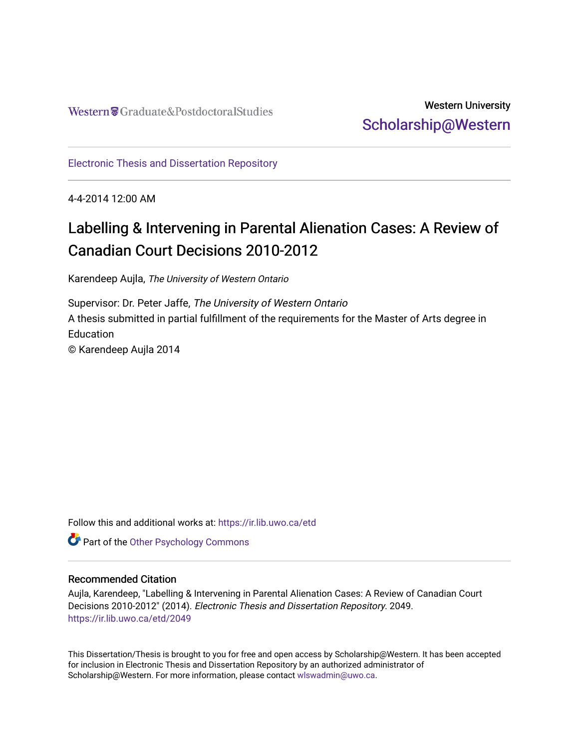Western Graduate&PostdoctoralStudies

Western University
Scholarship@Western

Electronic Thesis and Dissertation Repository

4-4-2014 12:00 AM

# Labelling & Intervening in Parental Alienation Cases: A Review of Canadian Court Decisions 2010-2012

Karendeep Aujla, *The University of Western Ontario*

Supervisor: Dr. Peter Jaffe, *The University of Western Ontario*
A thesis submitted in partial fulfillment of the requirements for the Master of Arts degree in Education
© Karendeep Aujla 2014

Follow this and additional works at: https://ir.lib.uwo.ca/etd

Part of the Other Psychology Commons

### Recommended Citation

Aujla, Karendeep, "Labelling & Intervening in Parental Alienation Cases: A Review of Canadian Court Decisions 2010-2012" (2014). *Electronic Thesis and Dissertation Repository*. 2049.
https://ir.lib.uwo.ca/etd/2049

This Dissertation/Thesis is brought to you for free and open access by Scholarship@Western. It has been accepted for inclusion in Electronic Thesis and Dissertation Repository by an authorized administrator of Scholarship@Western. For more information, please contact wlswadmin@uwo.ca.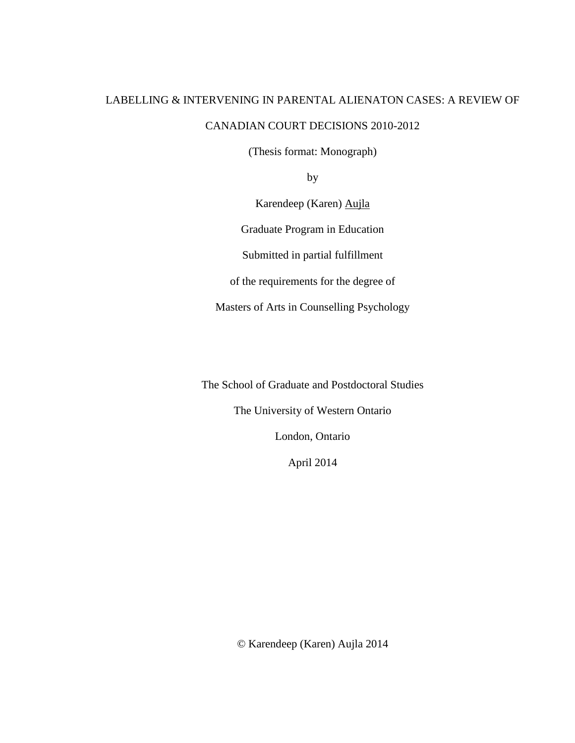LABELLING & INTERVENING IN PARENTAL ALIENATON CASES: A REVIEW OF CANADIAN COURT DECISIONS 2010-2012

(Thesis format: Monograph)

by

Karendeep (Karen) Aujla

Graduate Program in Education

Submitted in partial fulfillment

of the requirements for the degree of

Masters of Arts in Counselling Psychology

The School of Graduate and Postdoctoral Studies

The University of Western Ontario

London, Ontario

April 2014

© Karendeep (Karen) Aujla 2014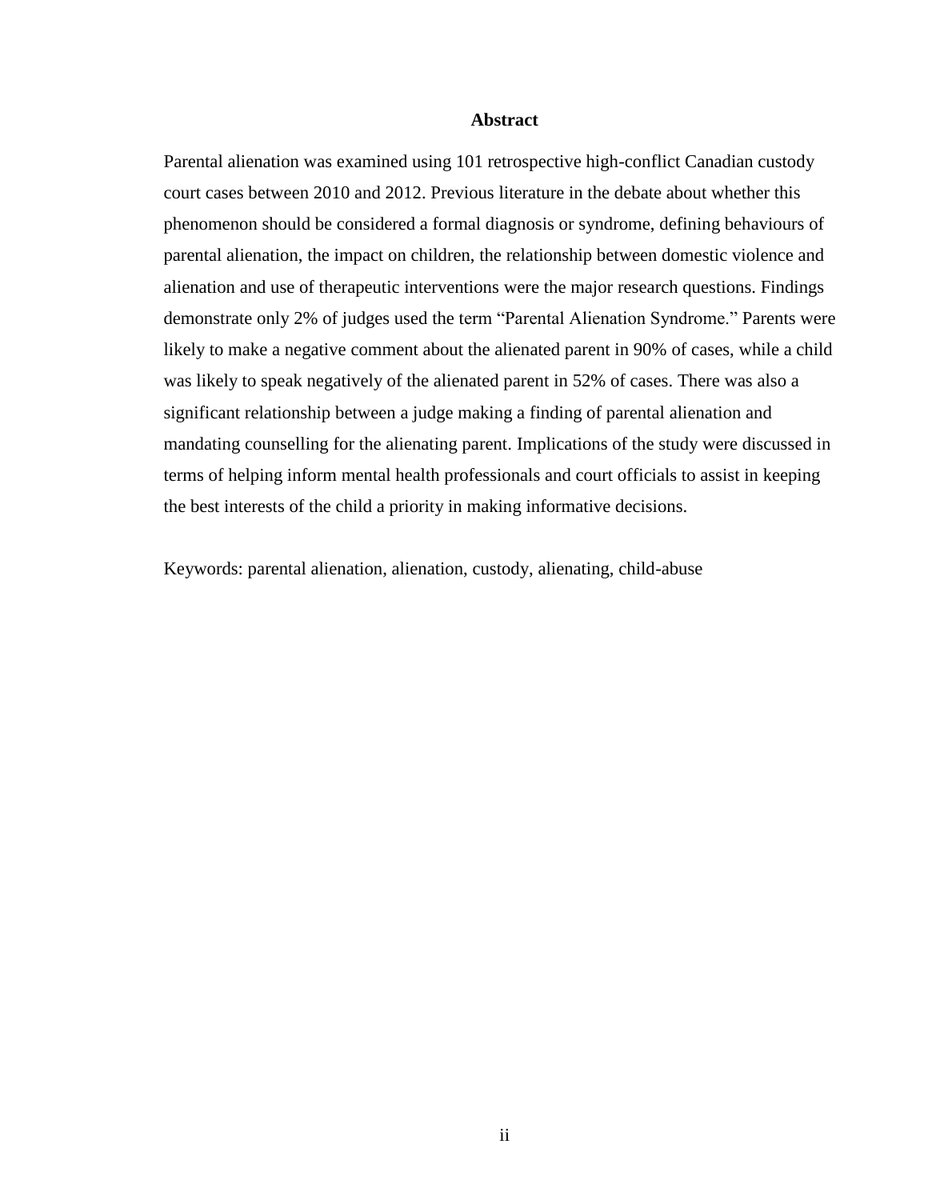## Abstract

Parental alienation was examined using 101 retrospective high-conflict Canadian custody court cases between 2010 and 2012. Previous literature in the debate about whether this phenomenon should be considered a formal diagnosis or syndrome, defining behaviours of parental alienation, the impact on children, the relationship between domestic violence and alienation and use of therapeutic interventions were the major research questions. Findings demonstrate only 2% of judges used the term "Parental Alienation Syndrome." Parents were likely to make a negative comment about the alienated parent in 90% of cases, while a child was likely to speak negatively of the alienated parent in 52% of cases. There was also a significant relationship between a judge making a finding of parental alienation and mandating counselling for the alienating parent. Implications of the study were discussed in terms of helping inform mental health professionals and court officials to assist in keeping the best interests of the child a priority in making informative decisions.

Keywords: parental alienation, alienation, custody, alienating, child-abuse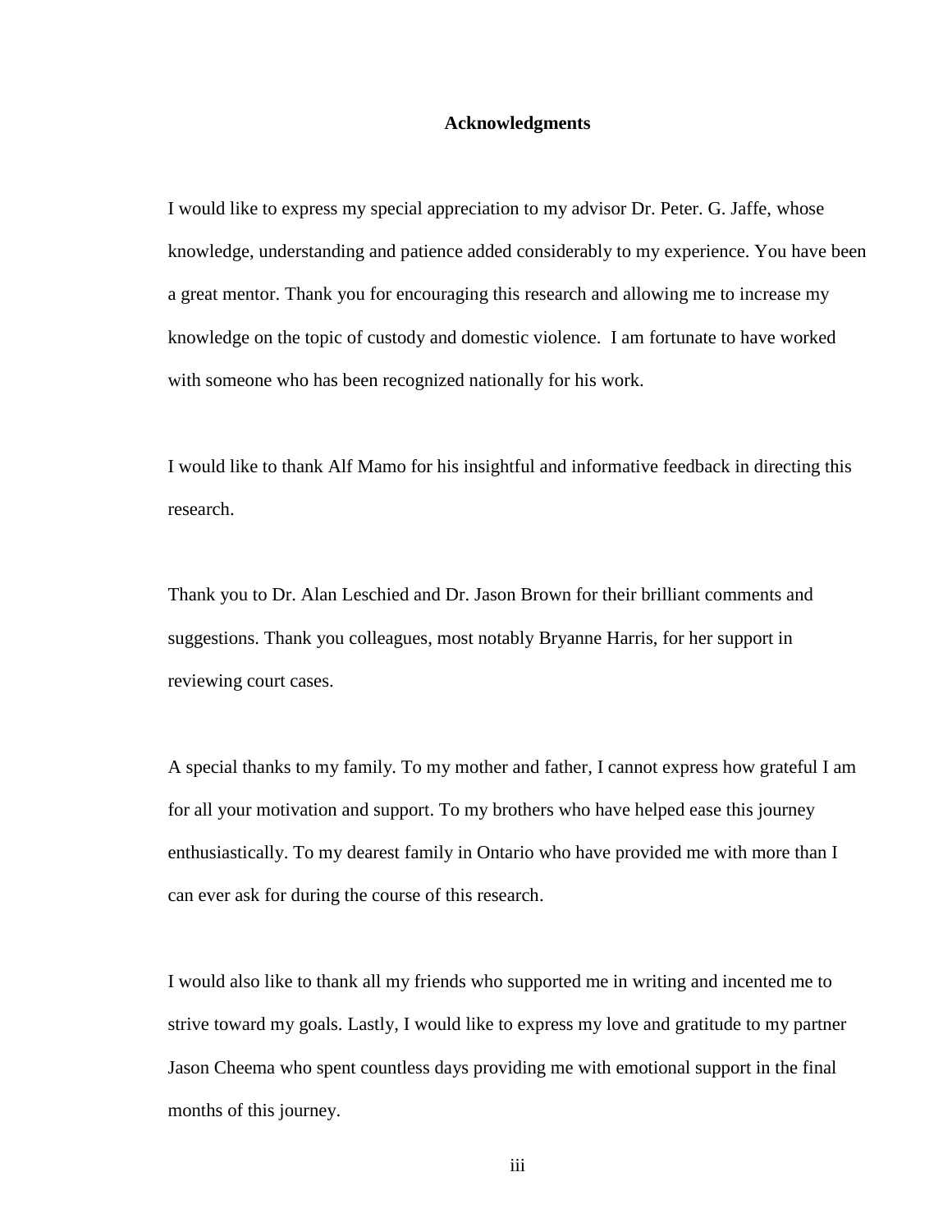## Acknowledgments

I would like to express my special appreciation to my advisor Dr. Peter. G. Jaffe, whose knowledge, understanding and patience added considerably to my experience. You have been a great mentor. Thank you for encouraging this research and allowing me to increase my knowledge on the topic of custody and domestic violence. I am fortunate to have worked with someone who has been recognized nationally for his work.

I would like to thank Alf Mamo for his insightful and informative feedback in directing this research.

Thank you to Dr. Alan Leschied and Dr. Jason Brown for their brilliant comments and suggestions. Thank you colleagues, most notably Bryanne Harris, for her support in reviewing court cases.

A special thanks to my family. To my mother and father, I cannot express how grateful I am for all your motivation and support. To my brothers who have helped ease this journey enthusiastically. To my dearest family in Ontario who have provided me with more than I can ever ask for during the course of this research.

I would also like to thank all my friends who supported me in writing and incented me to strive toward my goals. Lastly, I would like to express my love and gratitude to my partner Jason Cheema who spent countless days providing me with emotional support in the final months of this journey.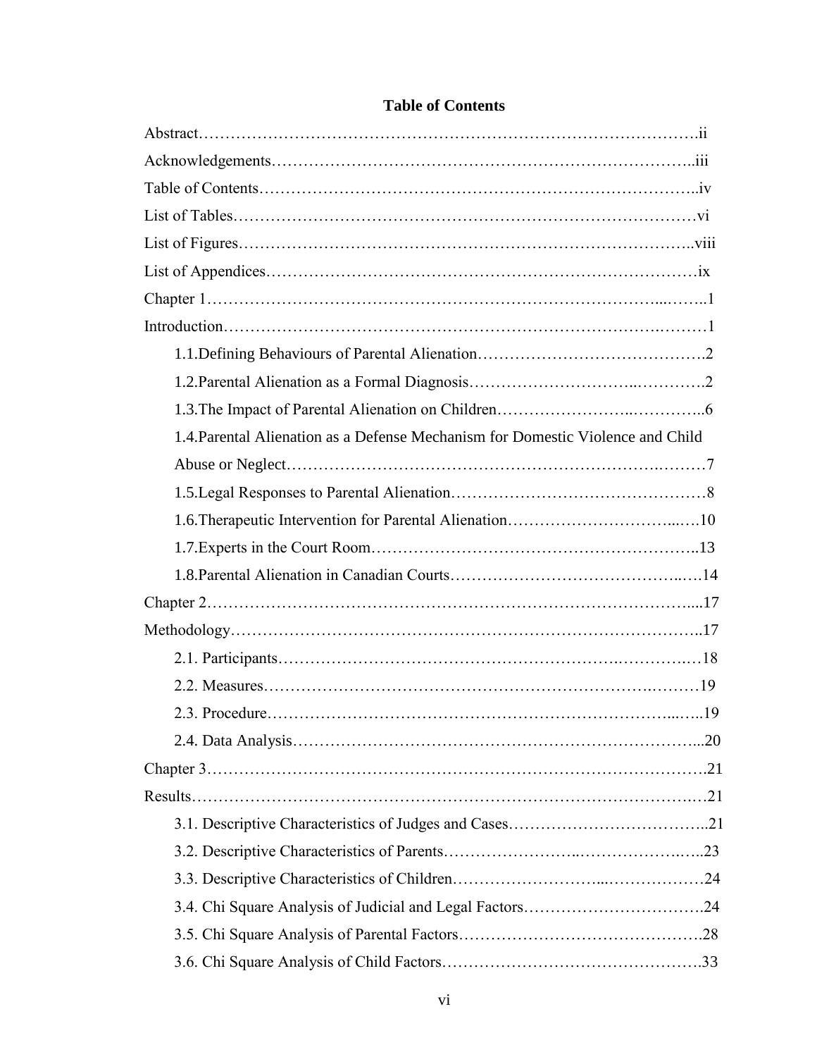# Table of Contents

Abstract……………………………………………………………………………….ii

Acknowledgements…………………………………………………………………..iii

Table of Contents……………………………………………………………………..iv

List of Tables…………………………………………………………………………vi

List of Figures………………………………………………………………………..viii

List of Appendices……………………………………………………………………ix

Chapter 1………………………………………………………………………...……..1

Introduction………………………………………………………………….………1

- 1.1.Defining Behaviours of Parental Alienation…………………………………….2
- 1.2.Parental Alienation as a Formal Diagnosis………………………...………….2
- 1.3.The Impact of Parental Alienation on Children…………………..…………..6
- 1.4.Parental Alienation as a Defense Mechanism for Domestic Violence and Child Abuse or Neglect…………………………………………………………….………7
- 1.5.Legal Responses to Parental Alienation…………………………………………8
- 1.6.Therapeutic Intervention for Parental Alienation…………………………...….10
- 1.7.Experts in the Court Room…………………………………………………..13
- 1.8.Parental Alienation in Canadian Courts……………………………………..….14

Chapter 2…………………………………………………………………………...17

Methodology………………………………………………………………………..17

- 2.1. Participants……………………………………………………….………….…18
- 2.2. Measures……………………………………………………………….………19
- 2.3. Procedure…………………………………………………………………...…..19
- 2.4. Data Analysis……………………………………………………………...20

Chapter 3…………………………………………………………………………….21

Results……………………………………………………………………………..…21

- 3.1. Descriptive Characteristics of Judges and Cases………………………………..21
- 3.2. Descriptive Characteristics of Parents……………………..…………………..…..23
- 3.3. Descriptive Characteristics of Children…………………….....………………24
- 3.4. Chi Square Analysis of Judicial and Legal Factors…………………………….24
- 3.5. Chi Square Analysis of Parental Factors……………………………………….28
- 3.6. Chi Square Analysis of Child Factors……………………………………….33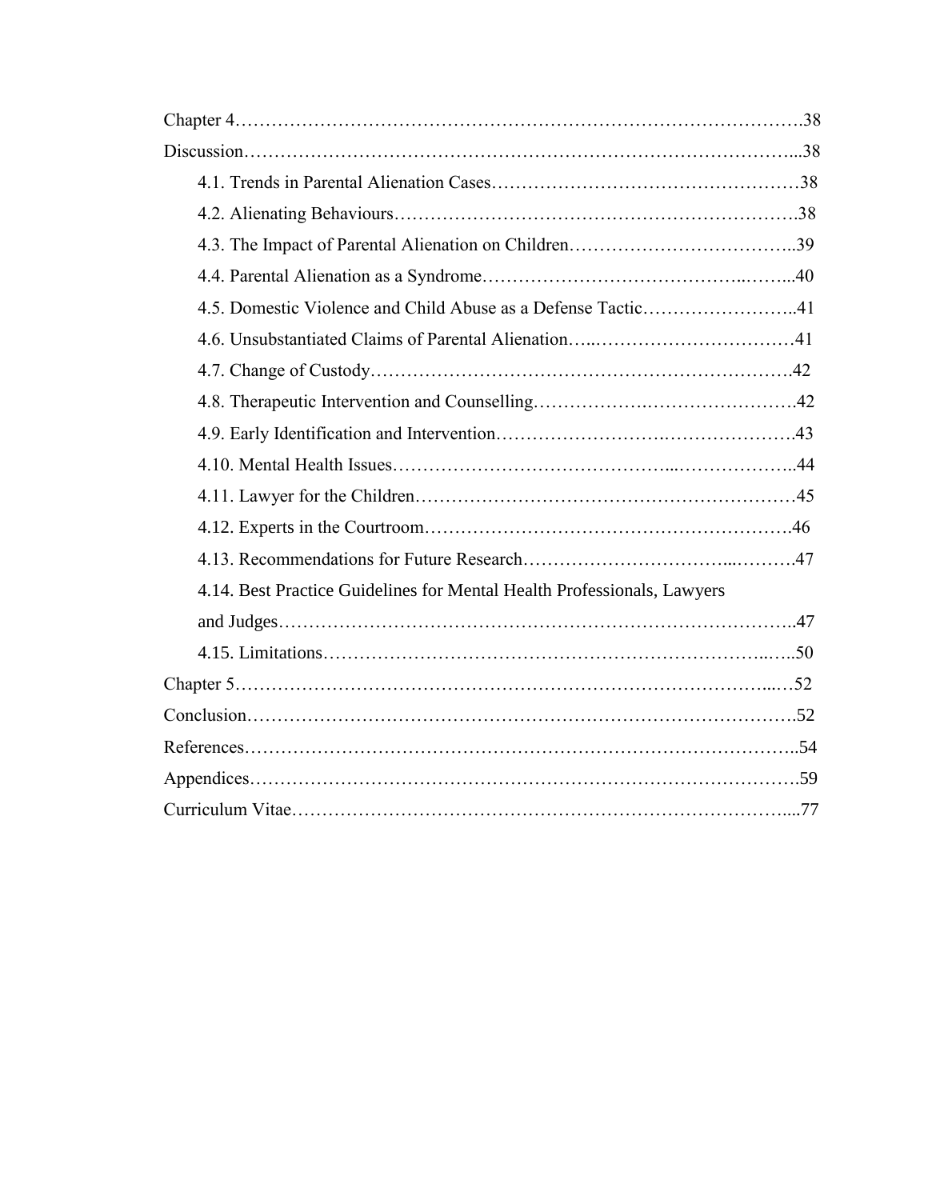Chapter 4……………………………………………………………………………….38

Discussion……………………………………………………………………………...38

- 4.1. Trends in Parental Alienation Cases……………………………………………38
- 4.2. Alienating Behaviours……………………………………………………….38
- 4.3. The Impact of Parental Alienation on Children………………………………..39
- 4.4. Parental Alienation as a Syndrome……………………………………..……...40
- 4.5. Domestic Violence and Child Abuse as a Defense Tactic……………………..41
- 4.6. Unsubstantiated Claims of Parental Alienation…..……………………………41
- 4.7. Change of Custody………………………………………………………….42
- 4.8. Therapeutic Intervention and Counselling……………….…………………….42
- 4.9. Early Identification and Intervention……………………….………………….43
- 4.10. Mental Health Issues……………………………………...………………..44
- 4.11. Lawyer for the Children……………………………………………………45
- 4.12. Experts in the Courtroom………………………………………………….46
- 4.13. Recommendations for Future Research…………………………...……….47
- 4.14. Best Practice Guidelines for Mental Health Professionals, Lawyers and Judges………………………………………………………………………..47
- 4.15. Limitations……………………………………………………………...…..50

Chapter 5………………………………………………………………………...…52

Conclusion……………………………………………………………………………52

References……………………………………………………………………………..54

Appendices……………………………………………………………………………59

Curriculum Vitae……………………………………………………………………....77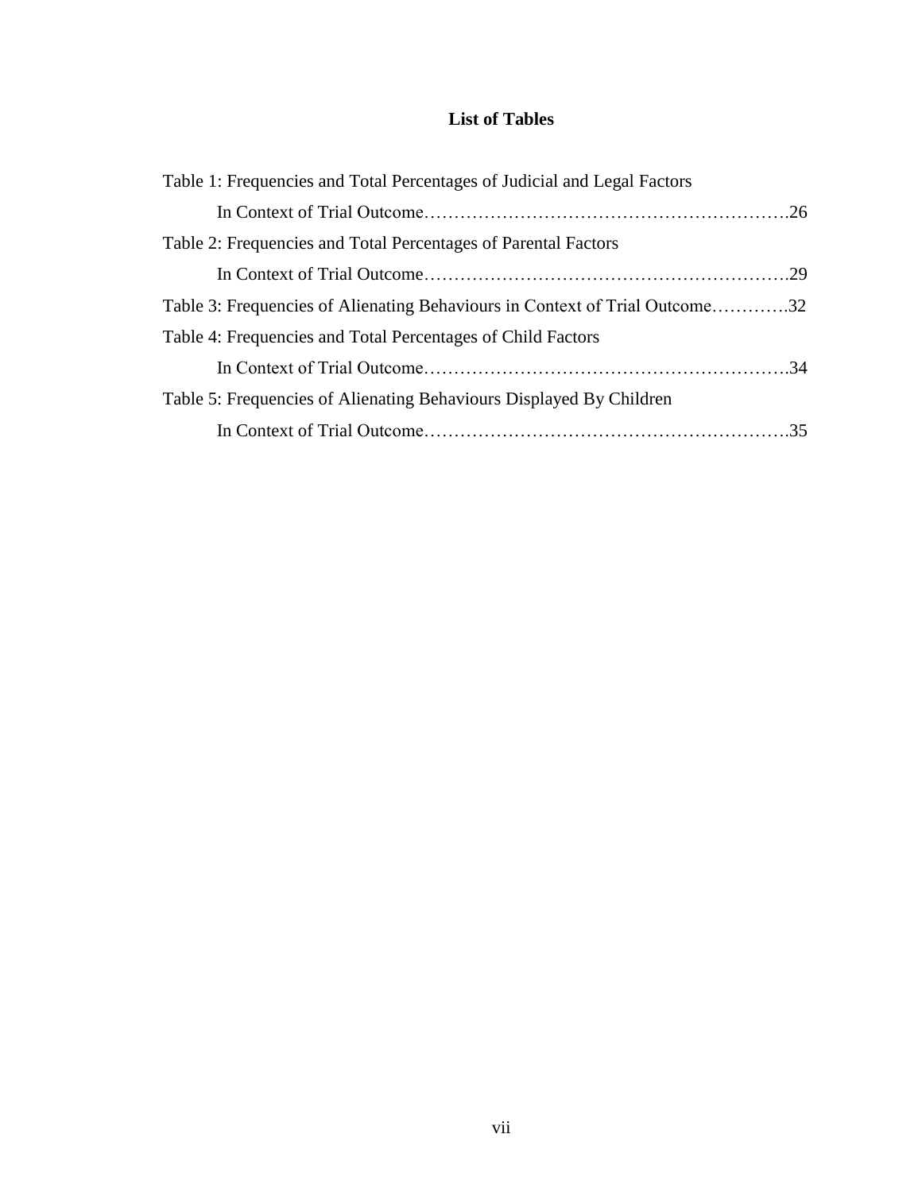## List of Tables

Table 1: Frequencies and Total Percentages of Judicial and Legal Factors In Context of Trial Outcome……………………………………………………….26

Table 2: Frequencies and Total Percentages of Parental Factors In Context of Trial Outcome……………………………………………………….29

Table 3: Frequencies of Alienating Behaviours in Context of Trial Outcome………….32

Table 4: Frequencies and Total Percentages of Child Factors In Context of Trial Outcome……………………………………………………….34

Table 5: Frequencies of Alienating Behaviours Displayed By Children In Context of Trial Outcome……………………………………………………….35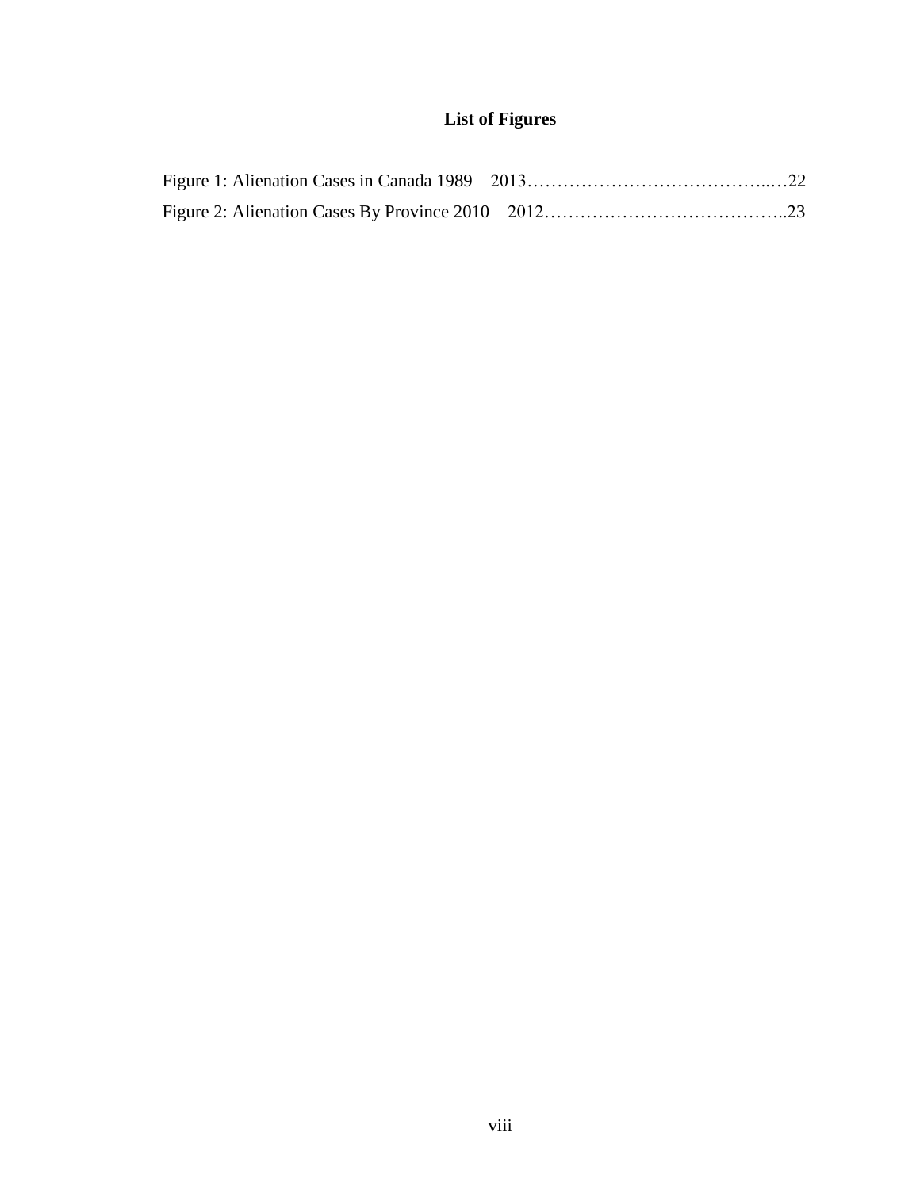# List of Figures

Figure 1: Alienation Cases in Canada 1989 – 2013…………………………………..…22

Figure 2: Alienation Cases By Province 2010 – 2012………………………………...23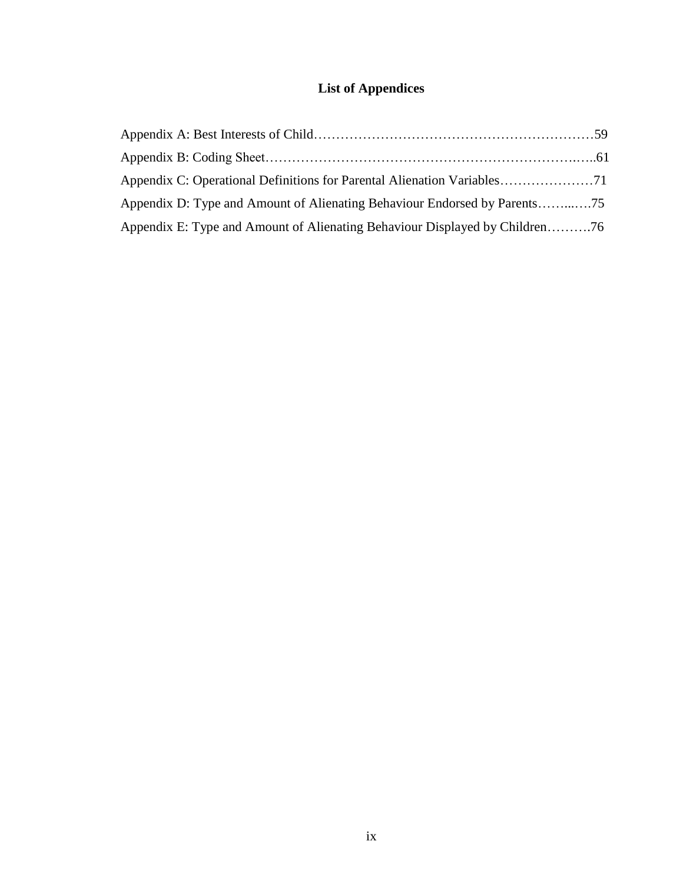# List of Appendices

Appendix A: Best Interests of Child……………………………………………………………59

Appendix B: Coding Sheet……………………………………………………………….…..61

Appendix C: Operational Definitions for Parental Alienation Variables…………………71

Appendix D: Type and Amount of Alienating Behaviour Endorsed by Parents……....….75

Appendix E: Type and Amount of Alienating Behaviour Displayed by Children……….76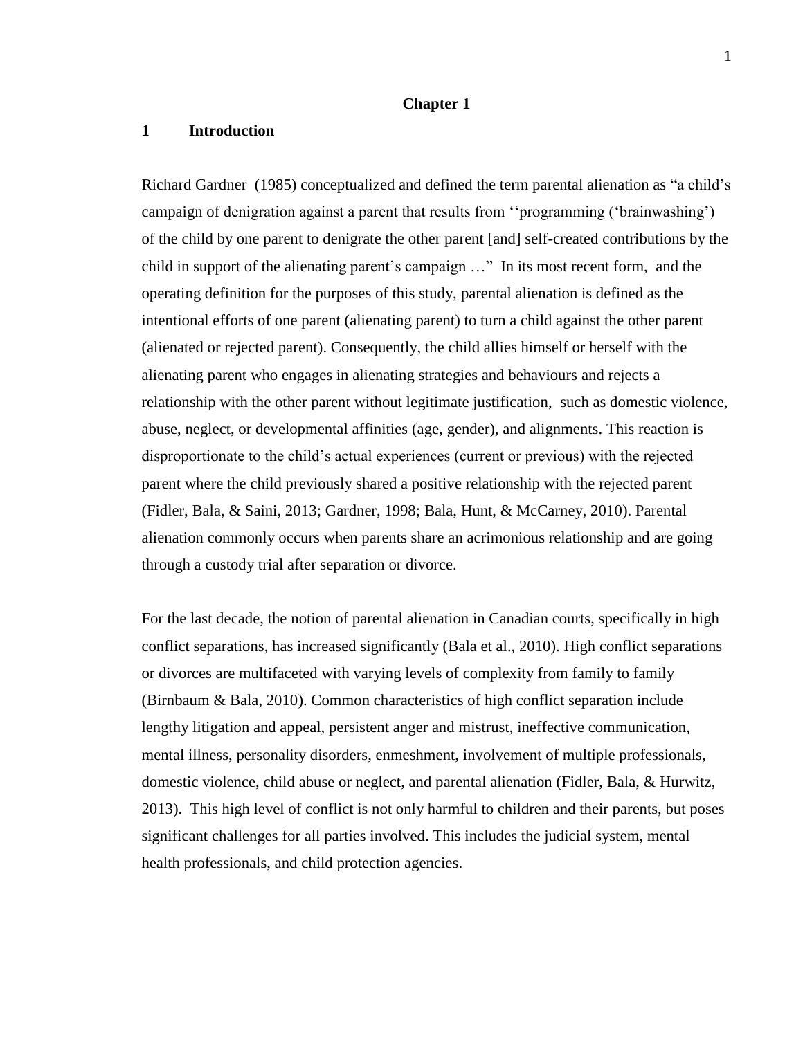# Chapter 1

## 1 Introduction

Richard Gardner (1985) conceptualized and defined the term parental alienation as "a child's campaign of denigration against a parent that results from ''programming ('brainwashing') of the child by one parent to denigrate the other parent [and] self-created contributions by the child in support of the alienating parent's campaign …" In its most recent form, and the operating definition for the purposes of this study, parental alienation is defined as the intentional efforts of one parent (alienating parent) to turn a child against the other parent (alienated or rejected parent). Consequently, the child allies himself or herself with the alienating parent who engages in alienating strategies and behaviours and rejects a relationship with the other parent without legitimate justification, such as domestic violence, abuse, neglect, or developmental affinities (age, gender), and alignments. This reaction is disproportionate to the child's actual experiences (current or previous) with the rejected parent where the child previously shared a positive relationship with the rejected parent (Fidler, Bala, & Saini, 2013; Gardner, 1998; Bala, Hunt, & McCarney, 2010). Parental alienation commonly occurs when parents share an acrimonious relationship and are going through a custody trial after separation or divorce.

For the last decade, the notion of parental alienation in Canadian courts, specifically in high conflict separations, has increased significantly (Bala et al., 2010). High conflict separations or divorces are multifaceted with varying levels of complexity from family to family (Birnbaum & Bala, 2010). Common characteristics of high conflict separation include lengthy litigation and appeal, persistent anger and mistrust, ineffective communication, mental illness, personality disorders, enmeshment, involvement of multiple professionals, domestic violence, child abuse or neglect, and parental alienation (Fidler, Bala, & Hurwitz, 2013). This high level of conflict is not only harmful to children and their parents, but poses significant challenges for all parties involved. This includes the judicial system, mental health professionals, and child protection agencies.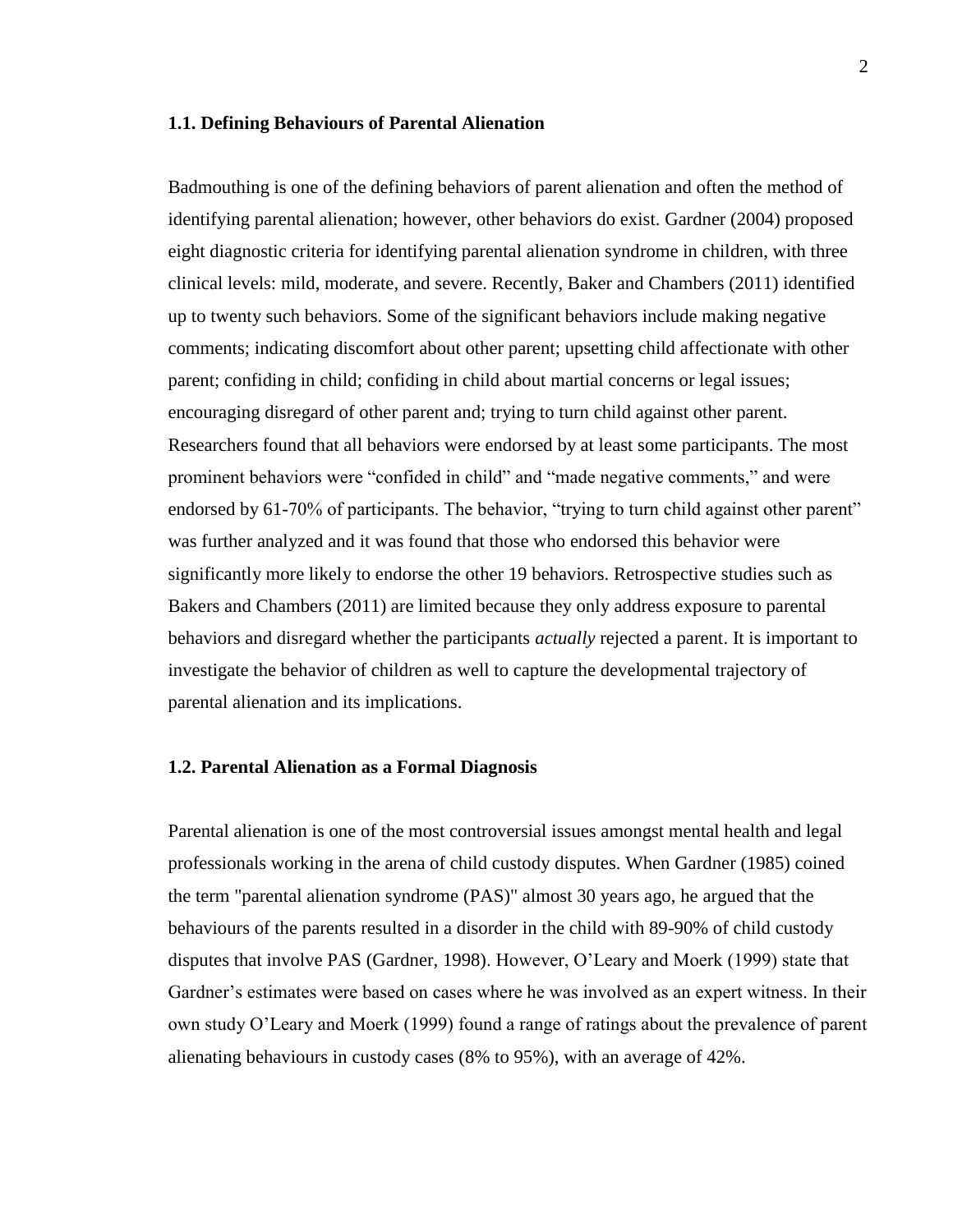### 1.1. Defining Behaviours of Parental Alienation

Badmouthing is one of the defining behaviors of parent alienation and often the method of identifying parental alienation; however, other behaviors do exist. Gardner (2004) proposed eight diagnostic criteria for identifying parental alienation syndrome in children, with three clinical levels: mild, moderate, and severe. Recently, Baker and Chambers (2011) identified up to twenty such behaviors. Some of the significant behaviors include making negative comments; indicating discomfort about other parent; upsetting child affectionate with other parent; confiding in child; confiding in child about martial concerns or legal issues; encouraging disregard of other parent and; trying to turn child against other parent. Researchers found that all behaviors were endorsed by at least some participants. The most prominent behaviors were "confided in child" and "made negative comments," and were endorsed by 61-70% of participants. The behavior, "trying to turn child against other parent" was further analyzed and it was found that those who endorsed this behavior were significantly more likely to endorse the other 19 behaviors. Retrospective studies such as Bakers and Chambers (2011) are limited because they only address exposure to parental behaviors and disregard whether the participants *actually* rejected a parent. It is important to investigate the behavior of children as well to capture the developmental trajectory of parental alienation and its implications.

### 1.2. Parental Alienation as a Formal Diagnosis

Parental alienation is one of the most controversial issues amongst mental health and legal professionals working in the arena of child custody disputes. When Gardner (1985) coined the term "parental alienation syndrome (PAS)" almost 30 years ago, he argued that the behaviours of the parents resulted in a disorder in the child with 89-90% of child custody disputes that involve PAS (Gardner, 1998). However, O'Leary and Moerk (1999) state that Gardner's estimates were based on cases where he was involved as an expert witness. In their own study O'Leary and Moerk (1999) found a range of ratings about the prevalence of parent alienating behaviours in custody cases (8% to 95%), with an average of 42%.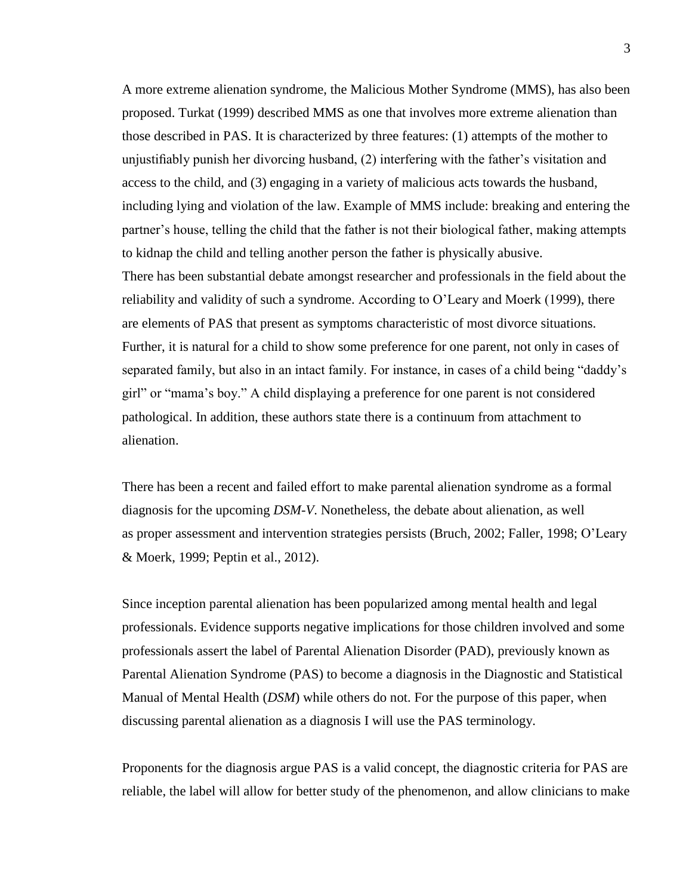A more extreme alienation syndrome, the Malicious Mother Syndrome (MMS), has also been proposed. Turkat (1999) described MMS as one that involves more extreme alienation than those described in PAS. It is characterized by three features: (1) attempts of the mother to unjustifiably punish her divorcing husband, (2) interfering with the father's visitation and access to the child, and (3) engaging in a variety of malicious acts towards the husband, including lying and violation of the law. Example of MMS include: breaking and entering the partner's house, telling the child that the father is not their biological father, making attempts to kidnap the child and telling another person the father is physically abusive.
There has been substantial debate amongst researcher and professionals in the field about the reliability and validity of such a syndrome. According to O'Leary and Moerk (1999), there are elements of PAS that present as symptoms characteristic of most divorce situations. Further, it is natural for a child to show some preference for one parent, not only in cases of separated family, but also in an intact family. For instance, in cases of a child being "daddy's girl" or "mama's boy." A child displaying a preference for one parent is not considered pathological. In addition, these authors state there is a continuum from attachment to alienation.

There has been a recent and failed effort to make parental alienation syndrome as a formal diagnosis for the upcoming *DSM-V*. Nonetheless, the debate about alienation, as well as proper assessment and intervention strategies persists (Bruch, 2002; Faller, 1998; O'Leary & Moerk, 1999; Peptin et al., 2012).

Since inception parental alienation has been popularized among mental health and legal professionals. Evidence supports negative implications for those children involved and some professionals assert the label of Parental Alienation Disorder (PAD), previously known as Parental Alienation Syndrome (PAS) to become a diagnosis in the Diagnostic and Statistical Manual of Mental Health (*DSM*) while others do not. For the purpose of this paper, when discussing parental alienation as a diagnosis I will use the PAS terminology.

Proponents for the diagnosis argue PAS is a valid concept, the diagnostic criteria for PAS are reliable, the label will allow for better study of the phenomenon, and allow clinicians to make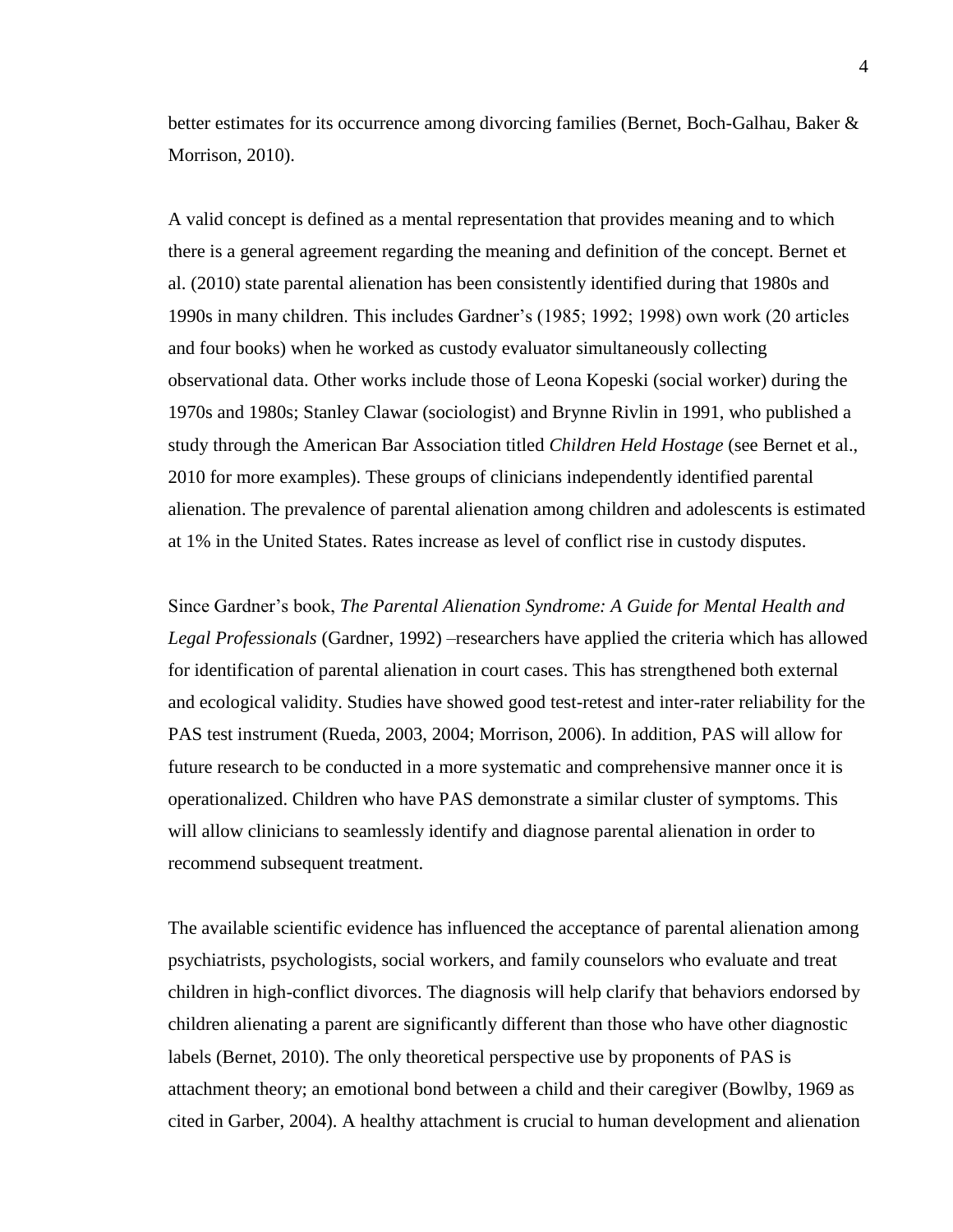better estimates for its occurrence among divorcing families (Bernet, Boch-Galhau, Baker & Morrison, 2010).

A valid concept is defined as a mental representation that provides meaning and to which there is a general agreement regarding the meaning and definition of the concept. Bernet et al. (2010) state parental alienation has been consistently identified during that 1980s and 1990s in many children. This includes Gardner's (1985; 1992; 1998) own work (20 articles and four books) when he worked as custody evaluator simultaneously collecting observational data. Other works include those of Leona Kopeski (social worker) during the 1970s and 1980s; Stanley Clawar (sociologist) and Brynne Rivlin in 1991, who published a study through the American Bar Association titled *Children Held Hostage* (see Bernet et al., 2010 for more examples). These groups of clinicians independently identified parental alienation. The prevalence of parental alienation among children and adolescents is estimated at 1% in the United States. Rates increase as level of conflict rise in custody disputes.

Since Gardner's book, *The Parental Alienation Syndrome: A Guide for Mental Health and Legal Professionals* (Gardner, 1992) –researchers have applied the criteria which has allowed for identification of parental alienation in court cases. This has strengthened both external and ecological validity. Studies have showed good test-retest and inter-rater reliability for the PAS test instrument (Rueda, 2003, 2004; Morrison, 2006). In addition, PAS will allow for future research to be conducted in a more systematic and comprehensive manner once it is operationalized. Children who have PAS demonstrate a similar cluster of symptoms. This will allow clinicians to seamlessly identify and diagnose parental alienation in order to recommend subsequent treatment.

The available scientific evidence has influenced the acceptance of parental alienation among psychiatrists, psychologists, social workers, and family counselors who evaluate and treat children in high-conflict divorces. The diagnosis will help clarify that behaviors endorsed by children alienating a parent are significantly different than those who have other diagnostic labels (Bernet, 2010). The only theoretical perspective use by proponents of PAS is attachment theory; an emotional bond between a child and their caregiver (Bowlby, 1969 as cited in Garber, 2004). A healthy attachment is crucial to human development and alienation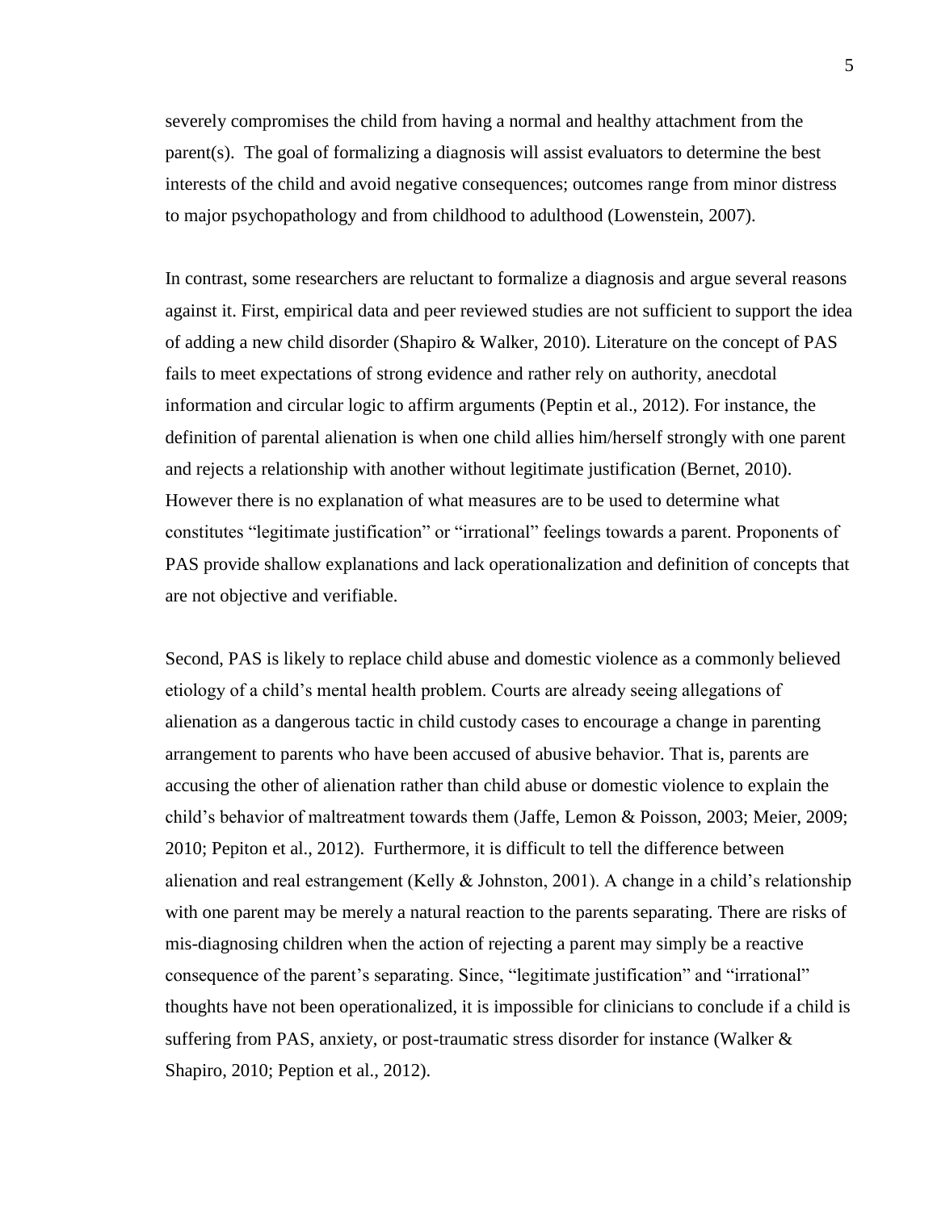severely compromises the child from having a normal and healthy attachment from the parent(s). The goal of formalizing a diagnosis will assist evaluators to determine the best interests of the child and avoid negative consequences; outcomes range from minor distress to major psychopathology and from childhood to adulthood (Lowenstein, 2007).

In contrast, some researchers are reluctant to formalize a diagnosis and argue several reasons against it. First, empirical data and peer reviewed studies are not sufficient to support the idea of adding a new child disorder (Shapiro & Walker, 2010). Literature on the concept of PAS fails to meet expectations of strong evidence and rather rely on authority, anecdotal information and circular logic to affirm arguments (Peptin et al., 2012). For instance, the definition of parental alienation is when one child allies him/herself strongly with one parent and rejects a relationship with another without legitimate justification (Bernet, 2010). However there is no explanation of what measures are to be used to determine what constitutes "legitimate justification" or "irrational" feelings towards a parent. Proponents of PAS provide shallow explanations and lack operationalization and definition of concepts that are not objective and verifiable.

Second, PAS is likely to replace child abuse and domestic violence as a commonly believed etiology of a child's mental health problem. Courts are already seeing allegations of alienation as a dangerous tactic in child custody cases to encourage a change in parenting arrangement to parents who have been accused of abusive behavior. That is, parents are accusing the other of alienation rather than child abuse or domestic violence to explain the child's behavior of maltreatment towards them (Jaffe, Lemon & Poisson, 2003; Meier, 2009; 2010; Pepiton et al., 2012). Furthermore, it is difficult to tell the difference between alienation and real estrangement (Kelly & Johnston, 2001). A change in a child's relationship with one parent may be merely a natural reaction to the parents separating. There are risks of mis-diagnosing children when the action of rejecting a parent may simply be a reactive consequence of the parent's separating. Since, "legitimate justification" and "irrational" thoughts have not been operationalized, it is impossible for clinicians to conclude if a child is suffering from PAS, anxiety, or post-traumatic stress disorder for instance (Walker & Shapiro, 2010; Peption et al., 2012).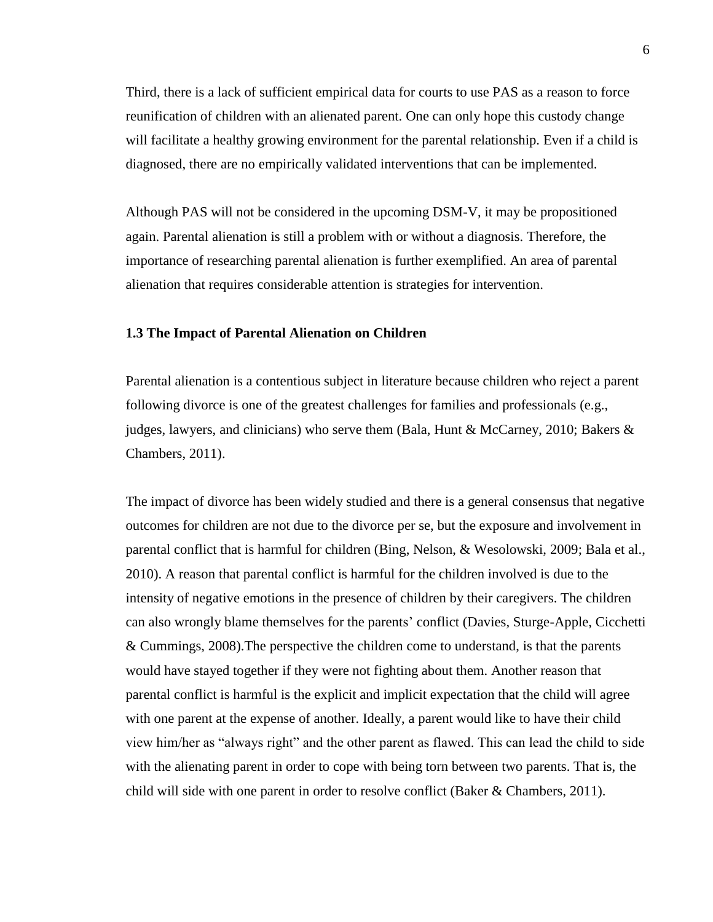Third, there is a lack of sufficient empirical data for courts to use PAS as a reason to force reunification of children with an alienated parent. One can only hope this custody change will facilitate a healthy growing environment for the parental relationship. Even if a child is diagnosed, there are no empirically validated interventions that can be implemented.

Although PAS will not be considered in the upcoming DSM-V, it may be propositioned again. Parental alienation is still a problem with or without a diagnosis. Therefore, the importance of researching parental alienation is further exemplified. An area of parental alienation that requires considerable attention is strategies for intervention.

### 1.3 The Impact of Parental Alienation on Children

Parental alienation is a contentious subject in literature because children who reject a parent following divorce is one of the greatest challenges for families and professionals (e.g., judges, lawyers, and clinicians) who serve them (Bala, Hunt & McCarney, 2010; Bakers & Chambers, 2011).

The impact of divorce has been widely studied and there is a general consensus that negative outcomes for children are not due to the divorce per se, but the exposure and involvement in parental conflict that is harmful for children (Bing, Nelson, & Wesolowski, 2009; Bala et al., 2010). A reason that parental conflict is harmful for the children involved is due to the intensity of negative emotions in the presence of children by their caregivers. The children can also wrongly blame themselves for the parents' conflict (Davies, Sturge-Apple, Cicchetti & Cummings, 2008).The perspective the children come to understand, is that the parents would have stayed together if they were not fighting about them. Another reason that parental conflict is harmful is the explicit and implicit expectation that the child will agree with one parent at the expense of another. Ideally, a parent would like to have their child view him/her as "always right" and the other parent as flawed. This can lead the child to side with the alienating parent in order to cope with being torn between two parents. That is, the child will side with one parent in order to resolve conflict (Baker & Chambers, 2011).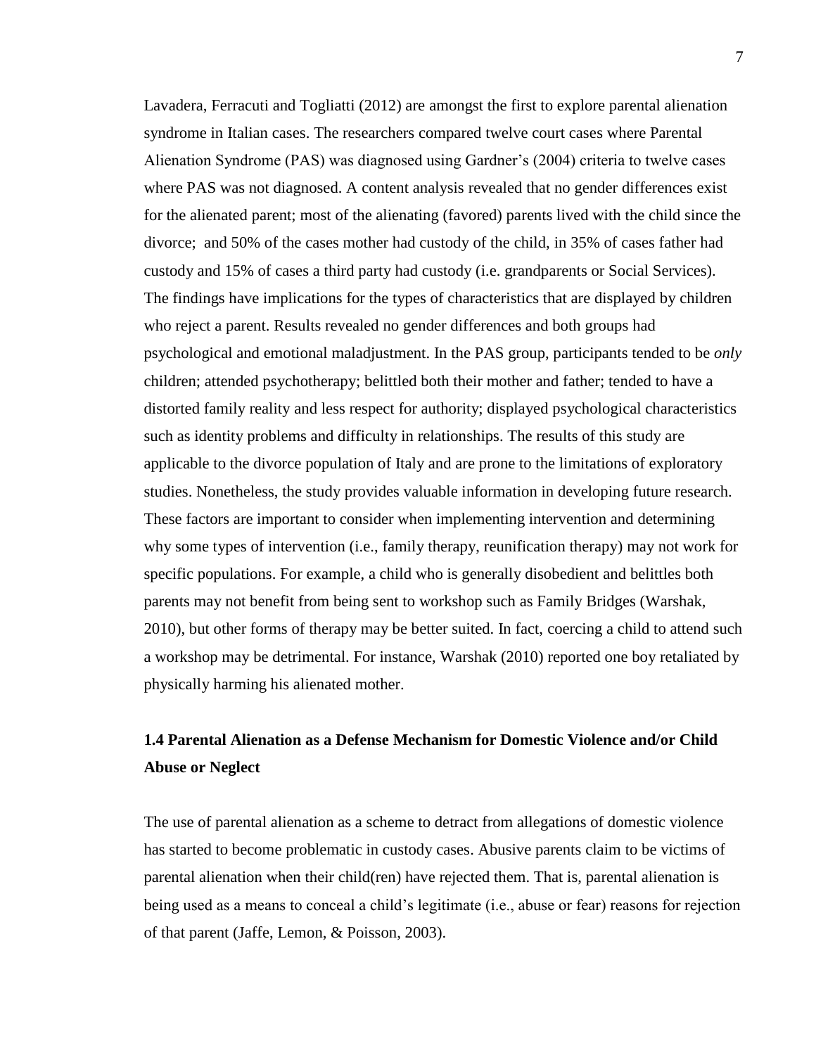Lavadera, Ferracuti and Togliatti (2012) are amongst the first to explore parental alienation syndrome in Italian cases. The researchers compared twelve court cases where Parental Alienation Syndrome (PAS) was diagnosed using Gardner's (2004) criteria to twelve cases where PAS was not diagnosed. A content analysis revealed that no gender differences exist for the alienated parent; most of the alienating (favored) parents lived with the child since the divorce; and 50% of the cases mother had custody of the child, in 35% of cases father had custody and 15% of cases a third party had custody (i.e. grandparents or Social Services). The findings have implications for the types of characteristics that are displayed by children who reject a parent. Results revealed no gender differences and both groups had psychological and emotional maladjustment. In the PAS group, participants tended to be *only* children; attended psychotherapy; belittled both their mother and father; tended to have a distorted family reality and less respect for authority; displayed psychological characteristics such as identity problems and difficulty in relationships. The results of this study are applicable to the divorce population of Italy and are prone to the limitations of exploratory studies. Nonetheless, the study provides valuable information in developing future research. These factors are important to consider when implementing intervention and determining why some types of intervention (i.e., family therapy, reunification therapy) may not work for specific populations. For example, a child who is generally disobedient and belittles both parents may not benefit from being sent to workshop such as Family Bridges (Warshak, 2010), but other forms of therapy may be better suited. In fact, coercing a child to attend such a workshop may be detrimental. For instance, Warshak (2010) reported one boy retaliated by physically harming his alienated mother.

### 1.4 Parental Alienation as a Defense Mechanism for Domestic Violence and/or Child Abuse or Neglect

The use of parental alienation as a scheme to detract from allegations of domestic violence has started to become problematic in custody cases. Abusive parents claim to be victims of parental alienation when their child(ren) have rejected them. That is, parental alienation is being used as a means to conceal a child's legitimate (i.e., abuse or fear) reasons for rejection of that parent (Jaffe, Lemon, & Poisson, 2003).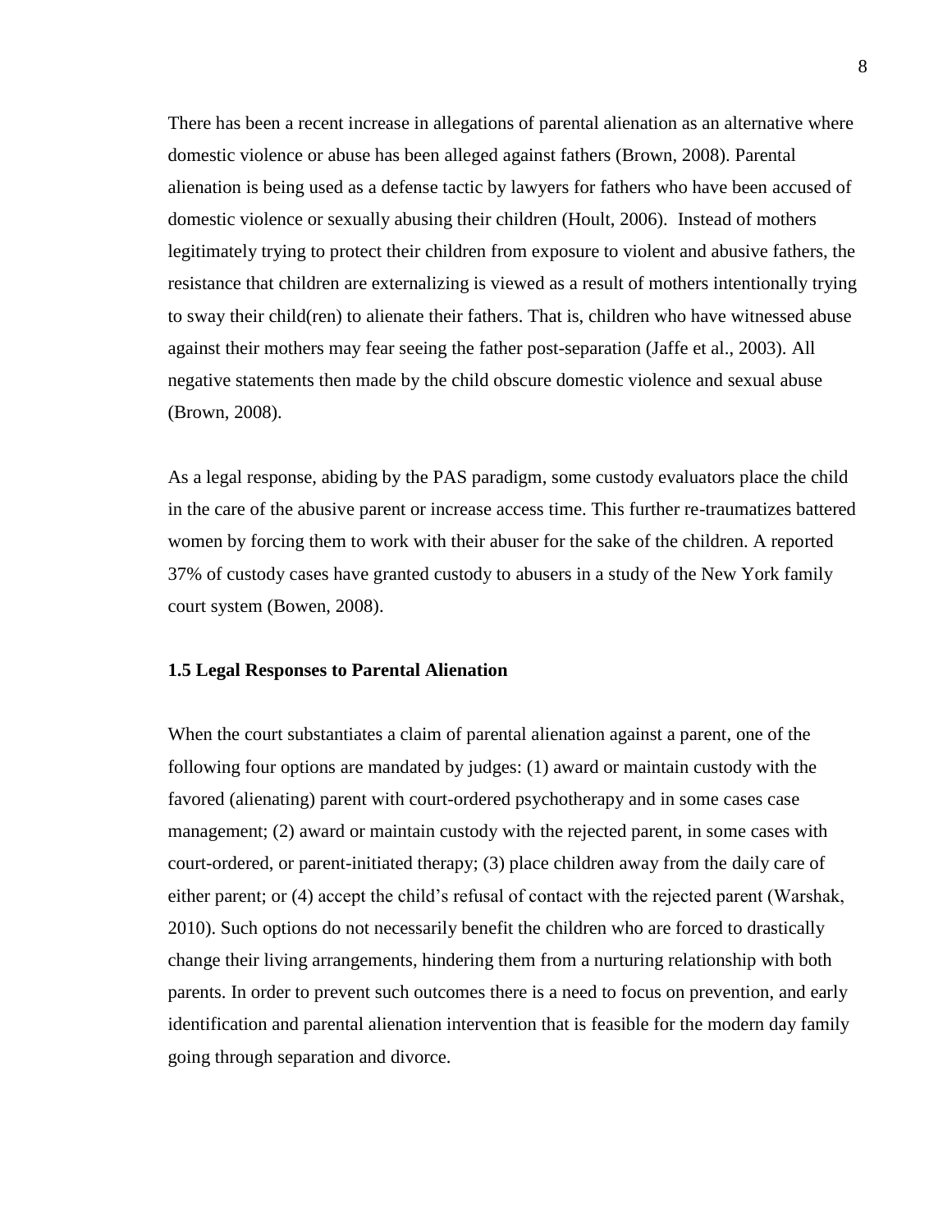There has been a recent increase in allegations of parental alienation as an alternative where domestic violence or abuse has been alleged against fathers (Brown, 2008). Parental alienation is being used as a defense tactic by lawyers for fathers who have been accused of domestic violence or sexually abusing their children (Hoult, 2006). Instead of mothers legitimately trying to protect their children from exposure to violent and abusive fathers, the resistance that children are externalizing is viewed as a result of mothers intentionally trying to sway their child(ren) to alienate their fathers. That is, children who have witnessed abuse against their mothers may fear seeing the father post-separation (Jaffe et al., 2003). All negative statements then made by the child obscure domestic violence and sexual abuse (Brown, 2008).

As a legal response, abiding by the PAS paradigm, some custody evaluators place the child in the care of the abusive parent or increase access time. This further re-traumatizes battered women by forcing them to work with their abuser for the sake of the children. A reported 37% of custody cases have granted custody to abusers in a study of the New York family court system (Bowen, 2008).

### 1.5 Legal Responses to Parental Alienation

When the court substantiates a claim of parental alienation against a parent, one of the following four options are mandated by judges: (1) award or maintain custody with the favored (alienating) parent with court-ordered psychotherapy and in some cases case management; (2) award or maintain custody with the rejected parent, in some cases with court-ordered, or parent-initiated therapy; (3) place children away from the daily care of either parent; or (4) accept the child's refusal of contact with the rejected parent (Warshak, 2010). Such options do not necessarily benefit the children who are forced to drastically change their living arrangements, hindering them from a nurturing relationship with both parents. In order to prevent such outcomes there is a need to focus on prevention, and early identification and parental alienation intervention that is feasible for the modern day family going through separation and divorce.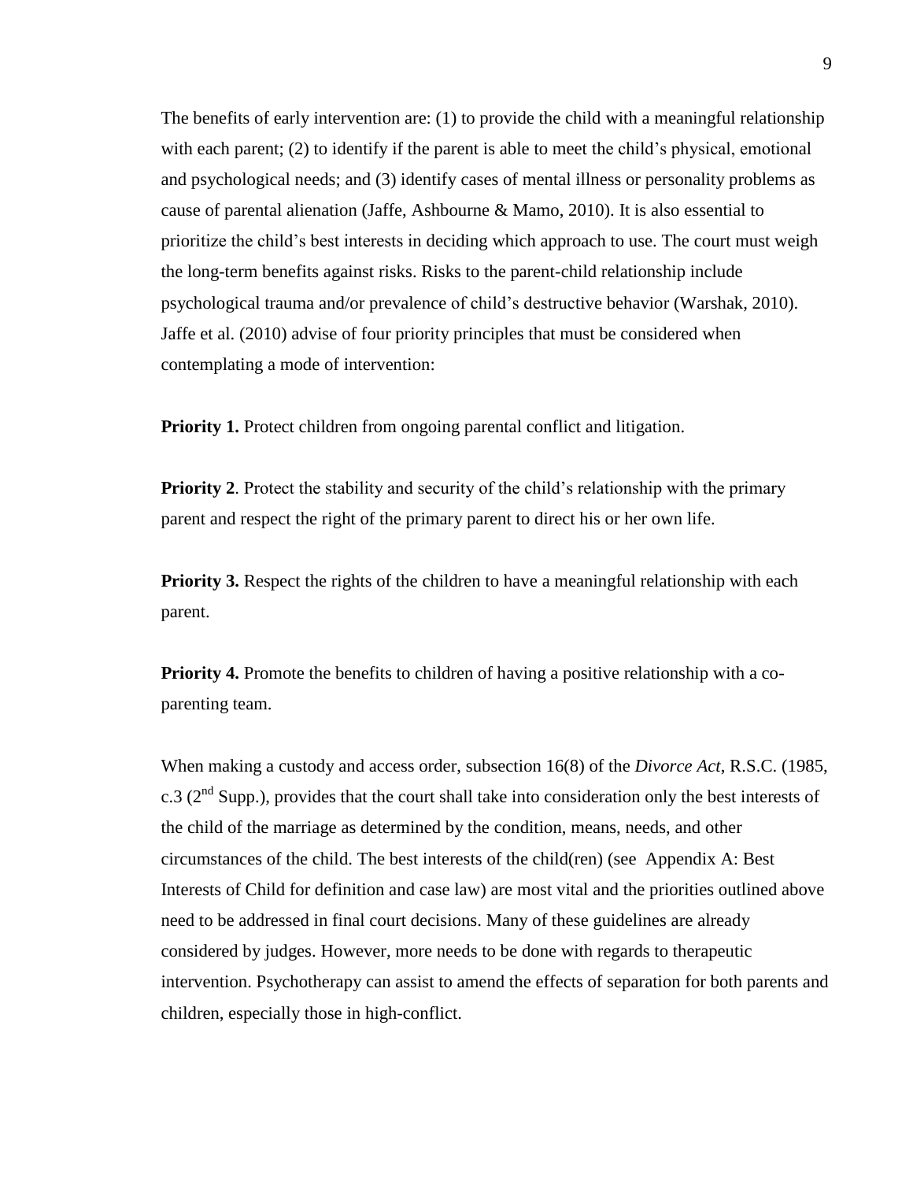The benefits of early intervention are: (1) to provide the child with a meaningful relationship with each parent; (2) to identify if the parent is able to meet the child's physical, emotional and psychological needs; and (3) identify cases of mental illness or personality problems as cause of parental alienation (Jaffe, Ashbourne & Mamo, 2010). It is also essential to prioritize the child's best interests in deciding which approach to use. The court must weigh the long-term benefits against risks. Risks to the parent-child relationship include psychological trauma and/or prevalence of child's destructive behavior (Warshak, 2010). Jaffe et al. (2010) advise of four priority principles that must be considered when contemplating a mode of intervention:

**Priority 1.** Protect children from ongoing parental conflict and litigation.

**Priority 2**. Protect the stability and security of the child's relationship with the primary parent and respect the right of the primary parent to direct his or her own life.

**Priority 3.** Respect the rights of the children to have a meaningful relationship with each parent.

**Priority 4.** Promote the benefits to children of having a positive relationship with a co-parenting team.

When making a custody and access order, subsection 16(8) of the *Divorce Act*, R.S.C. (1985, c.3 (2nd Supp.), provides that the court shall take into consideration only the best interests of the child of the marriage as determined by the condition, means, needs, and other circumstances of the child. The best interests of the child(ren) (see Appendix A: Best Interests of Child for definition and case law) are most vital and the priorities outlined above need to be addressed in final court decisions. Many of these guidelines are already considered by judges. However, more needs to be done with regards to therapeutic intervention. Psychotherapy can assist to amend the effects of separation for both parents and children, especially those in high-conflict.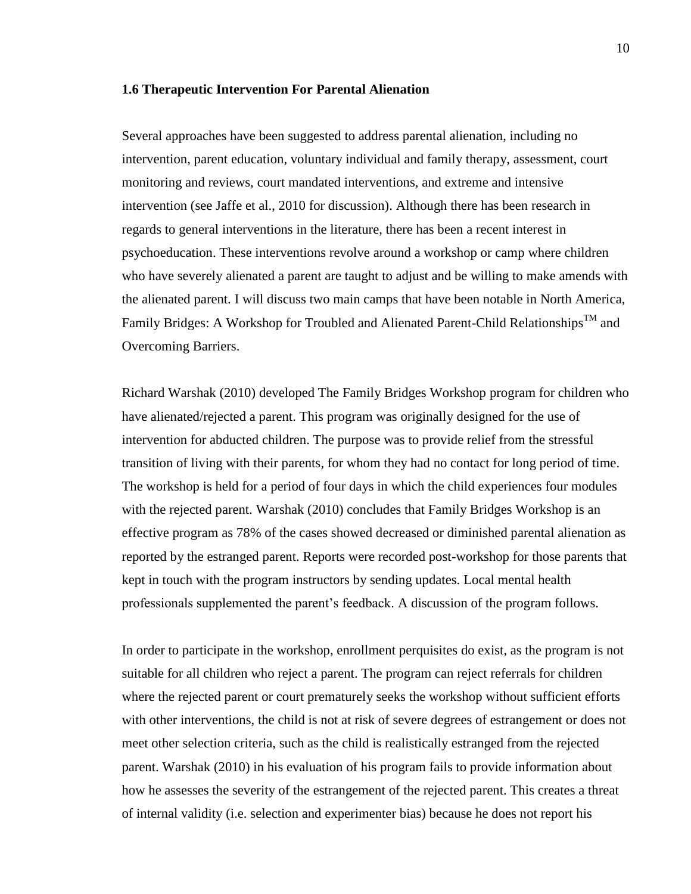### 1.6 Therapeutic Intervention For Parental Alienation

Several approaches have been suggested to address parental alienation, including no intervention, parent education, voluntary individual and family therapy, assessment, court monitoring and reviews, court mandated interventions, and extreme and intensive intervention (see Jaffe et al., 2010 for discussion). Although there has been research in regards to general interventions in the literature, there has been a recent interest in psychoeducation. These interventions revolve around a workshop or camp where children who have severely alienated a parent are taught to adjust and be willing to make amends with the alienated parent. I will discuss two main camps that have been notable in North America, Family Bridges: A Workshop for Troubled and Alienated Parent-Child Relationships™ and Overcoming Barriers.

Richard Warshak (2010) developed The Family Bridges Workshop program for children who have alienated/rejected a parent. This program was originally designed for the use of intervention for abducted children. The purpose was to provide relief from the stressful transition of living with their parents, for whom they had no contact for long period of time. The workshop is held for a period of four days in which the child experiences four modules with the rejected parent. Warshak (2010) concludes that Family Bridges Workshop is an effective program as 78% of the cases showed decreased or diminished parental alienation as reported by the estranged parent. Reports were recorded post-workshop for those parents that kept in touch with the program instructors by sending updates. Local mental health professionals supplemented the parent's feedback. A discussion of the program follows.

In order to participate in the workshop, enrollment perquisites do exist, as the program is not suitable for all children who reject a parent. The program can reject referrals for children where the rejected parent or court prematurely seeks the workshop without sufficient efforts with other interventions, the child is not at risk of severe degrees of estrangement or does not meet other selection criteria, such as the child is realistically estranged from the rejected parent. Warshak (2010) in his evaluation of his program fails to provide information about how he assesses the severity of the estrangement of the rejected parent. This creates a threat of internal validity (i.e. selection and experimenter bias) because he does not report his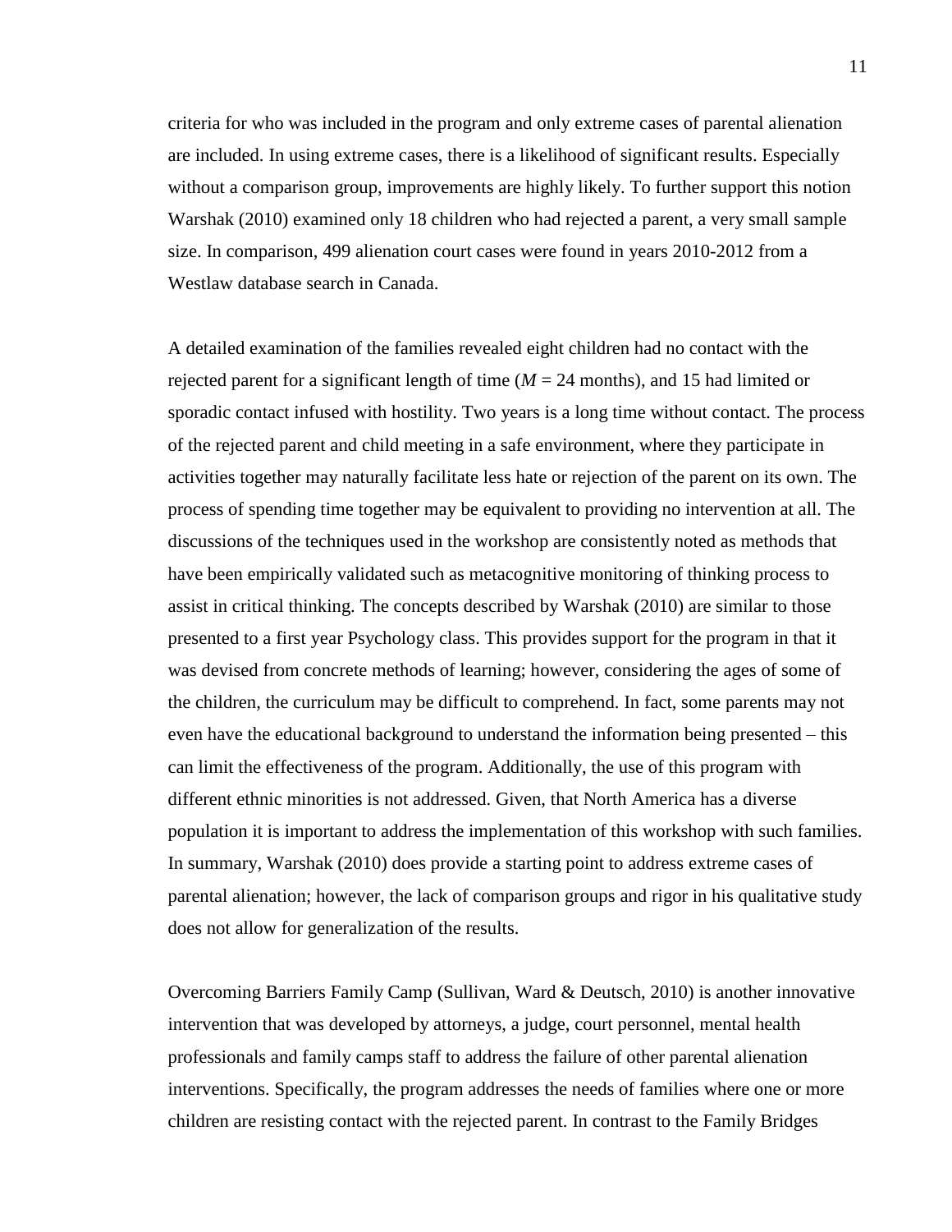criteria for who was included in the program and only extreme cases of parental alienation are included. In using extreme cases, there is a likelihood of significant results. Especially without a comparison group, improvements are highly likely. To further support this notion Warshak (2010) examined only 18 children who had rejected a parent, a very small sample size. In comparison, 499 alienation court cases were found in years 2010-2012 from a Westlaw database search in Canada.

A detailed examination of the families revealed eight children had no contact with the rejected parent for a significant length of time (*M* = 24 months), and 15 had limited or sporadic contact infused with hostility. Two years is a long time without contact. The process of the rejected parent and child meeting in a safe environment, where they participate in activities together may naturally facilitate less hate or rejection of the parent on its own. The process of spending time together may be equivalent to providing no intervention at all. The discussions of the techniques used in the workshop are consistently noted as methods that have been empirically validated such as metacognitive monitoring of thinking process to assist in critical thinking. The concepts described by Warshak (2010) are similar to those presented to a first year Psychology class. This provides support for the program in that it was devised from concrete methods of learning; however, considering the ages of some of the children, the curriculum may be difficult to comprehend. In fact, some parents may not even have the educational background to understand the information being presented – this can limit the effectiveness of the program. Additionally, the use of this program with different ethnic minorities is not addressed. Given, that North America has a diverse population it is important to address the implementation of this workshop with such families. In summary, Warshak (2010) does provide a starting point to address extreme cases of parental alienation; however, the lack of comparison groups and rigor in his qualitative study does not allow for generalization of the results.

Overcoming Barriers Family Camp (Sullivan, Ward & Deutsch, 2010) is another innovative intervention that was developed by attorneys, a judge, court personnel, mental health professionals and family camps staff to address the failure of other parental alienation interventions. Specifically, the program addresses the needs of families where one or more children are resisting contact with the rejected parent. In contrast to the Family Bridges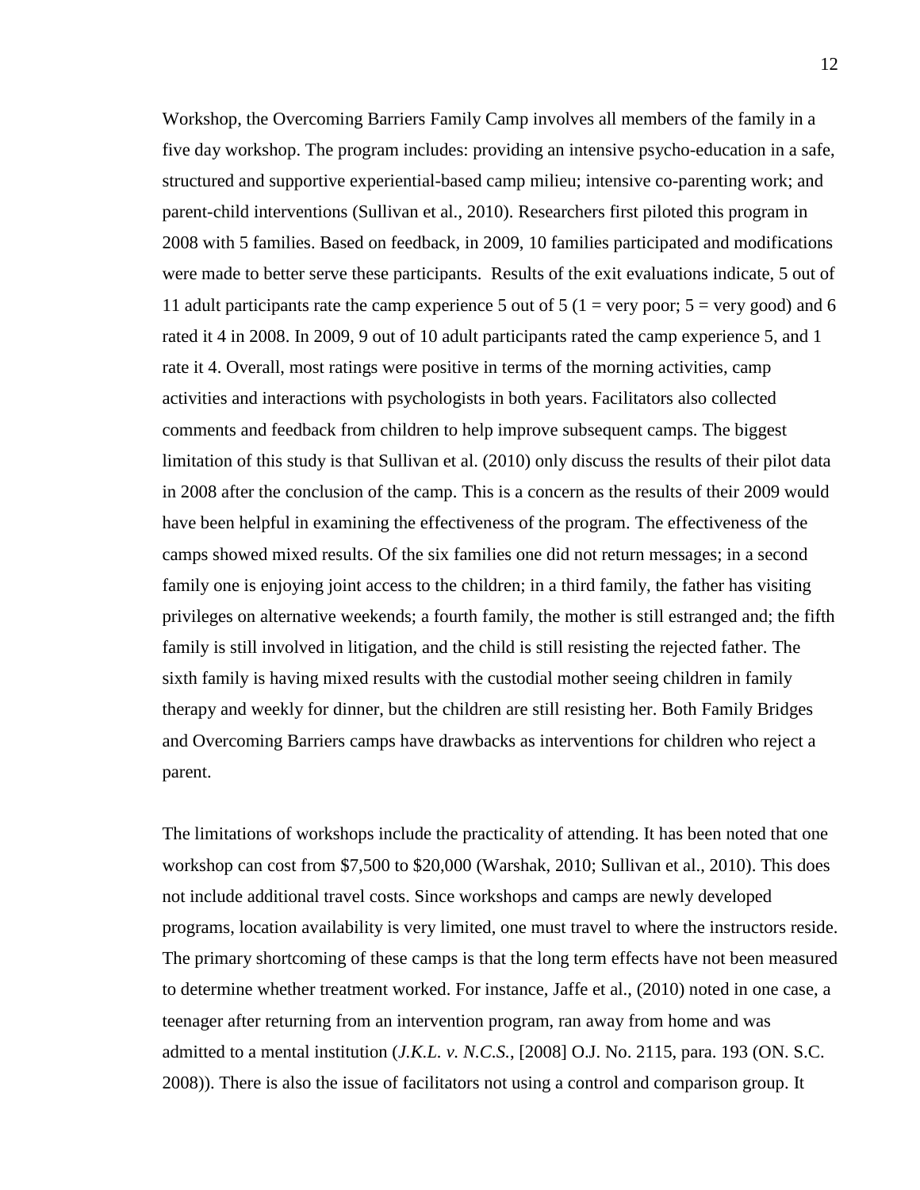Workshop, the Overcoming Barriers Family Camp involves all members of the family in a five day workshop. The program includes: providing an intensive psycho-education in a safe, structured and supportive experiential-based camp milieu; intensive co-parenting work; and parent-child interventions (Sullivan et al., 2010). Researchers first piloted this program in 2008 with 5 families. Based on feedback, in 2009, 10 families participated and modifications were made to better serve these participants. Results of the exit evaluations indicate, 5 out of 11 adult participants rate the camp experience 5 out of 5 (1 = very poor; 5 = very good) and 6 rated it 4 in 2008. In 2009, 9 out of 10 adult participants rated the camp experience 5, and 1 rate it 4. Overall, most ratings were positive in terms of the morning activities, camp activities and interactions with psychologists in both years. Facilitators also collected comments and feedback from children to help improve subsequent camps. The biggest limitation of this study is that Sullivan et al. (2010) only discuss the results of their pilot data in 2008 after the conclusion of the camp. This is a concern as the results of their 2009 would have been helpful in examining the effectiveness of the program. The effectiveness of the camps showed mixed results. Of the six families one did not return messages; in a second family one is enjoying joint access to the children; in a third family, the father has visiting privileges on alternative weekends; a fourth family, the mother is still estranged and; the fifth family is still involved in litigation, and the child is still resisting the rejected father. The sixth family is having mixed results with the custodial mother seeing children in family therapy and weekly for dinner, but the children are still resisting her. Both Family Bridges and Overcoming Barriers camps have drawbacks as interventions for children who reject a parent.

The limitations of workshops include the practicality of attending. It has been noted that one workshop can cost from $7,500 to $20,000 (Warshak, 2010; Sullivan et al., 2010). This does not include additional travel costs. Since workshops and camps are newly developed programs, location availability is very limited, one must travel to where the instructors reside. The primary shortcoming of these camps is that the long term effects have not been measured to determine whether treatment worked. For instance, Jaffe et al., (2010) noted in one case, a teenager after returning from an intervention program, ran away from home and was admitted to a mental institution (*J.K.L. v. N.C.S.*, [2008] O.J. No. 2115, para. 193 (ON. S.C. 2008)). There is also the issue of facilitators not using a control and comparison group. It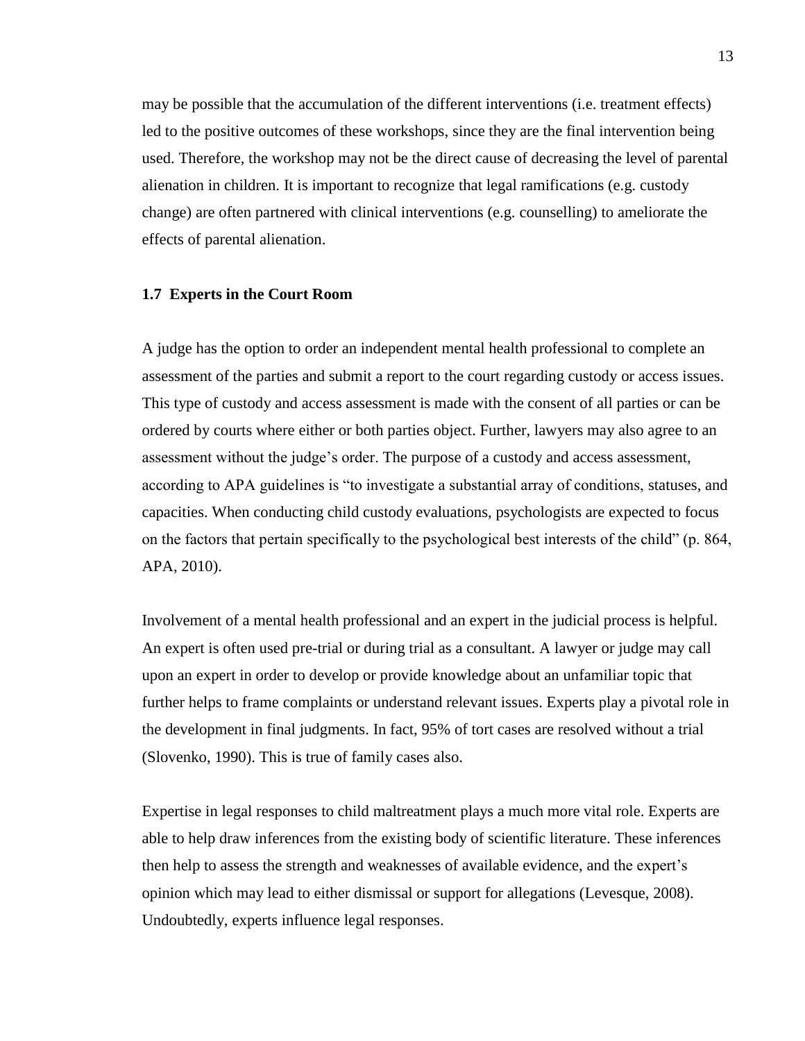may be possible that the accumulation of the different interventions (i.e. treatment effects) led to the positive outcomes of these workshops, since they are the final intervention being used. Therefore, the workshop may not be the direct cause of decreasing the level of parental alienation in children. It is important to recognize that legal ramifications (e.g. custody change) are often partnered with clinical interventions (e.g. counselling) to ameliorate the effects of parental alienation.

### 1.7 Experts in the Court Room

A judge has the option to order an independent mental health professional to complete an assessment of the parties and submit a report to the court regarding custody or access issues. This type of custody and access assessment is made with the consent of all parties or can be ordered by courts where either or both parties object. Further, lawyers may also agree to an assessment without the judge's order. The purpose of a custody and access assessment, according to APA guidelines is "to investigate a substantial array of conditions, statuses, and capacities. When conducting child custody evaluations, psychologists are expected to focus on the factors that pertain specifically to the psychological best interests of the child" (p. 864, APA, 2010).

Involvement of a mental health professional and an expert in the judicial process is helpful. An expert is often used pre-trial or during trial as a consultant. A lawyer or judge may call upon an expert in order to develop or provide knowledge about an unfamiliar topic that further helps to frame complaints or understand relevant issues. Experts play a pivotal role in the development in final judgments. In fact, 95% of tort cases are resolved without a trial (Slovenko, 1990). This is true of family cases also.

Expertise in legal responses to child maltreatment plays a much more vital role. Experts are able to help draw inferences from the existing body of scientific literature. These inferences then help to assess the strength and weaknesses of available evidence, and the expert's opinion which may lead to either dismissal or support for allegations (Levesque, 2008). Undoubtedly, experts influence legal responses.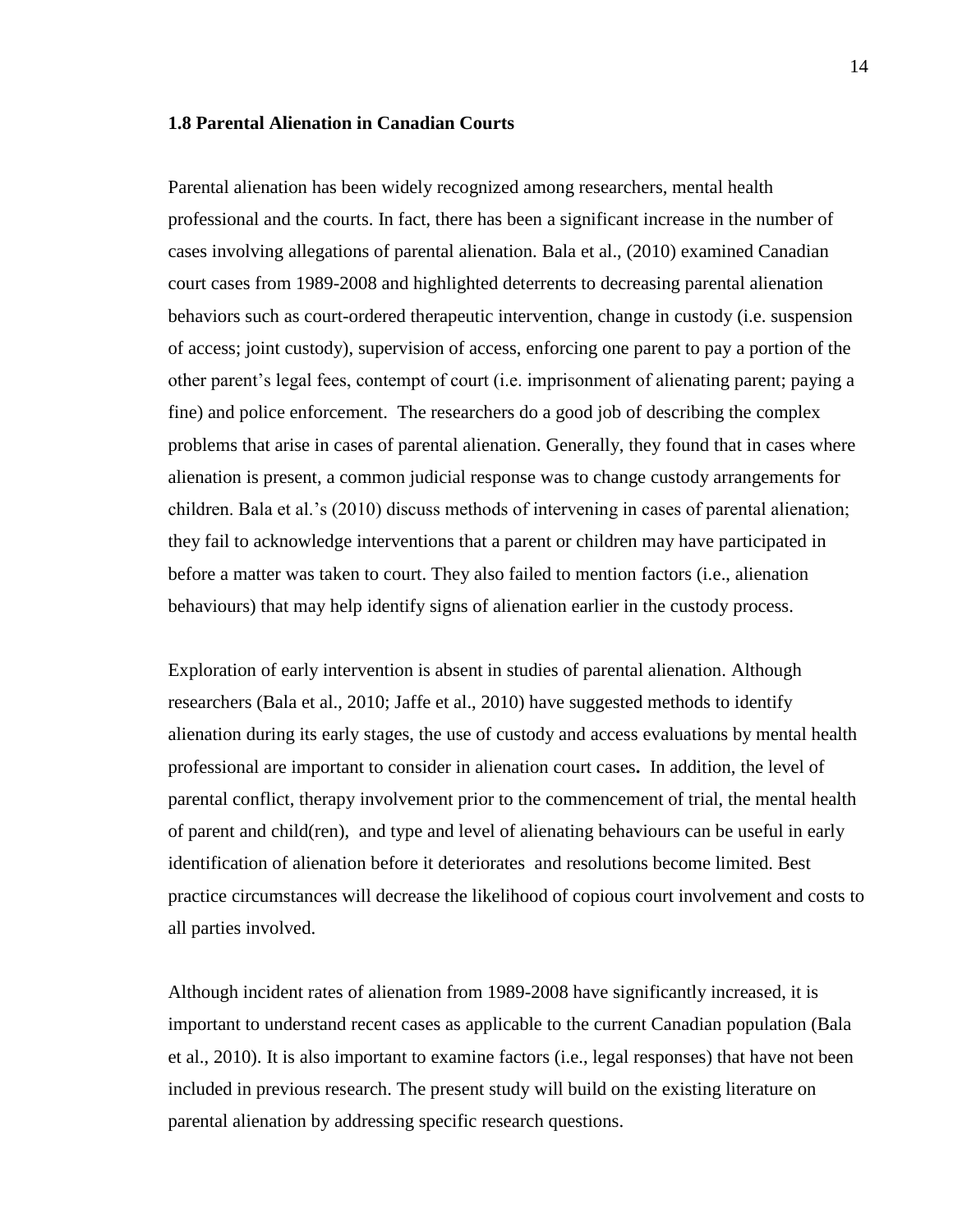### 1.8 Parental Alienation in Canadian Courts

Parental alienation has been widely recognized among researchers, mental health professional and the courts. In fact, there has been a significant increase in the number of cases involving allegations of parental alienation. Bala et al., (2010) examined Canadian court cases from 1989-2008 and highlighted deterrents to decreasing parental alienation behaviors such as court-ordered therapeutic intervention, change in custody (i.e. suspension of access; joint custody), supervision of access, enforcing one parent to pay a portion of the other parent's legal fees, contempt of court (i.e. imprisonment of alienating parent; paying a fine) and police enforcement. The researchers do a good job of describing the complex problems that arise in cases of parental alienation. Generally, they found that in cases where alienation is present, a common judicial response was to change custody arrangements for children. Bala et al.'s (2010) discuss methods of intervening in cases of parental alienation; they fail to acknowledge interventions that a parent or children may have participated in before a matter was taken to court. They also failed to mention factors (i.e., alienation behaviours) that may help identify signs of alienation earlier in the custody process.

Exploration of early intervention is absent in studies of parental alienation. Although researchers (Bala et al., 2010; Jaffe et al., 2010) have suggested methods to identify alienation during its early stages, the use of custody and access evaluations by mental health professional are important to consider in alienation court cases**.** In addition, the level of parental conflict, therapy involvement prior to the commencement of trial, the mental health of parent and child(ren), and type and level of alienating behaviours can be useful in early identification of alienation before it deteriorates and resolutions become limited. Best practice circumstances will decrease the likelihood of copious court involvement and costs to all parties involved.

Although incident rates of alienation from 1989-2008 have significantly increased, it is important to understand recent cases as applicable to the current Canadian population (Bala et al., 2010). It is also important to examine factors (i.e., legal responses) that have not been included in previous research. The present study will build on the existing literature on parental alienation by addressing specific research questions.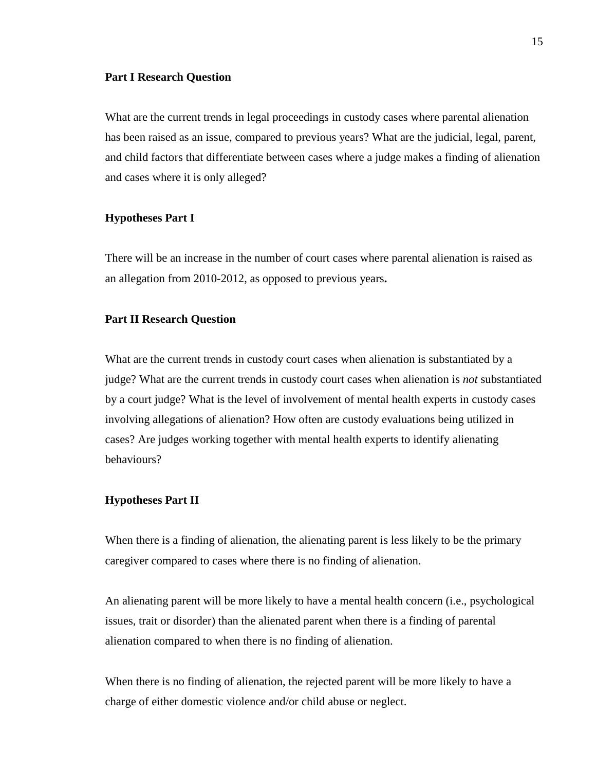**Part I Research Question**

What are the current trends in legal proceedings in custody cases where parental alienation has been raised as an issue, compared to previous years? What are the judicial, legal, parent, and child factors that differentiate between cases where a judge makes a finding of alienation and cases where it is only alleged?

**Hypotheses Part I**

There will be an increase in the number of court cases where parental alienation is raised as an allegation from 2010-2012, as opposed to previous years**.**

**Part II Research Question**

What are the current trends in custody court cases when alienation is substantiated by a judge? What are the current trends in custody court cases when alienation is *not* substantiated by a court judge? What is the level of involvement of mental health experts in custody cases involving allegations of alienation? How often are custody evaluations being utilized in cases? Are judges working together with mental health experts to identify alienating behaviours?

**Hypotheses Part II**

When there is a finding of alienation, the alienating parent is less likely to be the primary caregiver compared to cases where there is no finding of alienation.

An alienating parent will be more likely to have a mental health concern (i.e., psychological issues, trait or disorder) than the alienated parent when there is a finding of parental alienation compared to when there is no finding of alienation.

When there is no finding of alienation, the rejected parent will be more likely to have a charge of either domestic violence and/or child abuse or neglect.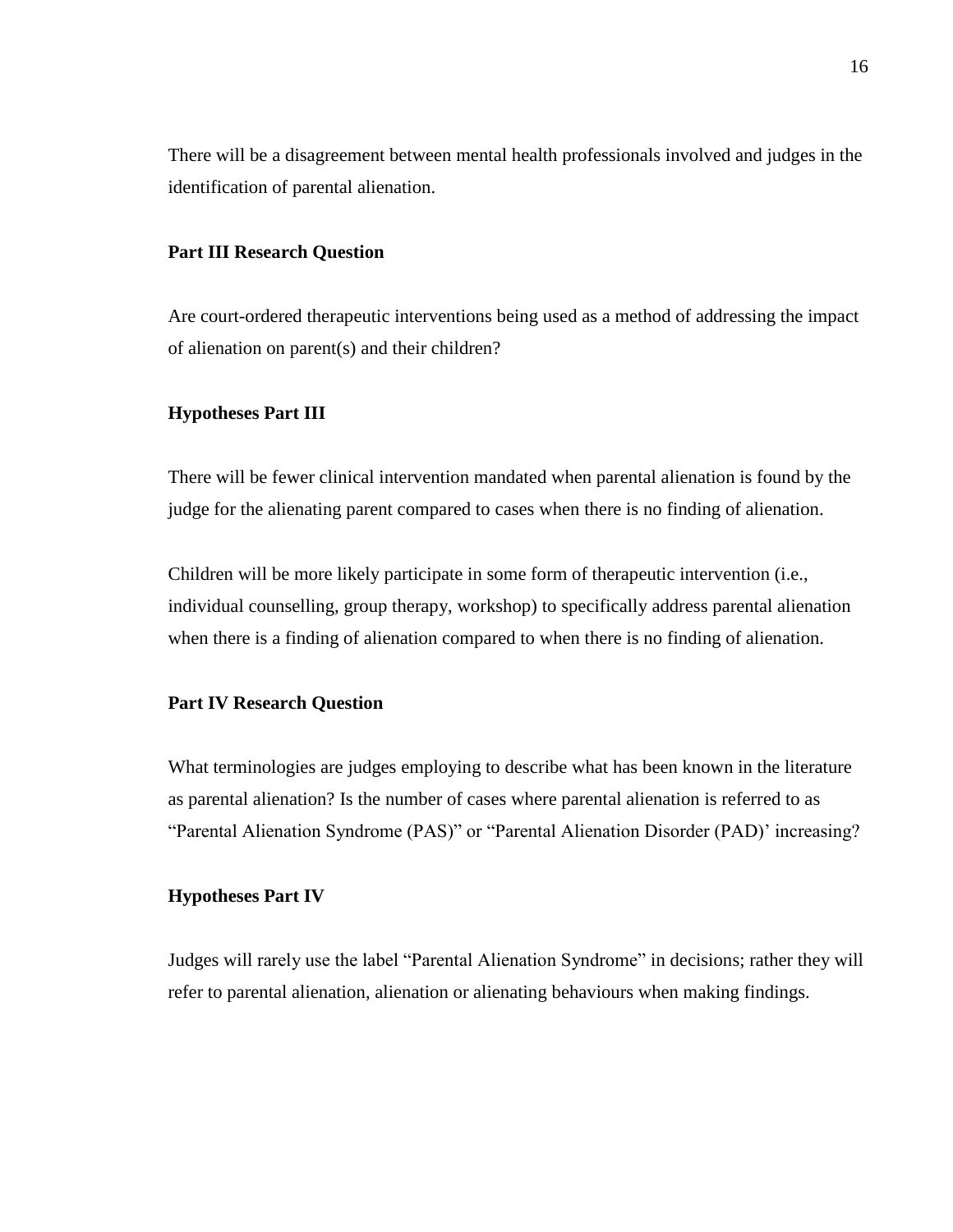There will be a disagreement between mental health professionals involved and judges in the identification of parental alienation.

**Part III Research Question**

Are court-ordered therapeutic interventions being used as a method of addressing the impact of alienation on parent(s) and their children?

**Hypotheses Part III**

There will be fewer clinical intervention mandated when parental alienation is found by the judge for the alienating parent compared to cases when there is no finding of alienation.

Children will be more likely participate in some form of therapeutic intervention (i.e., individual counselling, group therapy, workshop) to specifically address parental alienation when there is a finding of alienation compared to when there is no finding of alienation.

**Part IV Research Question**

What terminologies are judges employing to describe what has been known in the literature as parental alienation? Is the number of cases where parental alienation is referred to as “Parental Alienation Syndrome (PAS)” or “Parental Alienation Disorder (PAD)’ increasing?

**Hypotheses Part IV**

Judges will rarely use the label “Parental Alienation Syndrome” in decisions; rather they will refer to parental alienation, alienation or alienating behaviours when making findings.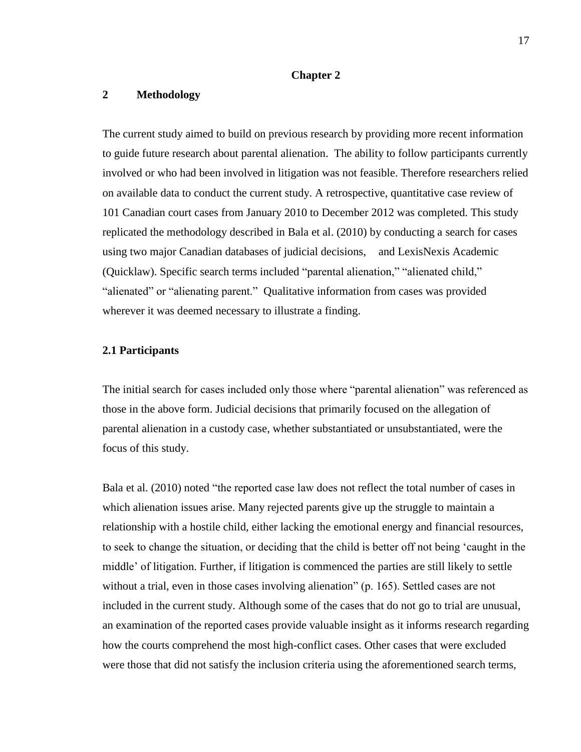# Chapter 2

## 2 Methodology

The current study aimed to build on previous research by providing more recent information to guide future research about parental alienation. The ability to follow participants currently involved or who had been involved in litigation was not feasible. Therefore researchers relied on available data to conduct the current study. A retrospective, quantitative case review of 101 Canadian court cases from January 2010 to December 2012 was completed. This study replicated the methodology described in Bala et al. (2010) by conducting a search for cases using two major Canadian databases of judicial decisions, and LexisNexis Academic (Quicklaw). Specific search terms included "parental alienation," "alienated child," "alienated" or "alienating parent." Qualitative information from cases was provided wherever it was deemed necessary to illustrate a finding.

### 2.1 Participants

The initial search for cases included only those where "parental alienation" was referenced as those in the above form. Judicial decisions that primarily focused on the allegation of parental alienation in a custody case, whether substantiated or unsubstantiated, were the focus of this study.

Bala et al. (2010) noted "the reported case law does not reflect the total number of cases in which alienation issues arise. Many rejected parents give up the struggle to maintain a relationship with a hostile child, either lacking the emotional energy and financial resources, to seek to change the situation, or deciding that the child is better off not being 'caught in the middle' of litigation. Further, if litigation is commenced the parties are still likely to settle without a trial, even in those cases involving alienation" (p. 165). Settled cases are not included in the current study. Although some of the cases that do not go to trial are unusual, an examination of the reported cases provide valuable insight as it informs research regarding how the courts comprehend the most high-conflict cases. Other cases that were excluded were those that did not satisfy the inclusion criteria using the aforementioned search terms,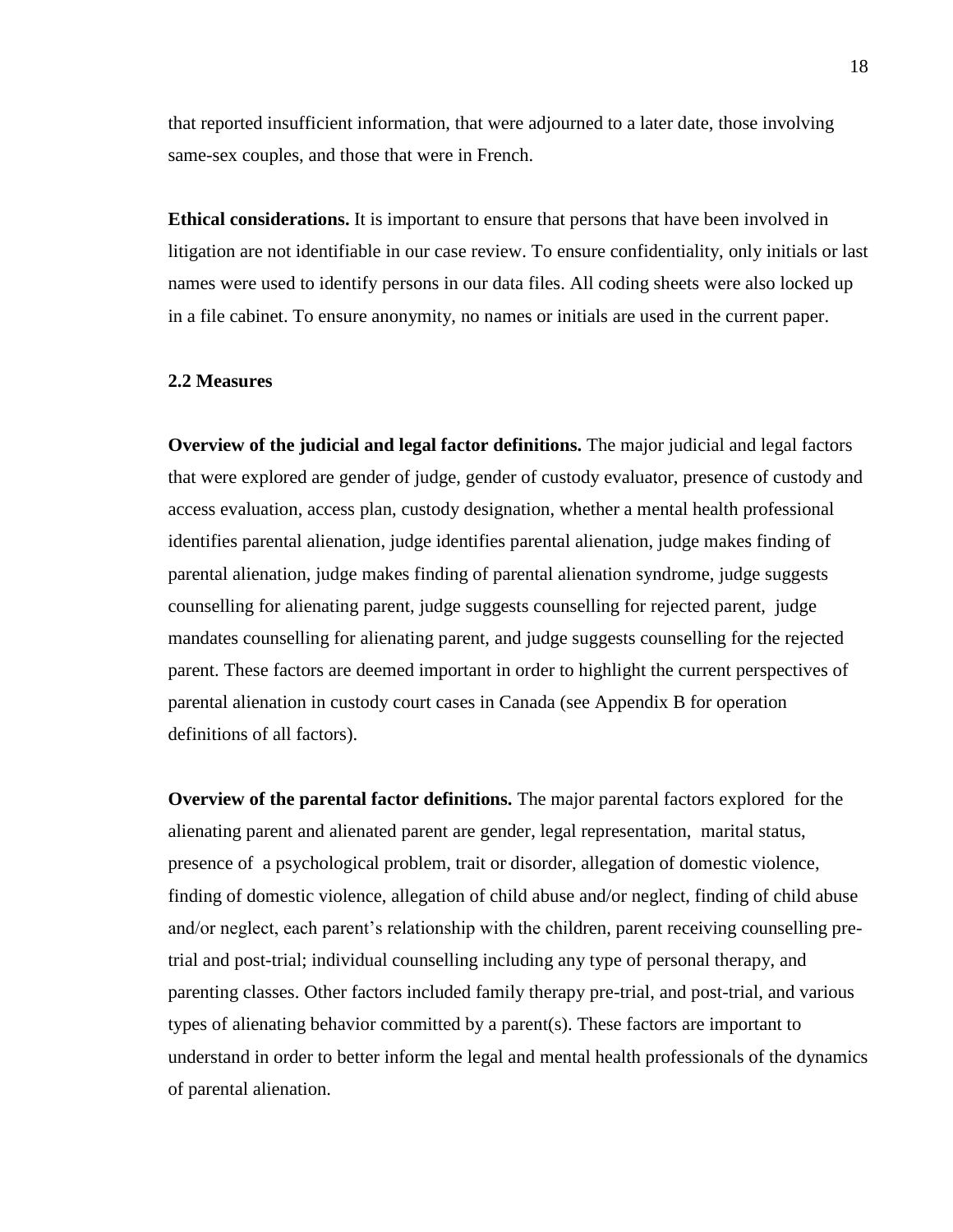that reported insufficient information, that were adjourned to a later date, those involving same-sex couples, and those that were in French.

**Ethical considerations.** It is important to ensure that persons that have been involved in litigation are not identifiable in our case review. To ensure confidentiality, only initials or last names were used to identify persons in our data files. All coding sheets were also locked up in a file cabinet. To ensure anonymity, no names or initials are used in the current paper.

### 2.2 Measures

**Overview of the judicial and legal factor definitions.** The major judicial and legal factors that were explored are gender of judge, gender of custody evaluator, presence of custody and access evaluation, access plan, custody designation, whether a mental health professional identifies parental alienation, judge identifies parental alienation, judge makes finding of parental alienation, judge makes finding of parental alienation syndrome, judge suggests counselling for alienating parent, judge suggests counselling for rejected parent, judge mandates counselling for alienating parent, and judge suggests counselling for the rejected parent. These factors are deemed important in order to highlight the current perspectives of parental alienation in custody court cases in Canada (see Appendix B for operation definitions of all factors).

**Overview of the parental factor definitions.** The major parental factors explored for the alienating parent and alienated parent are gender, legal representation, marital status, presence of a psychological problem, trait or disorder, allegation of domestic violence, finding of domestic violence, allegation of child abuse and/or neglect, finding of child abuse and/or neglect, each parent's relationship with the children, parent receiving counselling pre-trial and post-trial; individual counselling including any type of personal therapy, and parenting classes. Other factors included family therapy pre-trial, and post-trial, and various types of alienating behavior committed by a parent(s). These factors are important to understand in order to better inform the legal and mental health professionals of the dynamics of parental alienation.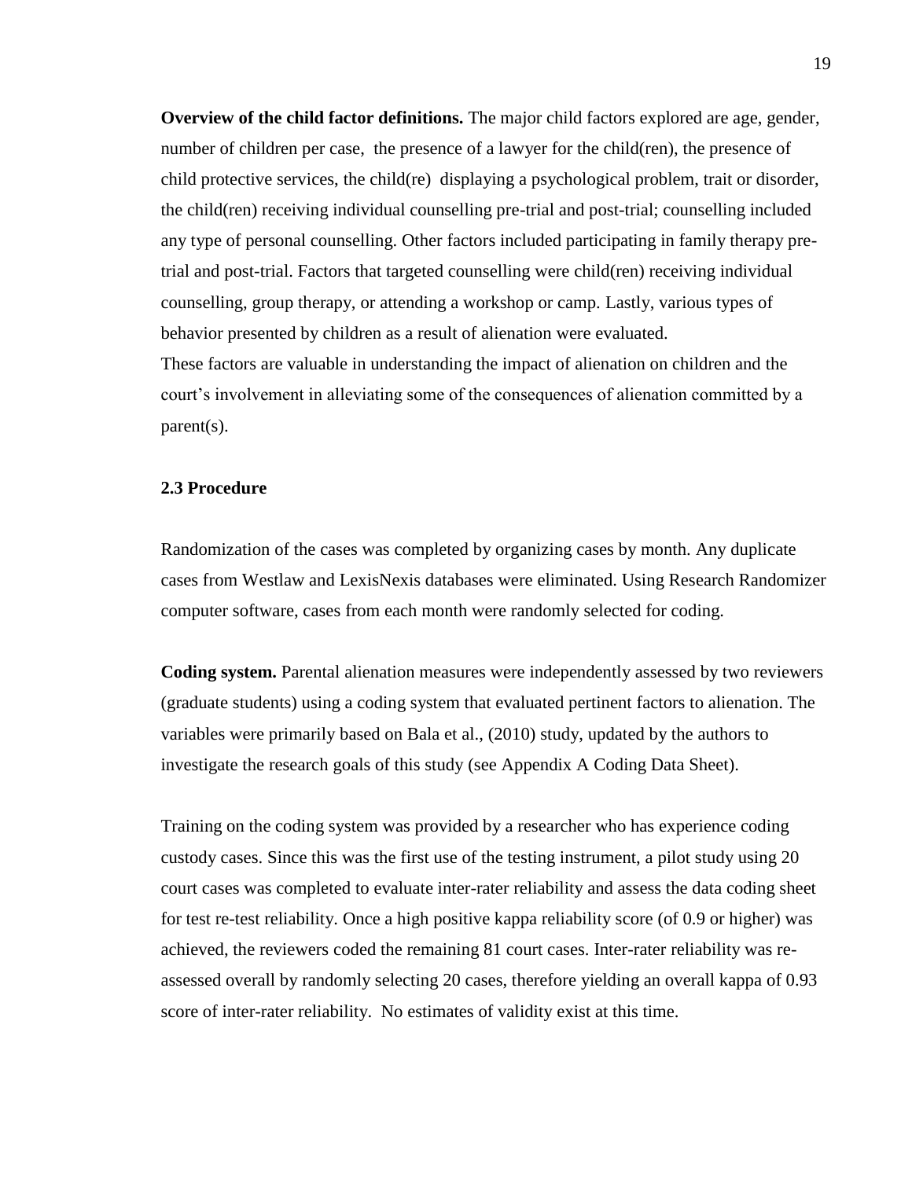**Overview of the child factor definitions.** The major child factors explored are age, gender, number of children per case, the presence of a lawyer for the child(ren), the presence of child protective services, the child(re) displaying a psychological problem, trait or disorder, the child(ren) receiving individual counselling pre-trial and post-trial; counselling included any type of personal counselling. Other factors included participating in family therapy pre-trial and post-trial. Factors that targeted counselling were child(ren) receiving individual counselling, group therapy, or attending a workshop or camp. Lastly, various types of behavior presented by children as a result of alienation were evaluated.

These factors are valuable in understanding the impact of alienation on children and the court's involvement in alleviating some of the consequences of alienation committed by a parent(s).

### 2.3 Procedure

Randomization of the cases was completed by organizing cases by month. Any duplicate cases from Westlaw and LexisNexis databases were eliminated. Using Research Randomizer computer software, cases from each month were randomly selected for coding.

**Coding system.** Parental alienation measures were independently assessed by two reviewers (graduate students) using a coding system that evaluated pertinent factors to alienation. The variables were primarily based on Bala et al., (2010) study, updated by the authors to investigate the research goals of this study (see Appendix A Coding Data Sheet).

Training on the coding system was provided by a researcher who has experience coding custody cases. Since this was the first use of the testing instrument, a pilot study using 20 court cases was completed to evaluate inter-rater reliability and assess the data coding sheet for test re-test reliability. Once a high positive kappa reliability score (of 0.9 or higher) was achieved, the reviewers coded the remaining 81 court cases. Inter-rater reliability was re-assessed overall by randomly selecting 20 cases, therefore yielding an overall kappa of 0.93 score of inter-rater reliability. No estimates of validity exist at this time.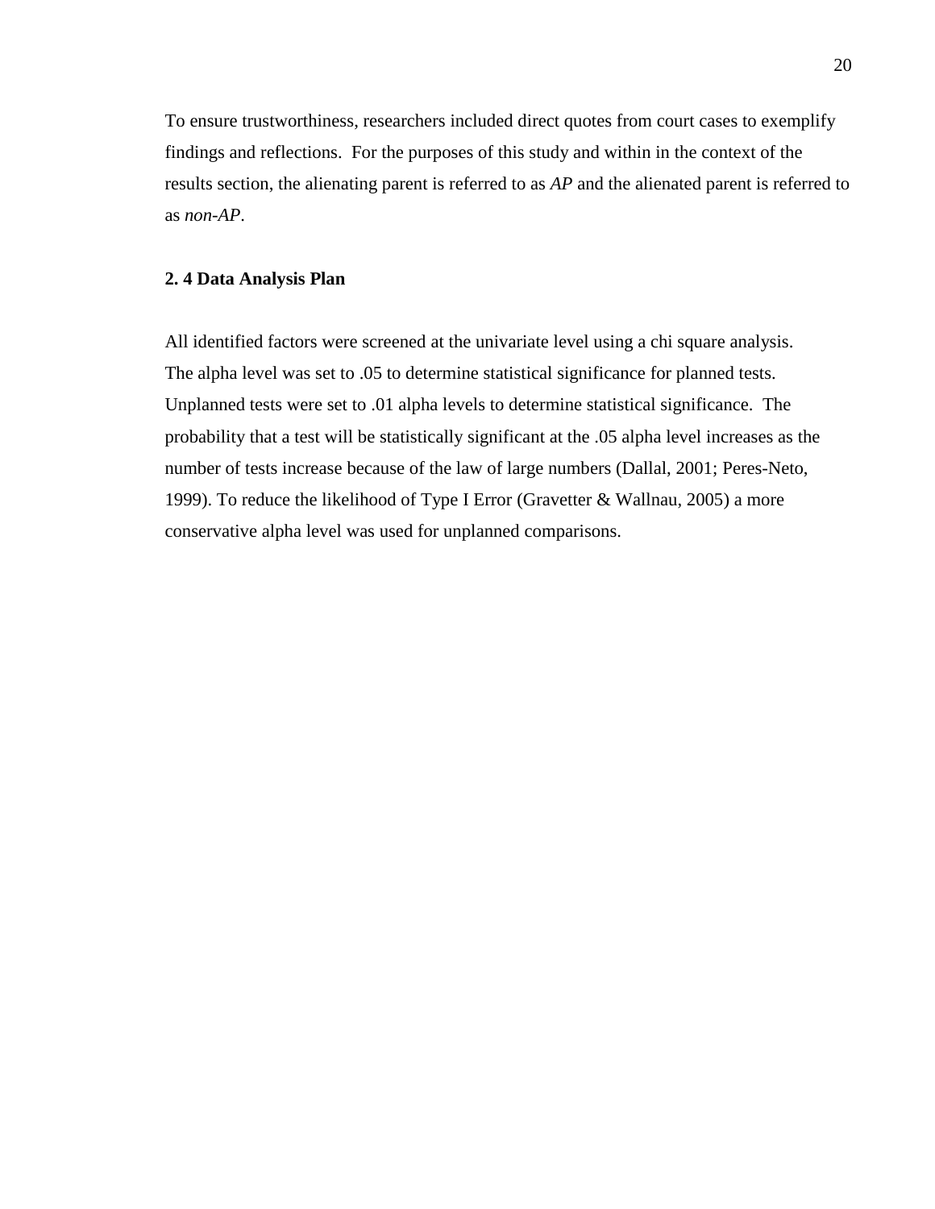To ensure trustworthiness, researchers included direct quotes from court cases to exemplify findings and reflections. For the purposes of this study and within in the context of the results section, the alienating parent is referred to as *AP* and the alienated parent is referred to as *non-AP*.

## 2. 4 Data Analysis Plan

All identified factors were screened at the univariate level using a chi square analysis. The alpha level was set to .05 to determine statistical significance for planned tests. Unplanned tests were set to .01 alpha levels to determine statistical significance. The probability that a test will be statistically significant at the .05 alpha level increases as the number of tests increase because of the law of large numbers (Dallal, 2001; Peres-Neto, 1999). To reduce the likelihood of Type I Error (Gravetter & Wallnau, 2005) a more conservative alpha level was used for unplanned comparisons.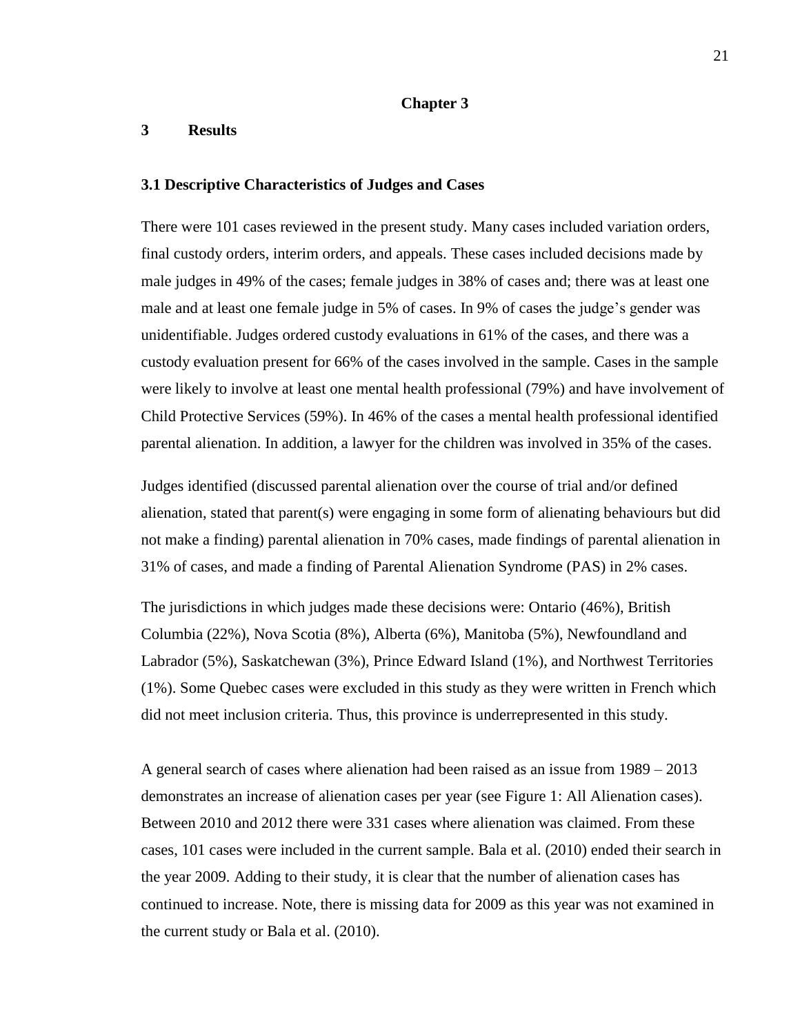# Chapter 3

## 3 Results

### 3.1 Descriptive Characteristics of Judges and Cases

There were 101 cases reviewed in the present study. Many cases included variation orders, final custody orders, interim orders, and appeals. These cases included decisions made by male judges in 49% of the cases; female judges in 38% of cases and; there was at least one male and at least one female judge in 5% of cases. In 9% of cases the judge's gender was unidentifiable. Judges ordered custody evaluations in 61% of the cases, and there was a custody evaluation present for 66% of the cases involved in the sample. Cases in the sample were likely to involve at least one mental health professional (79%) and have involvement of Child Protective Services (59%). In 46% of the cases a mental health professional identified parental alienation. In addition, a lawyer for the children was involved in 35% of the cases.

Judges identified (discussed parental alienation over the course of trial and/or defined alienation, stated that parent(s) were engaging in some form of alienating behaviours but did not make a finding) parental alienation in 70% cases, made findings of parental alienation in 31% of cases, and made a finding of Parental Alienation Syndrome (PAS) in 2% cases.

The jurisdictions in which judges made these decisions were: Ontario (46%), British Columbia (22%), Nova Scotia (8%), Alberta (6%), Manitoba (5%), Newfoundland and Labrador (5%), Saskatchewan (3%), Prince Edward Island (1%), and Northwest Territories (1%). Some Quebec cases were excluded in this study as they were written in French which did not meet inclusion criteria. Thus, this province is underrepresented in this study.

A general search of cases where alienation had been raised as an issue from 1989 – 2013 demonstrates an increase of alienation cases per year (see Figure 1: All Alienation cases). Between 2010 and 2012 there were 331 cases where alienation was claimed. From these cases, 101 cases were included in the current sample. Bala et al. (2010) ended their search in the year 2009. Adding to their study, it is clear that the number of alienation cases has continued to increase. Note, there is missing data for 2009 as this year was not examined in the current study or Bala et al. (2010).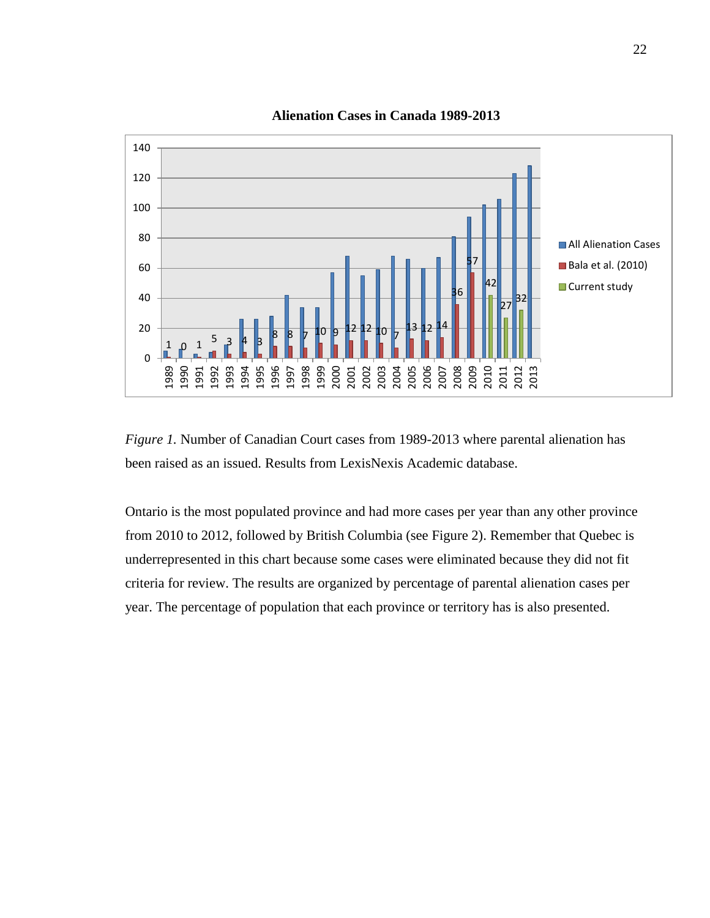**Alienation Cases in Canada 1989-2013**

*Figure 1.* Number of Canadian Court cases from 1989-2013 where parental alienation has been raised as an issued. Results from LexisNexis Academic database.

Ontario is the most populated province and had more cases per year than any other province from 2010 to 2012, followed by British Columbia (see Figure 2). Remember that Quebec is underrepresented in this chart because some cases were eliminated because they did not fit criteria for review. The results are organized by percentage of parental alienation cases per year. The percentage of population that each province or territory has is also presented.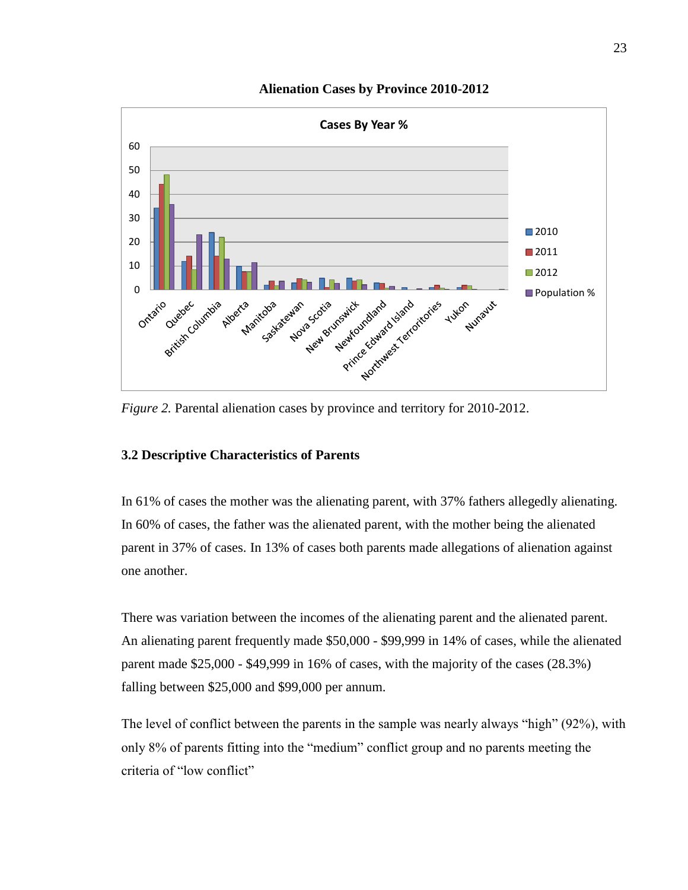**Alienation Cases by Province 2010-2012**

*Figure 2.* Parental alienation cases by province and territory for 2010-2012.

### 3.2 Descriptive Characteristics of Parents

In 61% of cases the mother was the alienating parent, with 37% fathers allegedly alienating. In 60% of cases, the father was the alienated parent, with the mother being the alienated parent in 37% of cases. In 13% of cases both parents made allegations of alienation against one another.

There was variation between the incomes of the alienating parent and the alienated parent. An alienating parent frequently made $50,000 - $99,999 in 14% of cases, while the alienated parent made $25,000 - $49,999 in 16% of cases, with the majority of the cases (28.3%) falling between $25,000 and $99,000 per annum.

The level of conflict between the parents in the sample was nearly always "high" (92%), with only 8% of parents fitting into the "medium" conflict group and no parents meeting the criteria of "low conflict"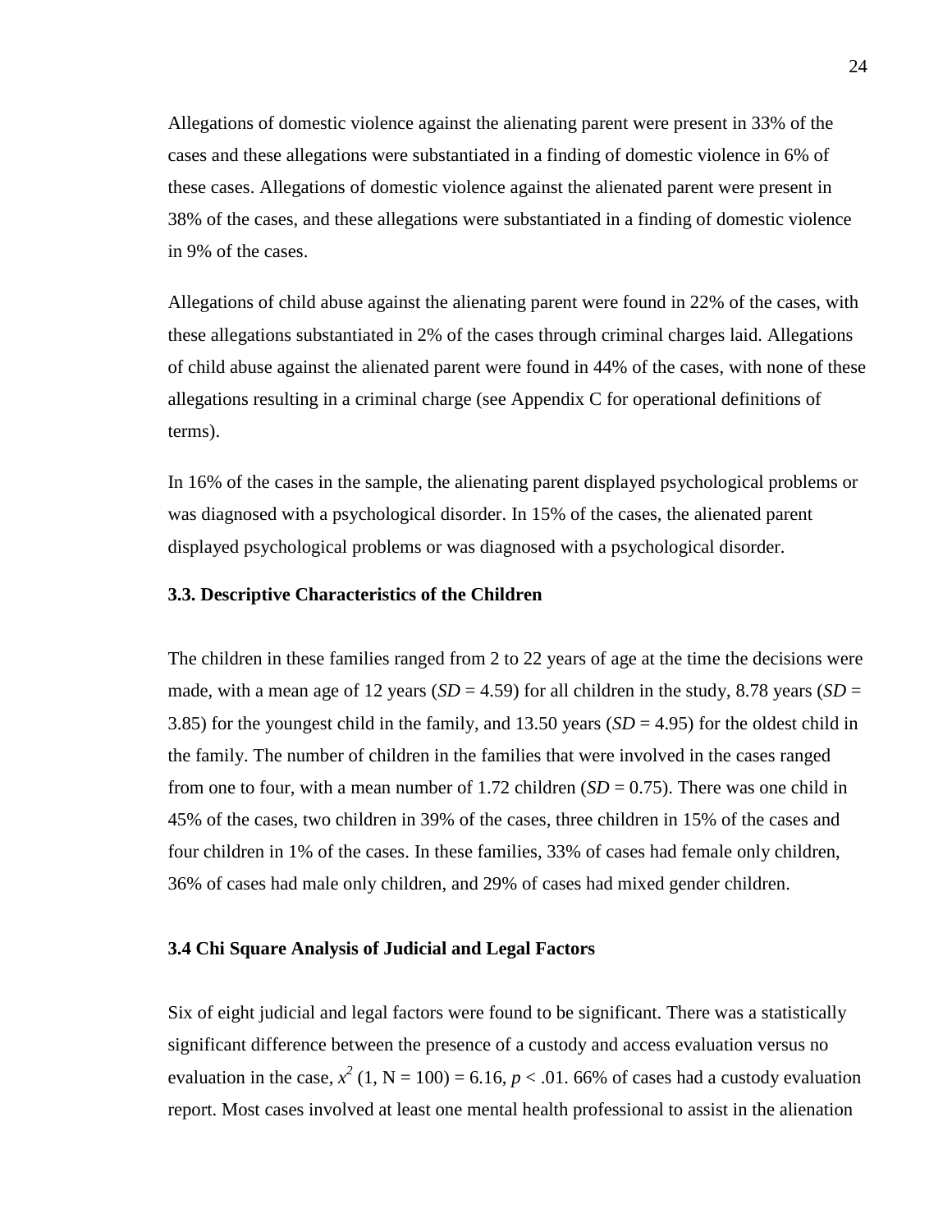Allegations of domestic violence against the alienating parent were present in 33% of the cases and these allegations were substantiated in a finding of domestic violence in 6% of these cases. Allegations of domestic violence against the alienated parent were present in 38% of the cases, and these allegations were substantiated in a finding of domestic violence in 9% of the cases.

Allegations of child abuse against the alienating parent were found in 22% of the cases, with these allegations substantiated in 2% of the cases through criminal charges laid. Allegations of child abuse against the alienated parent were found in 44% of the cases, with none of these allegations resulting in a criminal charge (see Appendix C for operational definitions of terms).

In 16% of the cases in the sample, the alienating parent displayed psychological problems or was diagnosed with a psychological disorder. In 15% of the cases, the alienated parent displayed psychological problems or was diagnosed with a psychological disorder.

### 3.3. Descriptive Characteristics of the Children

The children in these families ranged from 2 to 22 years of age at the time the decisions were made, with a mean age of 12 years (*SD* = 4.59) for all children in the study, 8.78 years (*SD* = 3.85) for the youngest child in the family, and 13.50 years (*SD* = 4.95) for the oldest child in the family. The number of children in the families that were involved in the cases ranged from one to four, with a mean number of 1.72 children (*SD* = 0.75). There was one child in 45% of the cases, two children in 39% of the cases, three children in 15% of the cases and four children in 1% of the cases. In these families, 33% of cases had female only children, 36% of cases had male only children, and 29% of cases had mixed gender children.

### 3.4 Chi Square Analysis of Judicial and Legal Factors

Six of eight judicial and legal factors were found to be significant. There was a statistically significant difference between the presence of a custody and access evaluation versus no evaluation in the case, $x^2$ (1, N = 100) = 6.16, $p < .01$. 66% of cases had a custody evaluation report. Most cases involved at least one mental health professional to assist in the alienation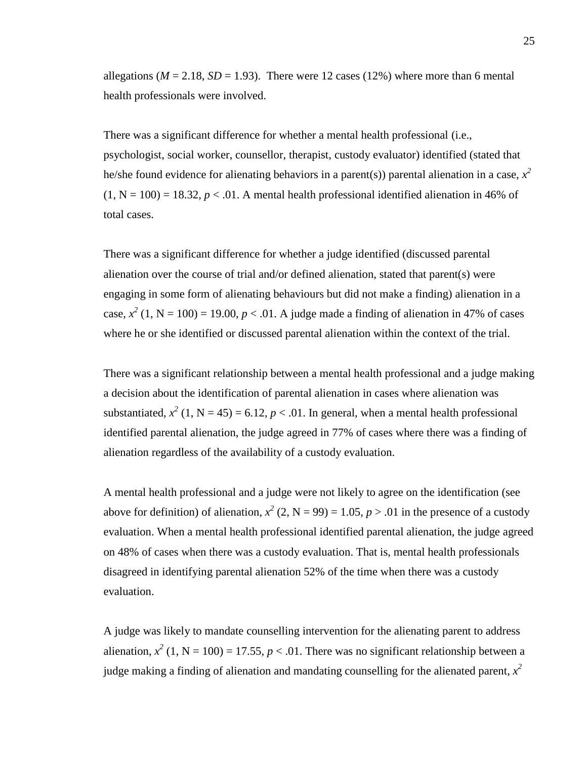allegations (*M* = 2.18, *SD* = 1.93). There were 12 cases (12%) where more than 6 mental health professionals were involved.

There was a significant difference for whether a mental health professional (i.e., psychologist, social worker, counsellor, therapist, custody evaluator) identified (stated that he/she found evidence for alienating behaviors in a parent(s)) parental alienation in a case, $x^2$ (1, N = 100) = 18.32, $p < .01$. A mental health professional identified alienation in 46% of total cases.

There was a significant difference for whether a judge identified (discussed parental alienation over the course of trial and/or defined alienation, stated that parent(s) were engaging in some form of alienating behaviours but did not make a finding) alienation in a case, $x^2$ (1, N = 100) = 19.00, $p < .01$. A judge made a finding of alienation in 47% of cases where he or she identified or discussed parental alienation within the context of the trial.

There was a significant relationship between a mental health professional and a judge making a decision about the identification of parental alienation in cases where alienation was substantiated, $x^2$ (1, N = 45) = 6.12, $p < .01$. In general, when a mental health professional identified parental alienation, the judge agreed in 77% of cases where there was a finding of alienation regardless of the availability of a custody evaluation.

A mental health professional and a judge were not likely to agree on the identification (see above for definition) of alienation, $x^2$ (2, N = 99) = 1.05, $p > .01$ in the presence of a custody evaluation. When a mental health professional identified parental alienation, the judge agreed on 48% of cases when there was a custody evaluation. That is, mental health professionals disagreed in identifying parental alienation 52% of the time when there was a custody evaluation.

A judge was likely to mandate counselling intervention for the alienating parent to address alienation, $x^2$ (1, N = 100) = 17.55, $p < .01$. There was no significant relationship between a judge making a finding of alienation and mandating counselling for the alienated parent, $x^2$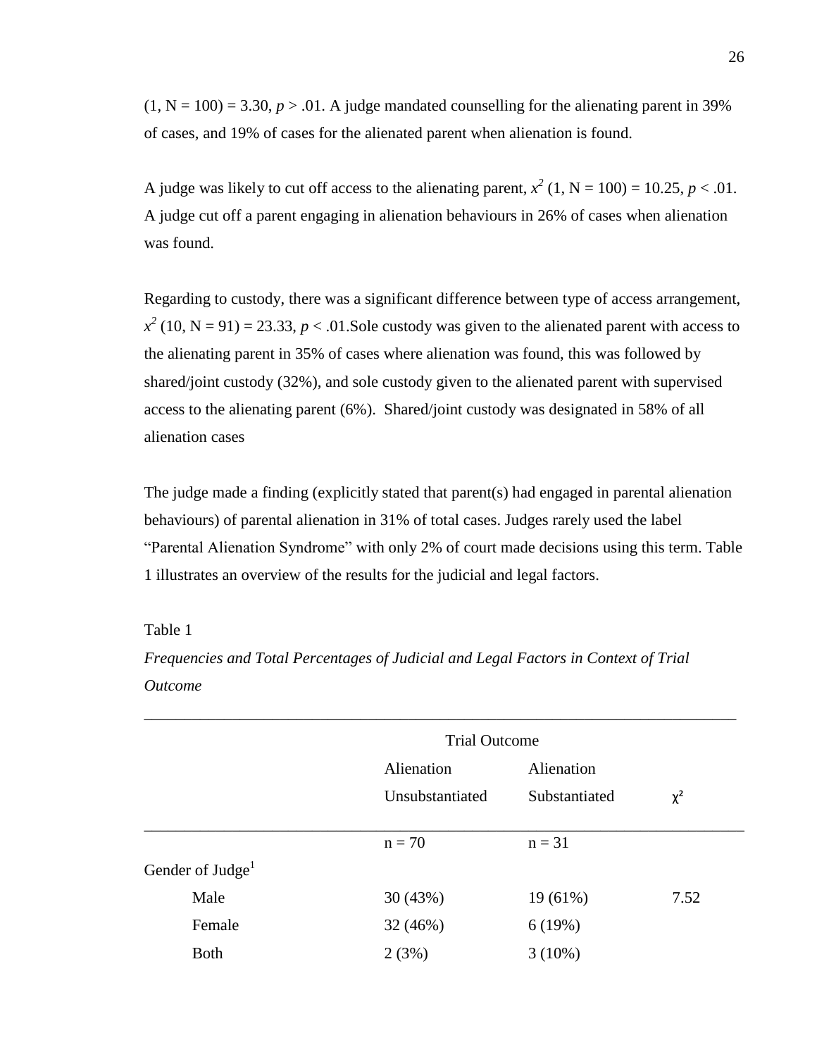(1, N = 100) = 3.30, $p > .01$. A judge mandated counselling for the alienating parent in 39% of cases, and 19% of cases for the alienated parent when alienation is found.

A judge was likely to cut off access to the alienating parent, $x^2$ (1, N = 100) = 10.25, $p < .01$. A judge cut off a parent engaging in alienation behaviours in 26% of cases when alienation was found.

Regarding to custody, there was a significant difference between type of access arrangement, $x^2$ (10, N = 91) = 23.33, $p < .01$.Sole custody was given to the alienated parent with access to the alienating parent in 35% of cases where alienation was found, this was followed by shared/joint custody (32%), and sole custody given to the alienated parent with supervised access to the alienating parent (6%). Shared/joint custody was designated in 58% of all alienation cases

The judge made a finding (explicitly stated that parent(s) had engaged in parental alienation behaviours) of parental alienation in 31% of total cases. Judges rarely used the label "Parental Alienation Syndrome" with only 2% of court made decisions using this term. Table 1 illustrates an overview of the results for the judicial and legal factors.

Table 1

*Frequencies and Total Percentages of Judicial and Legal Factors in Context of Trial Outcome*

| | Trial Outcome | | |
|---|---|---|---|
| | Alienation Unsubstantiated | Alienation Substantiated | $\chi^2$ |
| | n = 70 | n = 31 | |
| Gender of Judge[1] | | | |
| Male | 30 (43%) | 19 (61%) | 7.52 |
| Female | 32 (46%) | 6 (19%) | |
| Both | 2 (3%) | 3 (10%) | |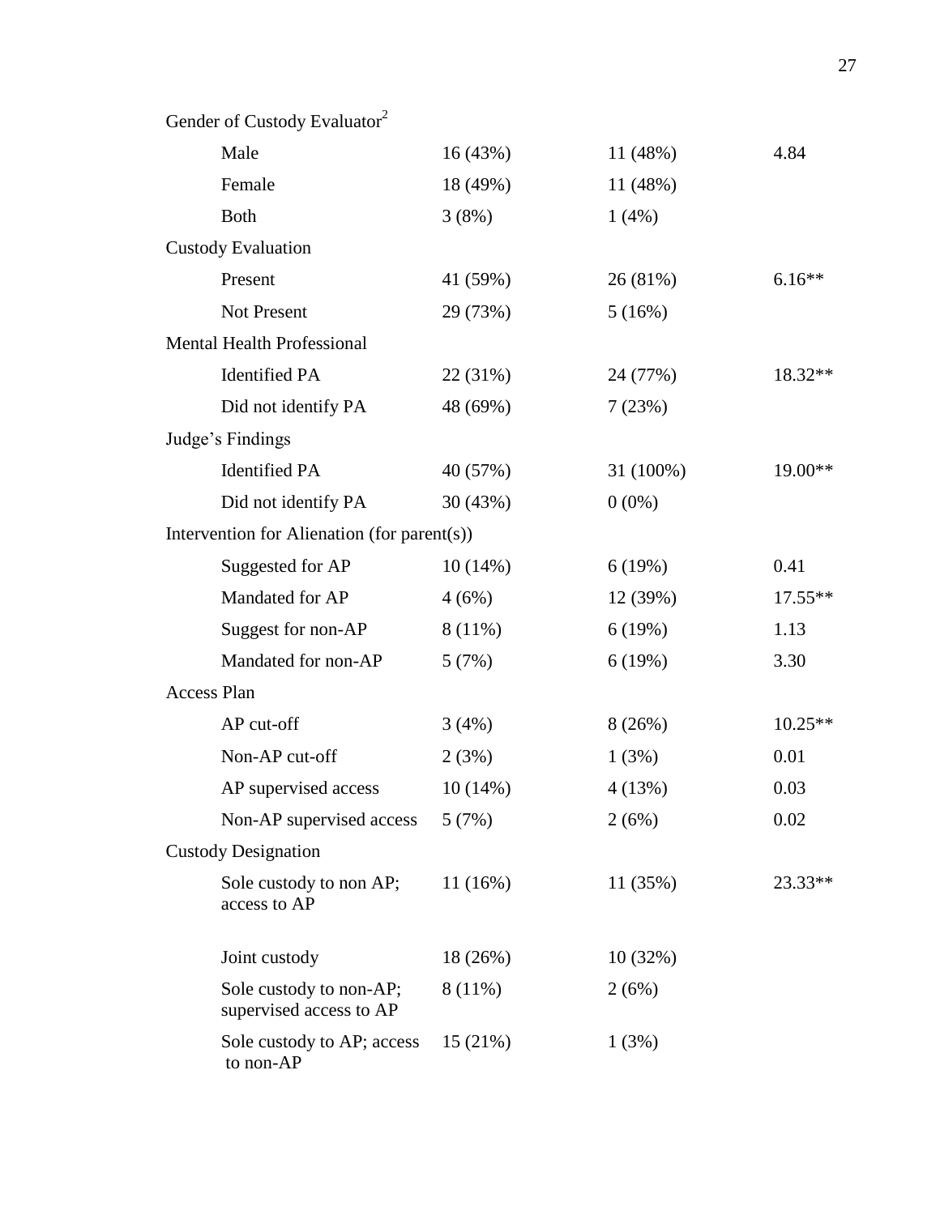| | | | |
|---|---|---|---|
| Gender of Custody Evaluator[2] | | | |
| Male | 16 (43%) | 11 (48%) | 4.84 |
| Female | 18 (49%) | 11 (48%) | |
| Both | 3 (8%) | 1 (4%) | |
| Custody Evaluation | | | |
| Present | 41 (59%) | 26 (81%) | 6.16** |
| Not Present | 29 (73%) | 5 (16%) | |
| Mental Health Professional | | | |
| Identified PA | 22 (31%) | 24 (77%) | 18.32** |
| Did not identify PA | 48 (69%) | 7 (23%) | |
| Judge's Findings | | | |
| Identified PA | 40 (57%) | 31 (100%) | 19.00** |
| Did not identify PA | 30 (43%) | 0 (0%) | |
| Intervention for Alienation (for parent(s)) | | | |
| Suggested for AP | 10 (14%) | 6 (19%) | 0.41 |
| Mandated for AP | 4 (6%) | 12 (39%) | 17.55** |
| Suggest for non-AP | 8 (11%) | 6 (19%) | 1.13 |
| Mandated for non-AP | 5 (7%) | 6 (19%) | 3.30 |
| Access Plan | | | |
| AP cut-off | 3 (4%) | 8 (26%) | 10.25** |
| Non-AP cut-off | 2 (3%) | 1 (3%) | 0.01 |
| AP supervised access | 10 (14%) | 4 (13%) | 0.03 |
| Non-AP supervised access | 5 (7%) | 2 (6%) | 0.02 |
| Custody Designation | | | |
| Sole custody to non AP; access to AP | 11 (16%) | 11 (35%) | 23.33** |
| Joint custody | 18 (26%) | 10 (32%) | |
| Sole custody to non-AP; supervised access to AP | 8 (11%) | 2 (6%) | |
| Sole custody to AP; access to non-AP | 15 (21%) | 1 (3%) | |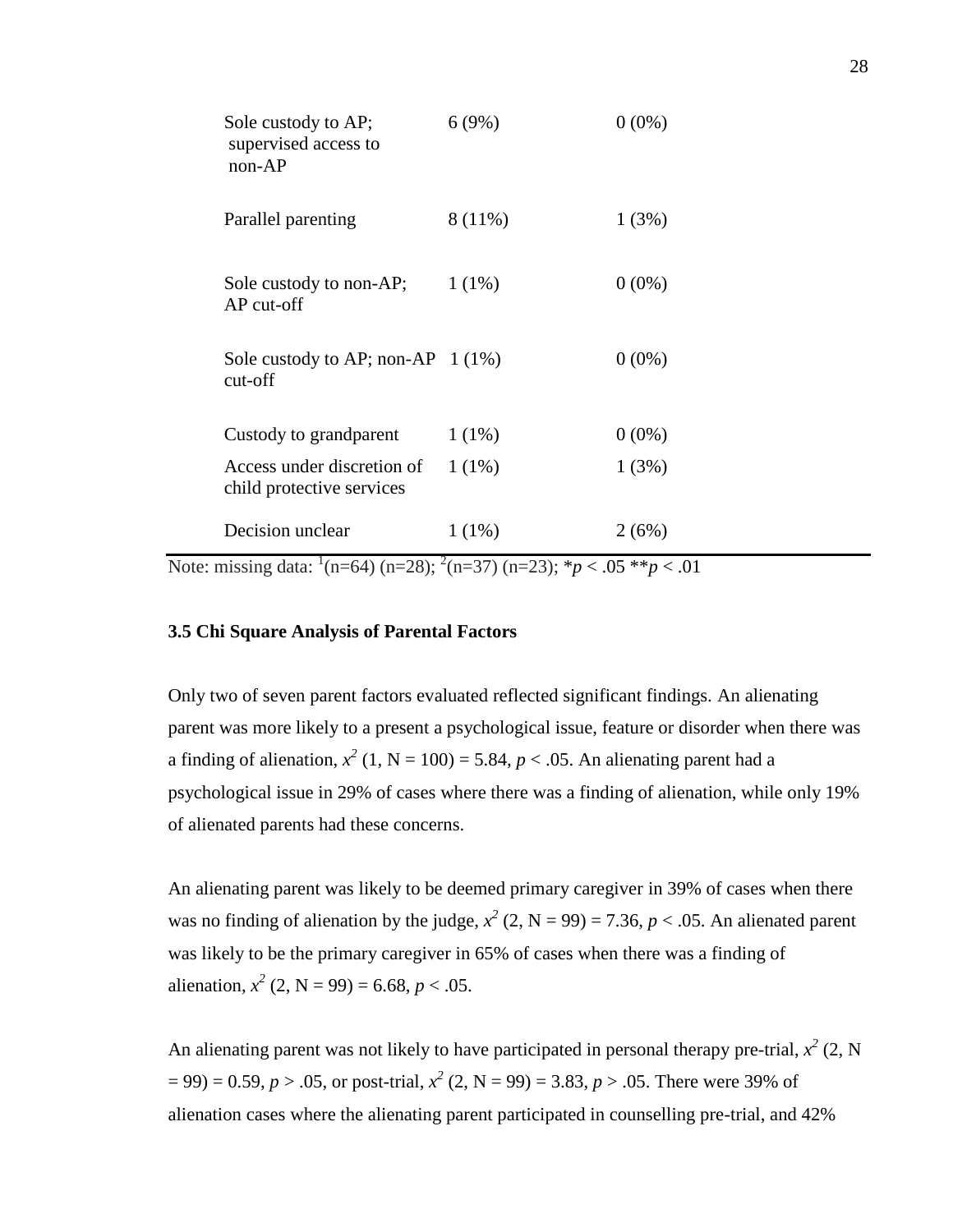| | | |
|---|---|---|
| Sole custody to AP; supervised access to non-AP | 6 (9%) | 0 (0%) |
| Parallel parenting | 8 (11%) | 1 (3%) |
| Sole custody to non-AP; AP cut-off | 1 (1%) | 0 (0%) |
| Sole custody to AP; non-AP cut-off | 1 (1%) | 0 (0%) |
| Custody to grandparent | 1 (1%) | 0 (0%) |
| Access under discretion of child protective services | 1 (1%) | 1 (3%) |
| Decision unclear | 1 (1%) | 2 (6%) |

Note: missing data: [1](n=64) (n=28); [2](n=37) (n=23); *$p < .05$ **$p < .01$

### 3.5 Chi Square Analysis of Parental Factors

Only two of seven parent factors evaluated reflected significant findings. An alienating parent was more likely to a present a psychological issue, feature or disorder when there was a finding of alienation, $x^2$ (1, N = 100) = 5.84, $p < .05$. An alienating parent had a psychological issue in 29% of cases where there was a finding of alienation, while only 19% of alienated parents had these concerns.

An alienating parent was likely to be deemed primary caregiver in 39% of cases when there was no finding of alienation by the judge, $x^2$ (2, N = 99) = 7.36, $p < .05$. An alienated parent was likely to be the primary caregiver in 65% of cases when there was a finding of alienation, $x^2$ (2, N = 99) = 6.68, $p < .05$.

An alienating parent was not likely to have participated in personal therapy pre-trial, $x^2$ (2, N = 99) = 0.59, $p > .05$, or post-trial, $x^2$ (2, N = 99) = 3.83, $p > .05$. There were 39% of alienation cases where the alienating parent participated in counselling pre-trial, and 42%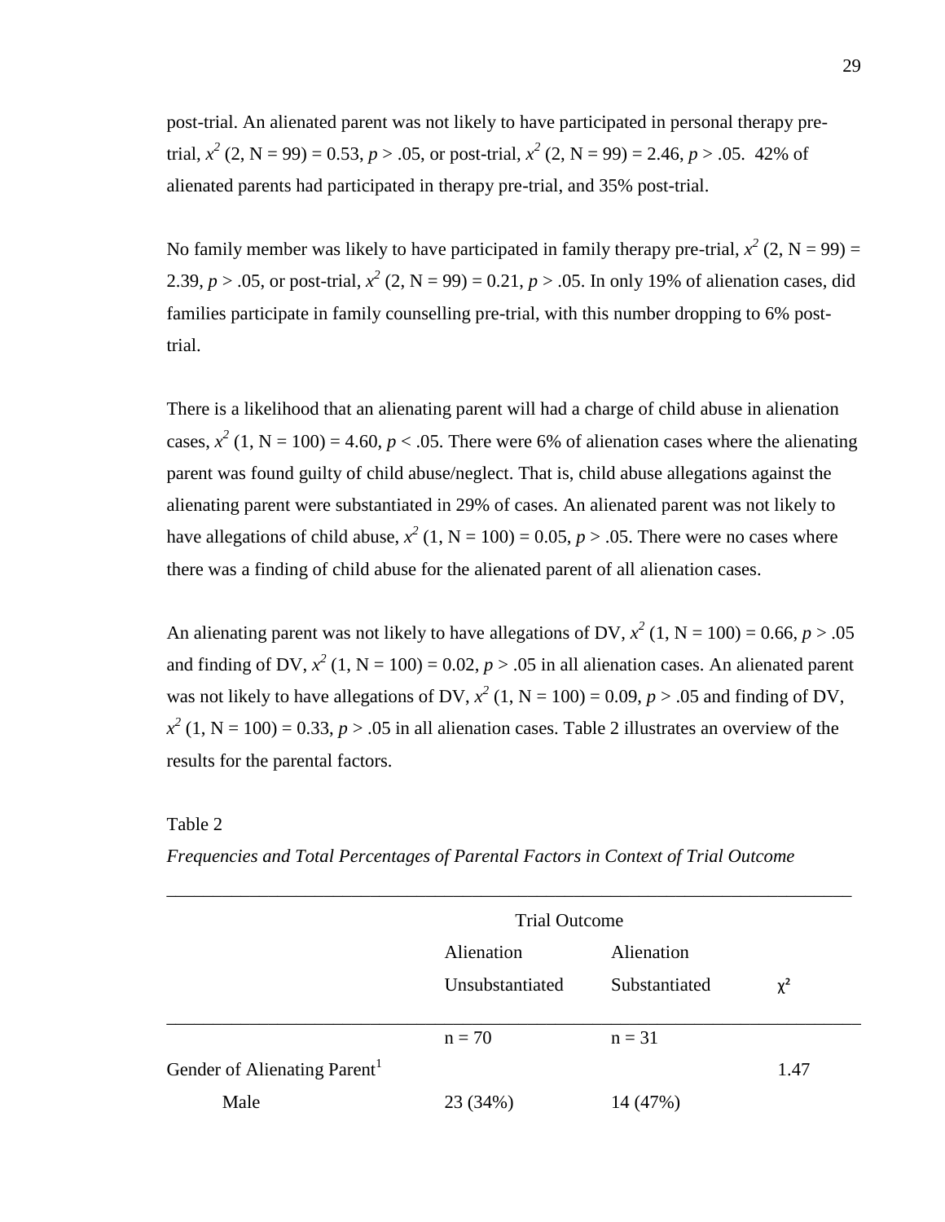post-trial. An alienated parent was not likely to have participated in personal therapy pre-trial, $x^2$ (2, N = 99) = 0.53, $p > .05$, or post-trial, $x^2$ (2, N = 99) = 2.46, $p > .05$. 42% of alienated parents had participated in therapy pre-trial, and 35% post-trial.

No family member was likely to have participated in family therapy pre-trial, $x^2$ (2, N = 99) = 2.39, $p > .05$, or post-trial, $x^2$ (2, N = 99) = 0.21, $p > .05$. In only 19% of alienation cases, did families participate in family counselling pre-trial, with this number dropping to 6% post-trial.

There is a likelihood that an alienating parent will had a charge of child abuse in alienation cases, $x^2$ (1, N = 100) = 4.60, $p < .05$. There were 6% of alienation cases where the alienating parent was found guilty of child abuse/neglect. That is, child abuse allegations against the alienating parent were substantiated in 29% of cases. An alienated parent was not likely to have allegations of child abuse, $x^2$ (1, N = 100) = 0.05, $p > .05$. There were no cases where there was a finding of child abuse for the alienated parent of all alienation cases.

An alienating parent was not likely to have allegations of DV, $x^2$ (1, N = 100) = 0.66, $p > .05$ and finding of DV, $x^2$ (1, N = 100) = 0.02, $p > .05$ in all alienation cases. An alienated parent was not likely to have allegations of DV, $x^2$ (1, N = 100) = 0.09, $p > .05$ and finding of DV, $x^2$ (1, N = 100) = 0.33, $p > .05$ in all alienation cases. Table 2 illustrates an overview of the results for the parental factors.

Table 2

*Frequencies and Total Percentages of Parental Factors in Context of Trial Outcome*

| | Trial Outcome | | |
|---|---|---|---|
| | Alienation Unsubstantiated | Alienation Substantiated | $\chi^2$ |
| | n = 70 | n = 31 | |
| Gender of Alienating Parent[1] | | | 1.47 |
| Male | 23 (34%) | 14 (47%) | |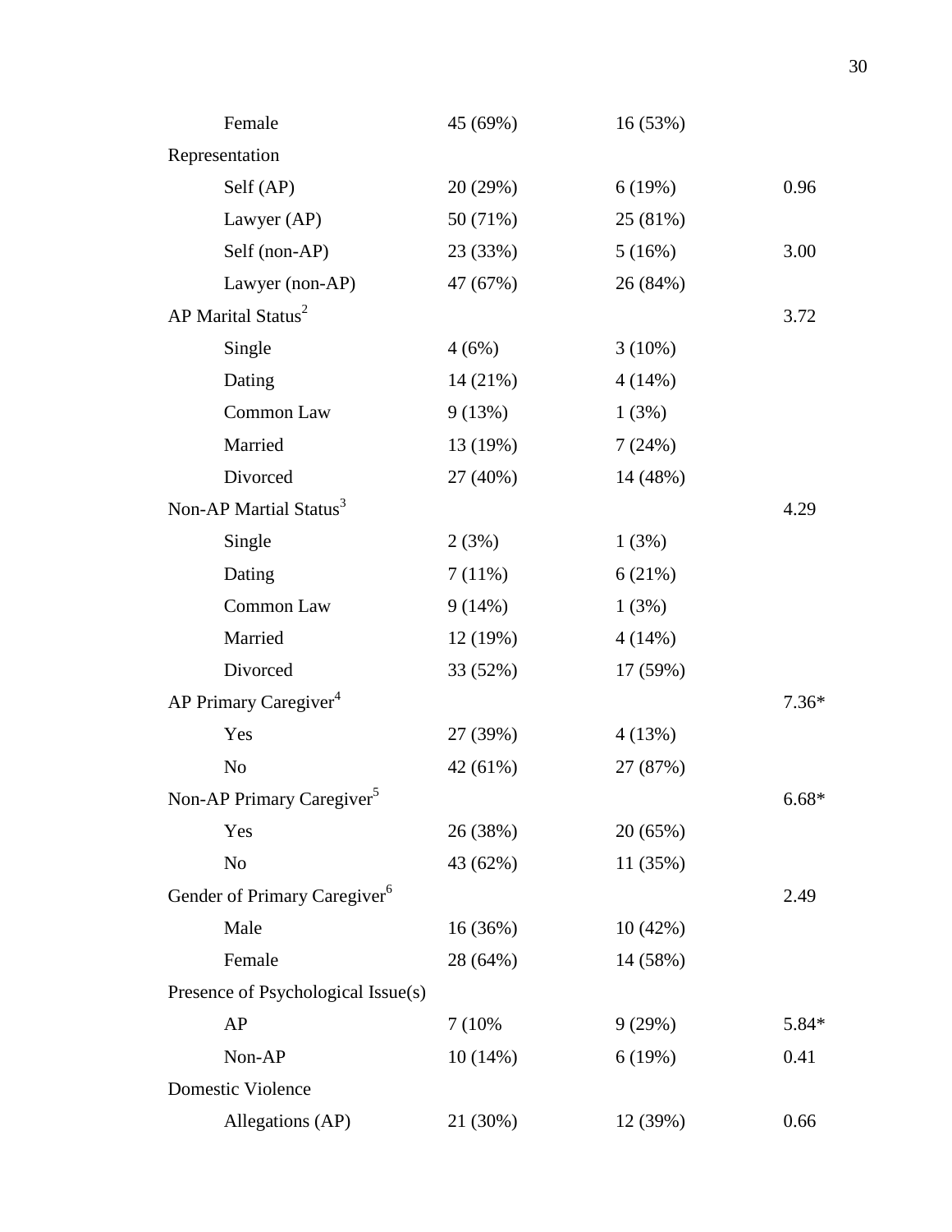| | | | |
|---|---|---|---|
| Female | 45 (69%) | 16 (53%) | |
| Representation | | | |
| Self (AP) | 20 (29%) | 6 (19%) | 0.96 |
| Lawyer (AP) | 50 (71%) | 25 (81%) | |
| Self (non-AP) | 23 (33%) | 5 (16%) | 3.00 |
| Lawyer (non-AP) | 47 (67%) | 26 (84%) | |
| AP Marital Status[2] | | | 3.72 |
| Single | 4 (6%) | 3 (10%) | |
| Dating | 14 (21%) | 4 (14%) | |
| Common Law | 9 (13%) | 1 (3%) | |
| Married | 13 (19%) | 7 (24%) | |
| Divorced | 27 (40%) | 14 (48%) | |
| Non-AP Martial Status[3] | | | 4.29 |
| Single | 2 (3%) | 1 (3%) | |
| Dating | 7 (11%) | 6 (21%) | |
| Common Law | 9 (14%) | 1 (3%) | |
| Married | 12 (19%) | 4 (14%) | |
| Divorced | 33 (52%) | 17 (59%) | |
| AP Primary Caregiver[4] | | | 7.36* |
| Yes | 27 (39%) | 4 (13%) | |
| No | 42 (61%) | 27 (87%) | |
| Non-AP Primary Caregiver[5] | | | 6.68* |
| Yes | 26 (38%) | 20 (65%) | |
| No | 43 (62%) | 11 (35%) | |
| Gender of Primary Caregiver[6] | | | 2.49 |
| Male | 16 (36%) | 10 (42%) | |
| Female | 28 (64%) | 14 (58%) | |
| Presence of Psychological Issue(s) | | | |
| AP | 7 (10% | 9 (29%) | 5.84* |
| Non-AP | 10 (14%) | 6 (19%) | 0.41 |
| Domestic Violence | | | |
| Allegations (AP) | 21 (30%) | 12 (39%) | 0.66 |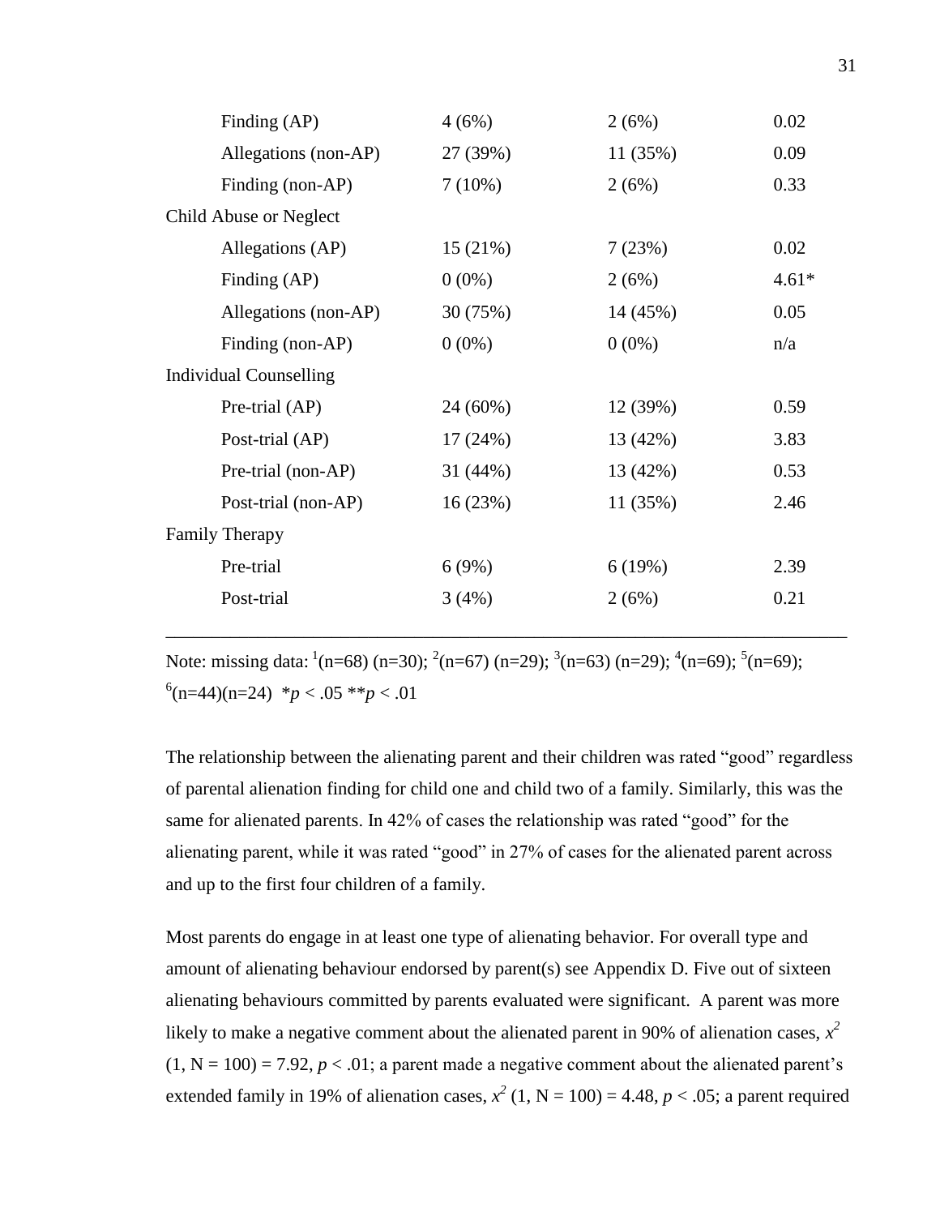| | | | |
|---|---|---|---|
| Finding (AP) | 4 (6%) | 2 (6%) | 0.02 |
| Allegations (non-AP) | 27 (39%) | 11 (35%) | 0.09 |
| Finding (non-AP) | 7 (10%) | 2 (6%) | 0.33 |
| Child Abuse or Neglect | | | |
| Allegations (AP) | 15 (21%) | 7 (23%) | 0.02 |
| Finding (AP) | 0 (0%) | 2 (6%) | 4.61* |
| Allegations (non-AP) | 30 (75%) | 14 (45%) | 0.05 |
| Finding (non-AP) | 0 (0%) | 0 (0%) | n/a |
| Individual Counselling | | | |
| Pre-trial (AP) | 24 (60%) | 12 (39%) | 0.59 |
| Post-trial (AP) | 17 (24%) | 13 (42%) | 3.83 |
| Pre-trial (non-AP) | 31 (44%) | 13 (42%) | 0.53 |
| Post-trial (non-AP) | 16 (23%) | 11 (35%) | 2.46 |
| Family Therapy | | | |
| Pre-trial | 6 (9%) | 6 (19%) | 2.39 |
| Post-trial | 3 (4%) | 2 (6%) | 0.21 |

Note: missing data: [1](n=68) (n=30); [2](n=67) (n=29); [3](n=63) (n=29); [4](n=69); [5](n=69); [6](n=44)(n=24) *$p < .05$ **$p < .01$

The relationship between the alienating parent and their children was rated "good" regardless of parental alienation finding for child one and child two of a family. Similarly, this was the same for alienated parents. In 42% of cases the relationship was rated "good" for the alienating parent, while it was rated "good" in 27% of cases for the alienated parent across and up to the first four children of a family.

Most parents do engage in at least one type of alienating behavior. For overall type and amount of alienating behaviour endorsed by parent(s) see Appendix D. Five out of sixteen alienating behaviours committed by parents evaluated were significant. A parent was more likely to make a negative comment about the alienated parent in 90% of alienation cases, $x^2$ (1, N = 100) = 7.92, $p < .01$; a parent made a negative comment about the alienated parent's extended family in 19% of alienation cases, $x^2$ (1, N = 100) = 4.48, $p < .05$; a parent required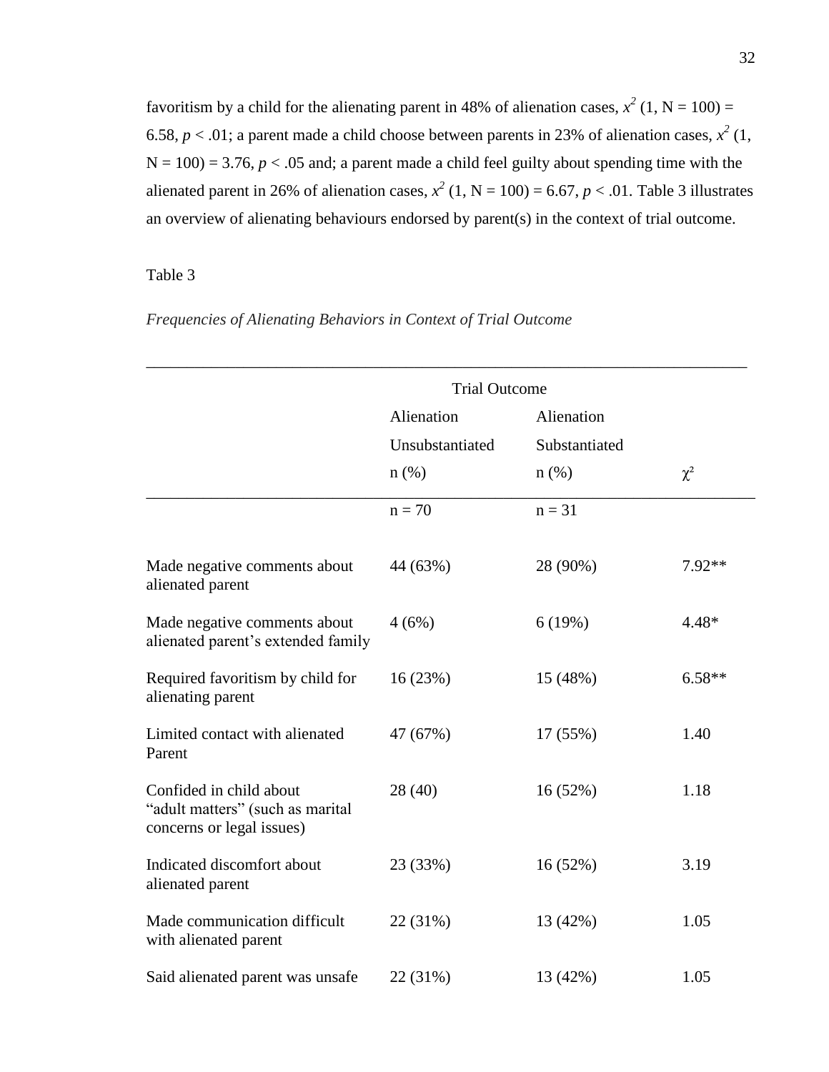favoritism by a child for the alienating parent in 48% of alienation cases, $x^2$ (1, N = 100) = 6.58, $p < .01$; a parent made a child choose between parents in 23% of alienation cases, $x^2$ (1, N = 100) = 3.76, $p < .05$ and; a parent made a child feel guilty about spending time with the alienated parent in 26% of alienation cases, $x^2$ (1, N = 100) = 6.67, $p < .01$. Table 3 illustrates an overview of alienating behaviours endorsed by parent(s) in the context of trial outcome.

Table 3

*Frequencies of Alienating Behaviors in Context of Trial Outcome*

| | Trial Outcome | | |
|---|---|---|---|
| | Alienation Unsubstantiated n (%) | Alienation Substantiated n (%) | $\chi^2$ |
| | n = 70 | n = 31 | |
| Made negative comments about alienated parent | 44 (63%) | 28 (90%) | 7.92** |
| Made negative comments about alienated parent's extended family | 4 (6%) | 6 (19%) | 4.48* |
| Required favoritism by child for alienating parent | 16 (23%) | 15 (48%) | 6.58** |
| Limited contact with alienated Parent | 47 (67%) | 17 (55%) | 1.40 |
| Confided in child about "adult matters" (such as marital concerns or legal issues) | 28 (40) | 16 (52%) | 1.18 |
| Indicated discomfort about alienated parent | 23 (33%) | 16 (52%) | 3.19 |
| Made communication difficult with alienated parent | 22 (31%) | 13 (42%) | 1.05 |
| Said alienated parent was unsafe | 22 (31%) | 13 (42%) | 1.05 |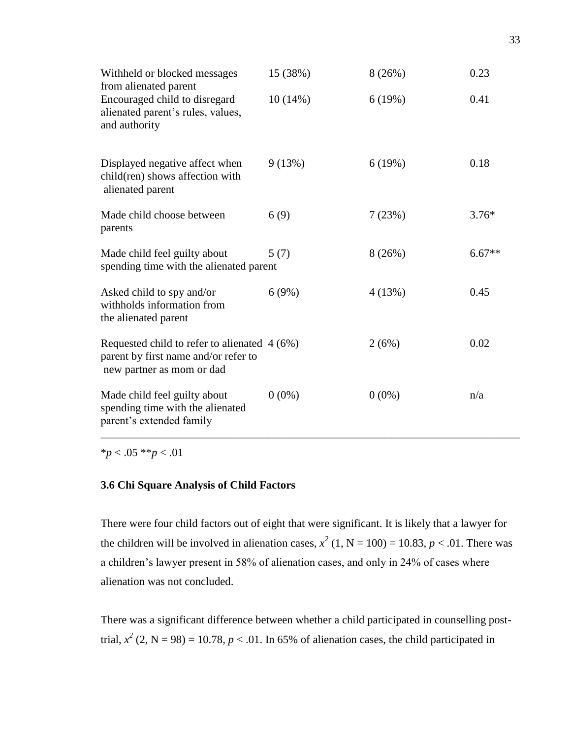| | | | |
|---|---|---|---|
| Withheld or blocked messages from alienated parent | 15 (38%) | 8 (26%) | 0.23 |
| Encouraged child to disregard alienated parent's rules, values, and authority | 10 (14%) | 6 (19%) | 0.41 |
| Displayed negative affect when child(ren) shows affection with alienated parent | 9 (13%) | 6 (19%) | 0.18 |
| Made child choose between parents | 6 (9) | 7 (23%) | 3.76* |
| Made child feel guilty about spending time with the alienated parent | 5 (7) | 8 (26%) | 6.67** |
| Asked child to spy and/or withholds information from the alienated parent | 6 (9%) | 4 (13%) | 0.45 |
| Requested child to refer to alienated parent by first name and/or refer to new partner as mom or dad | 4 (6%) | 2 (6%) | 0.02 |
| Made child feel guilty about spending time with the alienated parent's extended family | 0 (0%) | 0 (0%) | n/a |

*$p < .05$ **$p < .01$

### 3.6 Chi Square Analysis of Child Factors

There were four child factors out of eight that were significant. It is likely that a lawyer for the children will be involved in alienation cases, $x^2$ (1, N = 100) = 10.83, $p < .01$. There was a children's lawyer present in 58% of alienation cases, and only in 24% of cases where alienation was not concluded.

There was a significant difference between whether a child participated in counselling post-trial, $x^2$ (2, N = 98) = 10.78, $p < .01$. In 65% of alienation cases, the child participated in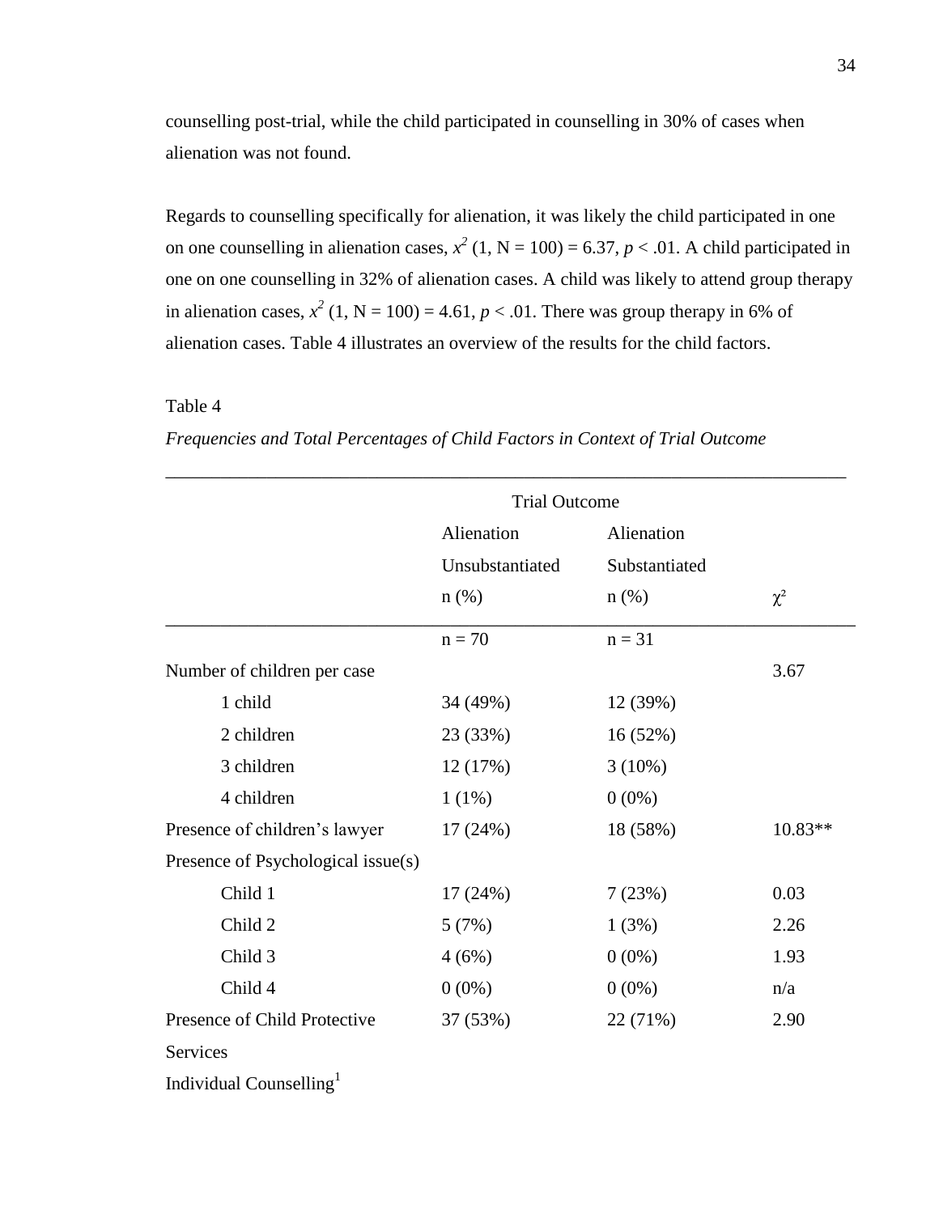counselling post-trial, while the child participated in counselling in 30% of cases when alienation was not found.

Regards to counselling specifically for alienation, it was likely the child participated in one on one counselling in alienation cases, $x^2$ (1, N = 100) = 6.37, $p < .01$. A child participated in one on one counselling in 32% of alienation cases. A child was likely to attend group therapy in alienation cases, $x^2$ (1, N = 100) = 4.61, $p < .01$. There was group therapy in 6% of alienation cases. Table 4 illustrates an overview of the results for the child factors.

Table 4

*Frequencies and Total Percentages of Child Factors in Context of Trial Outcome*

| | Trial Outcome | | |
|---|---|---|---|
| | Alienation Unsubstantiated n (%) | Alienation Substantiated n (%) | $\chi^2$ |
| | n = 70 | n = 31 | |
| Number of children per case | | | 3.67 |
| 1 child | 34 (49%) | 12 (39%) | |
| 2 children | 23 (33%) | 16 (52%) | |
| 3 children | 12 (17%) | 3 (10%) | |
| 4 children | 1 (1%) | 0 (0%) | |
| Presence of children's lawyer | 17 (24%) | 18 (58%) | 10.83** |
| Presence of Psychological issue(s) | | | |
| Child 1 | 17 (24%) | 7 (23%) | 0.03 |
| Child 2 | 5 (7%) | 1 (3%) | 2.26 |
| Child 3 | 4 (6%) | 0 (0%) | 1.93 |
| Child 4 | 0 (0%) | 0 (0%) | n/a |
| Presence of Child Protective Services | 37 (53%) | 22 (71%) | 2.90 |
| Individual Counselling[1] | | | |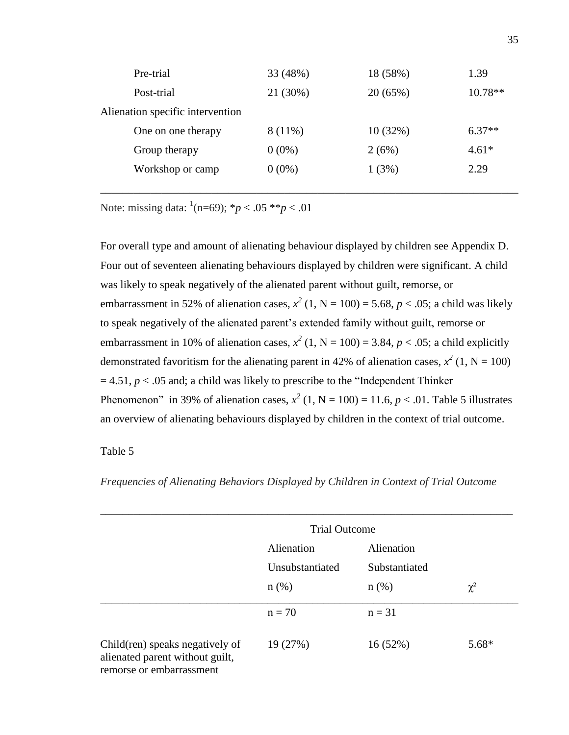| | | | |
|---|---|---|---|
| Pre-trial | 33 (48%) | 18 (58%) | 1.39 |
| Post-trial | 21 (30%) | 20 (65%) | 10.78** |
| Alienation specific intervention | | | |
| One on one therapy | 8 (11%) | 10 (32%) | 6.37** |
| Group therapy | 0 (0%) | 2 (6%) | 4.61* |
| Workshop or camp | 0 (0%) | 1 (3%) | 2.29 |

Note: missing data: [1](n=69); *$p < .05$ **$p < .01$

For overall type and amount of alienating behaviour displayed by children see Appendix D. Four out of seventeen alienating behaviours displayed by children were significant. A child was likely to speak negatively of the alienated parent without guilt, remorse, or embarrassment in 52% of alienation cases, $x^2$ (1, N = 100) = 5.68, $p < .05$; a child was likely to speak negatively of the alienated parent's extended family without guilt, remorse or embarrassment in 10% of alienation cases, $x^2$ (1, N = 100) = 3.84, $p < .05$; a child explicitly demonstrated favoritism for the alienating parent in 42% of alienation cases, $x^2$ (1, N = 100) = 4.51, $p < .05$ and; a child was likely to prescribe to the "Independent Thinker Phenomenon" in 39% of alienation cases, $x^2$ (1, N = 100) = 11.6, $p < .01$. Table 5 illustrates an overview of alienating behaviours displayed by children in the context of trial outcome.

Table 5

*Frequencies of Alienating Behaviors Displayed by Children in Context of Trial Outcome*

| | Trial Outcome | | |
|---|---|---|---|
| | Alienation Unsubstantiated n (%) | Alienation Substantiated n (%) | $\chi^2$ |
| | n = 70 | n = 31 | |
| Child(ren) speaks negatively of alienated parent without guilt, remorse or embarrassment | 19 (27%) | 16 (52%) | 5.68* |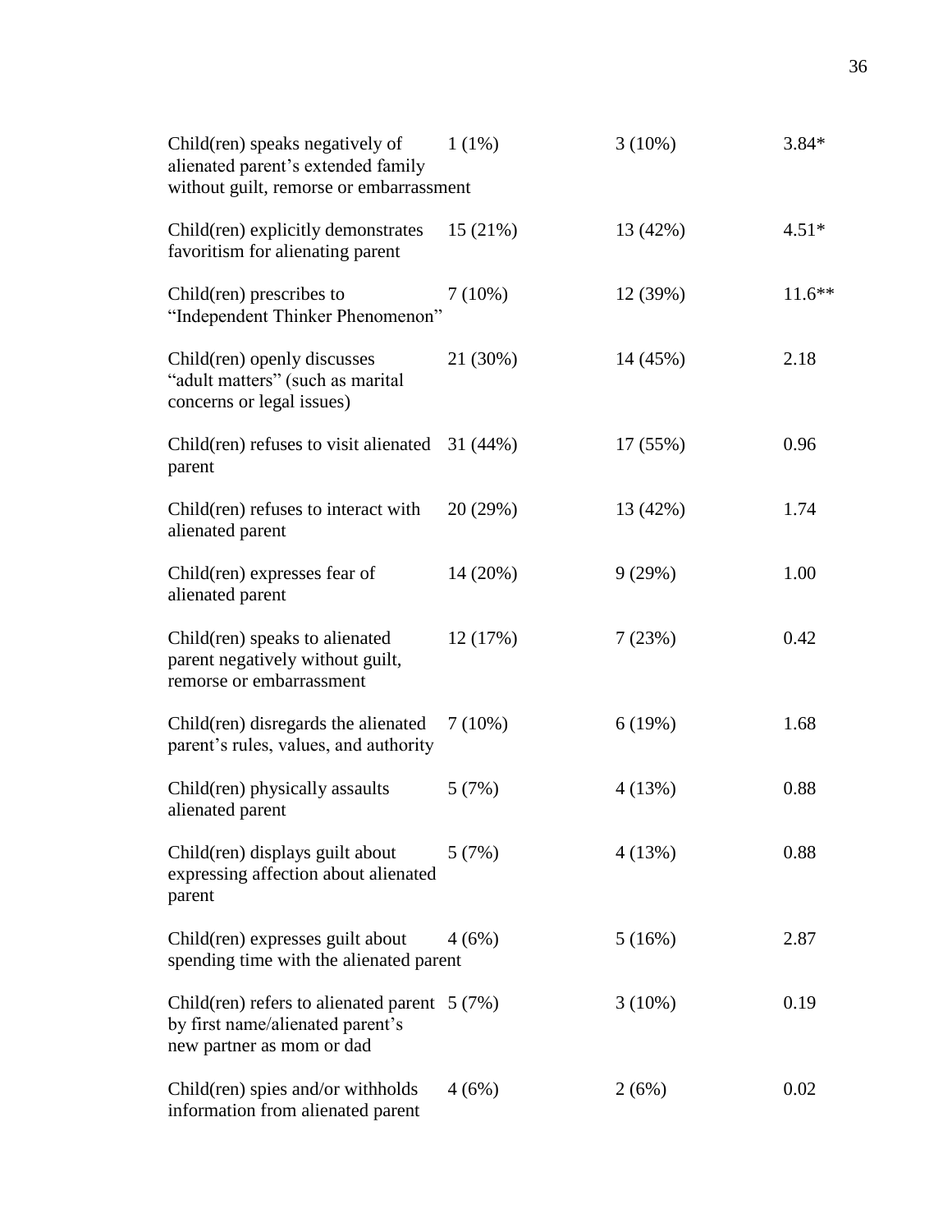| | | | |
|---|---|---|---|
| Child(ren) speaks negatively of alienated parent's extended family without guilt, remorse or embarrassment | 1 (1%) | 3 (10%) | 3.84* |
| Child(ren) explicitly demonstrates favoritism for alienating parent | 15 (21%) | 13 (42%) | 4.51* |
| Child(ren) prescribes to "Independent Thinker Phenomenon" | 7 (10%) | 12 (39%) | 11.6** |
| Child(ren) openly discusses "adult matters" (such as marital concerns or legal issues) | 21 (30%) | 14 (45%) | 2.18 |
| Child(ren) refuses to visit alienated parent | 31 (44%) | 17 (55%) | 0.96 |
| Child(ren) refuses to interact with alienated parent | 20 (29%) | 13 (42%) | 1.74 |
| Child(ren) expresses fear of alienated parent | 14 (20%) | 9 (29%) | 1.00 |
| Child(ren) speaks to alienated parent negatively without guilt, remorse or embarrassment | 12 (17%) | 7 (23%) | 0.42 |
| Child(ren) disregards the alienated parent's rules, values, and authority | 7 (10%) | 6 (19%) | 1.68 |
| Child(ren) physically assaults alienated parent | 5 (7%) | 4 (13%) | 0.88 |
| Child(ren) displays guilt about expressing affection about alienated parent | 5 (7%) | 4 (13%) | 0.88 |
| Child(ren) expresses guilt about spending time with the alienated parent | 4 (6%) | 5 (16%) | 2.87 |
| Child(ren) refers to alienated parent by first name/alienated parent's new partner as mom or dad | 5 (7%) | 3 (10%) | 0.19 |
| Child(ren) spies and/or withholds information from alienated parent | 4 (6%) | 2 (6%) | 0.02 |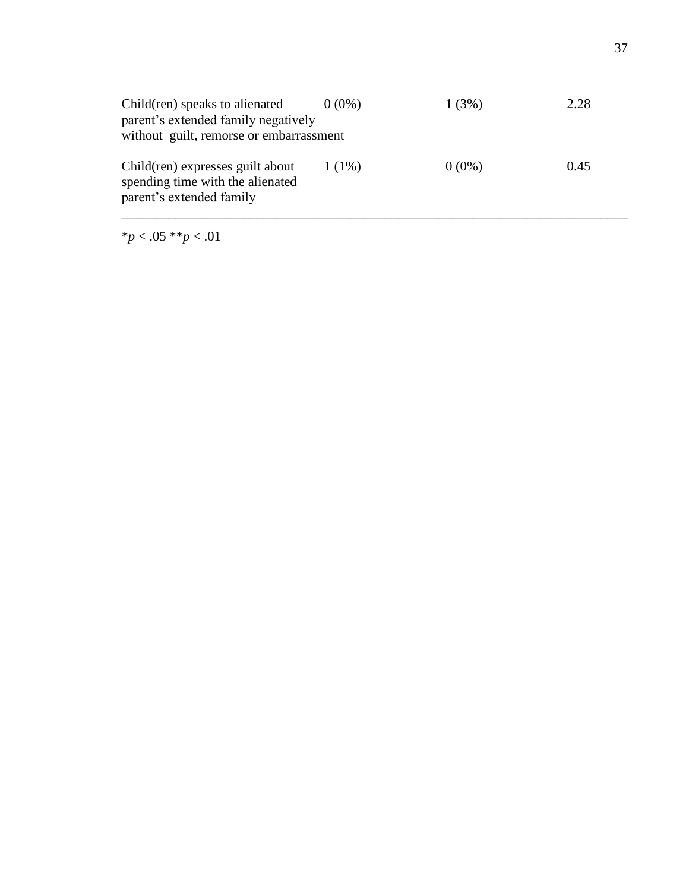| | | | |
|---|---|---|---|
| Child(ren) speaks to alienated parent's extended family negatively without guilt, remorse or embarrassment | 0 (0%) | 1 (3%) | 2.28 |
| Child(ren) expresses guilt about spending time with the alienated parent's extended family | 1 (1%) | 0 (0%) | 0.45 |

\**p* < .05 \*\**p* < .01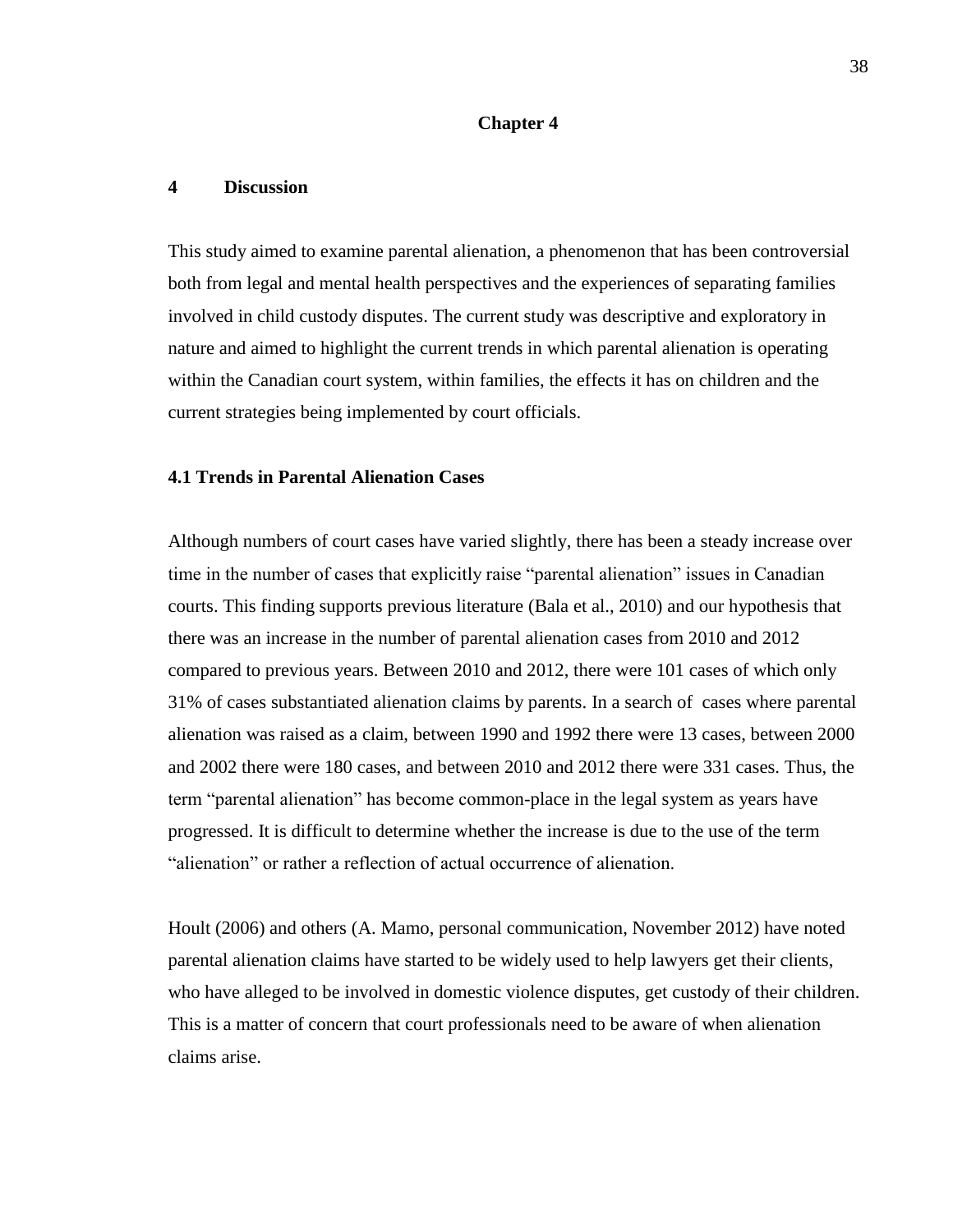# Chapter 4

## 4 Discussion

This study aimed to examine parental alienation, a phenomenon that has been controversial both from legal and mental health perspectives and the experiences of separating families involved in child custody disputes. The current study was descriptive and exploratory in nature and aimed to highlight the current trends in which parental alienation is operating within the Canadian court system, within families, the effects it has on children and the current strategies being implemented by court officials.

### 4.1 Trends in Parental Alienation Cases

Although numbers of court cases have varied slightly, there has been a steady increase over time in the number of cases that explicitly raise "parental alienation" issues in Canadian courts. This finding supports previous literature (Bala et al., 2010) and our hypothesis that there was an increase in the number of parental alienation cases from 2010 and 2012 compared to previous years. Between 2010 and 2012, there were 101 cases of which only 31% of cases substantiated alienation claims by parents. In a search of cases where parental alienation was raised as a claim, between 1990 and 1992 there were 13 cases, between 2000 and 2002 there were 180 cases, and between 2010 and 2012 there were 331 cases. Thus, the term "parental alienation" has become common-place in the legal system as years have progressed. It is difficult to determine whether the increase is due to the use of the term "alienation" or rather a reflection of actual occurrence of alienation.

Hoult (2006) and others (A. Mamo, personal communication, November 2012) have noted parental alienation claims have started to be widely used to help lawyers get their clients, who have alleged to be involved in domestic violence disputes, get custody of their children. This is a matter of concern that court professionals need to be aware of when alienation claims arise.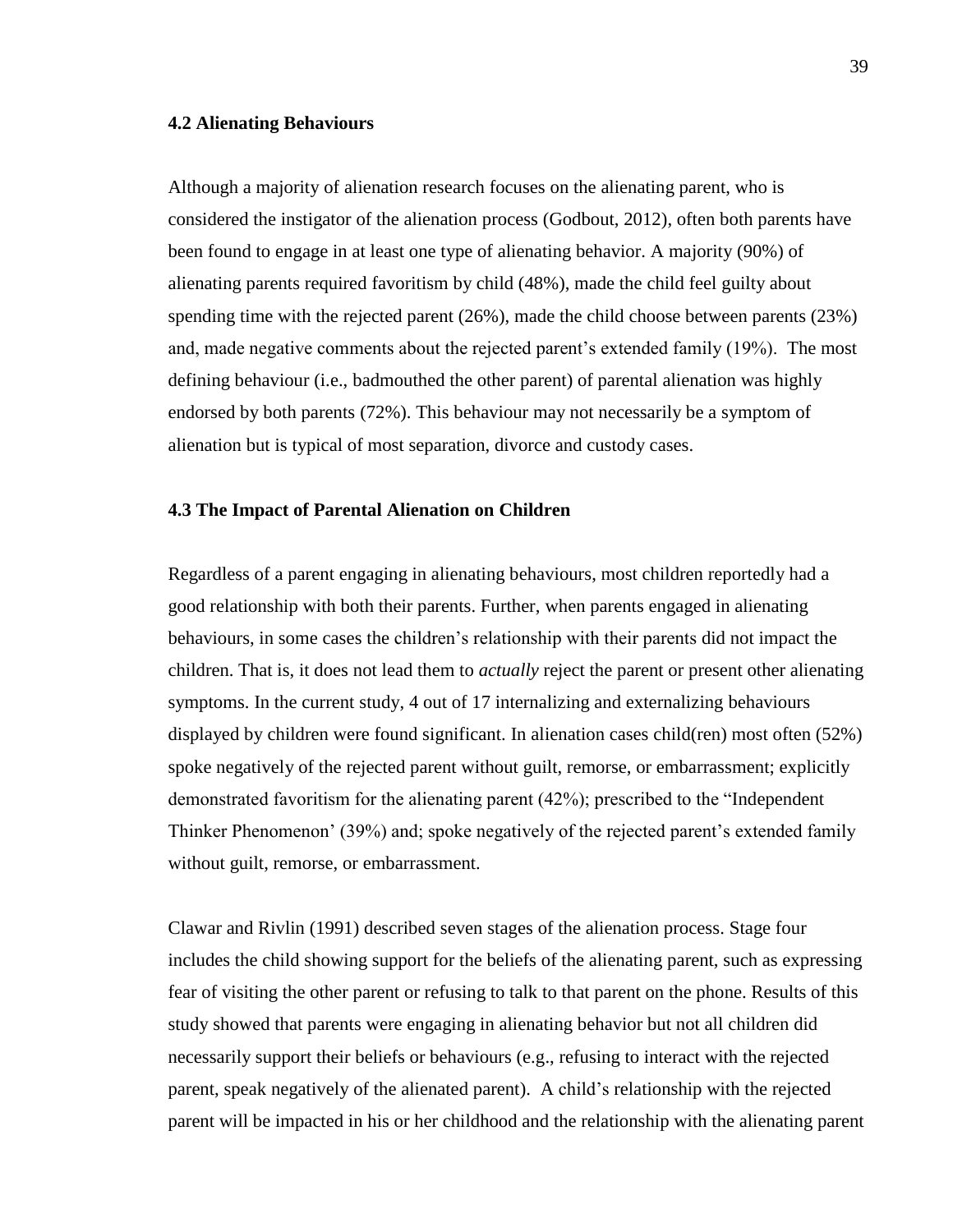### 4.2 Alienating Behaviours

Although a majority of alienation research focuses on the alienating parent, who is considered the instigator of the alienation process (Godbout, 2012), often both parents have been found to engage in at least one type of alienating behavior. A majority (90%) of alienating parents required favoritism by child (48%), made the child feel guilty about spending time with the rejected parent (26%), made the child choose between parents (23%) and, made negative comments about the rejected parent's extended family (19%). The most defining behaviour (i.e., badmouthed the other parent) of parental alienation was highly endorsed by both parents (72%). This behaviour may not necessarily be a symptom of alienation but is typical of most separation, divorce and custody cases.

### 4.3 The Impact of Parental Alienation on Children

Regardless of a parent engaging in alienating behaviours, most children reportedly had a good relationship with both their parents. Further, when parents engaged in alienating behaviours, in some cases the children's relationship with their parents did not impact the children. That is, it does not lead them to *actually* reject the parent or present other alienating symptoms. In the current study, 4 out of 17 internalizing and externalizing behaviours displayed by children were found significant. In alienation cases child(ren) most often (52%) spoke negatively of the rejected parent without guilt, remorse, or embarrassment; explicitly demonstrated favoritism for the alienating parent (42%); prescribed to the "Independent Thinker Phenomenon' (39%) and; spoke negatively of the rejected parent's extended family without guilt, remorse, or embarrassment.

Clawar and Rivlin (1991) described seven stages of the alienation process. Stage four includes the child showing support for the beliefs of the alienating parent, such as expressing fear of visiting the other parent or refusing to talk to that parent on the phone. Results of this study showed that parents were engaging in alienating behavior but not all children did necessarily support their beliefs or behaviours (e.g., refusing to interact with the rejected parent, speak negatively of the alienated parent). A child's relationship with the rejected parent will be impacted in his or her childhood and the relationship with the alienating parent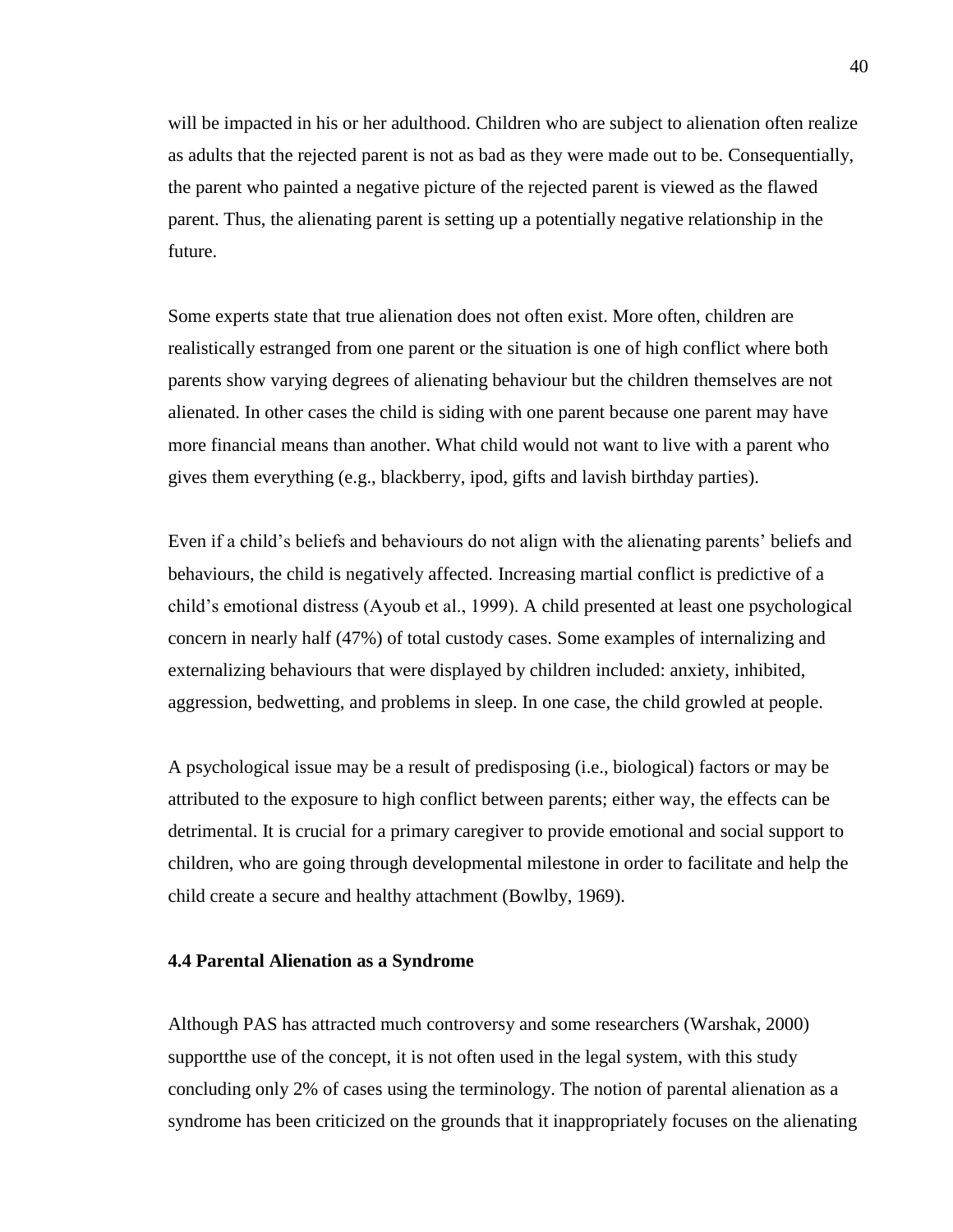will be impacted in his or her adulthood. Children who are subject to alienation often realize as adults that the rejected parent is not as bad as they were made out to be. Consequentially, the parent who painted a negative picture of the rejected parent is viewed as the flawed parent. Thus, the alienating parent is setting up a potentially negative relationship in the future.

Some experts state that true alienation does not often exist. More often, children are realistically estranged from one parent or the situation is one of high conflict where both parents show varying degrees of alienating behaviour but the children themselves are not alienated. In other cases the child is siding with one parent because one parent may have more financial means than another. What child would not want to live with a parent who gives them everything (e.g., blackberry, ipod, gifts and lavish birthday parties).

Even if a child's beliefs and behaviours do not align with the alienating parents' beliefs and behaviours, the child is negatively affected. Increasing martial conflict is predictive of a child's emotional distress (Ayoub et al., 1999). A child presented at least one psychological concern in nearly half (47%) of total custody cases. Some examples of internalizing and externalizing behaviours that were displayed by children included: anxiety, inhibited, aggression, bedwetting, and problems in sleep. In one case, the child growled at people.

A psychological issue may be a result of predisposing (i.e., biological) factors or may be attributed to the exposure to high conflict between parents; either way, the effects can be detrimental. It is crucial for a primary caregiver to provide emotional and social support to children, who are going through developmental milestone in order to facilitate and help the child create a secure and healthy attachment (Bowlby, 1969).

### 4.4 Parental Alienation as a Syndrome

Although PAS has attracted much controversy and some researchers (Warshak, 2000) supportthe use of the concept, it is not often used in the legal system, with this study concluding only 2% of cases using the terminology. The notion of parental alienation as a syndrome has been criticized on the grounds that it inappropriately focuses on the alienating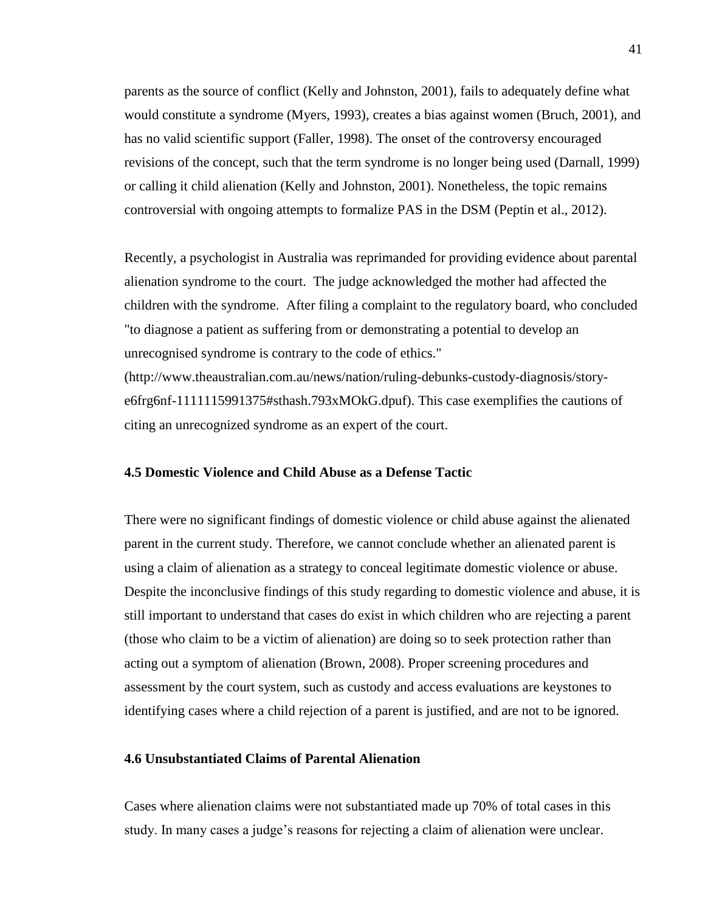parents as the source of conflict (Kelly and Johnston, 2001), fails to adequately define what would constitute a syndrome (Myers, 1993), creates a bias against women (Bruch, 2001), and has no valid scientific support (Faller, 1998). The onset of the controversy encouraged revisions of the concept, such that the term syndrome is no longer being used (Darnall, 1999) or calling it child alienation (Kelly and Johnston, 2001). Nonetheless, the topic remains controversial with ongoing attempts to formalize PAS in the DSM (Peptin et al., 2012).

Recently, a psychologist in Australia was reprimanded for providing evidence about parental alienation syndrome to the court. The judge acknowledged the mother had affected the children with the syndrome. After filing a complaint to the regulatory board, who concluded "to diagnose a patient as suffering from or demonstrating a potential to develop an unrecognised syndrome is contrary to the code of ethics." (http://www.theaustralian.com.au/news/nation/ruling-debunks-custody-diagnosis/story-e6frg6nf-1111115991375#sthash.793xMOkG.dpuf). This case exemplifies the cautions of citing an unrecognized syndrome as an expert of the court.

### 4.5 Domestic Violence and Child Abuse as a Defense Tactic

There were no significant findings of domestic violence or child abuse against the alienated parent in the current study. Therefore, we cannot conclude whether an alienated parent is using a claim of alienation as a strategy to conceal legitimate domestic violence or abuse. Despite the inconclusive findings of this study regarding to domestic violence and abuse, it is still important to understand that cases do exist in which children who are rejecting a parent (those who claim to be a victim of alienation) are doing so to seek protection rather than acting out a symptom of alienation (Brown, 2008). Proper screening procedures and assessment by the court system, such as custody and access evaluations are keystones to identifying cases where a child rejection of a parent is justified, and are not to be ignored.

### 4.6 Unsubstantiated Claims of Parental Alienation

Cases where alienation claims were not substantiated made up 70% of total cases in this study. In many cases a judge's reasons for rejecting a claim of alienation were unclear.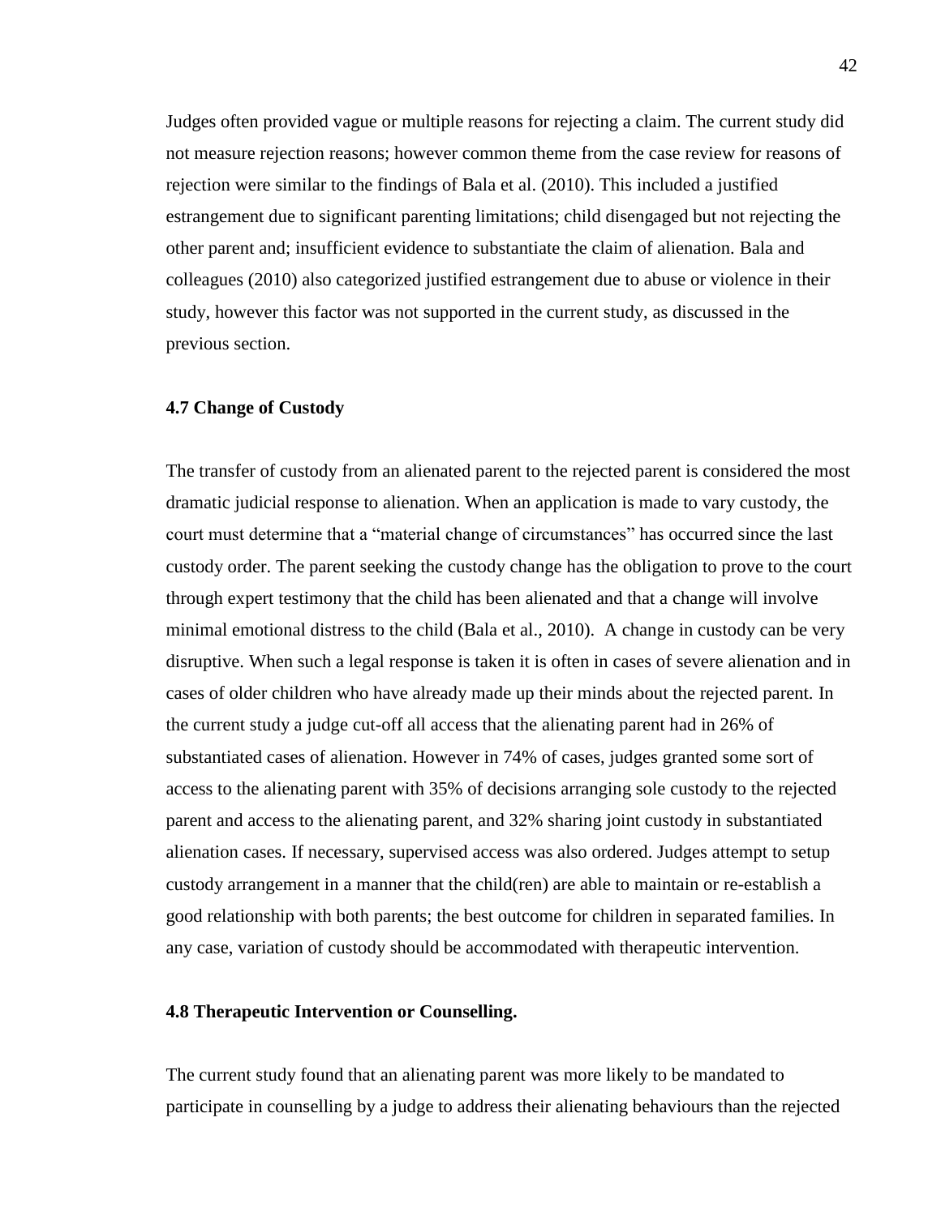Judges often provided vague or multiple reasons for rejecting a claim. The current study did not measure rejection reasons; however common theme from the case review for reasons of rejection were similar to the findings of Bala et al. (2010). This included a justified estrangement due to significant parenting limitations; child disengaged but not rejecting the other parent and; insufficient evidence to substantiate the claim of alienation. Bala and colleagues (2010) also categorized justified estrangement due to abuse or violence in their study, however this factor was not supported in the current study, as discussed in the previous section.

### 4.7 Change of Custody

The transfer of custody from an alienated parent to the rejected parent is considered the most dramatic judicial response to alienation. When an application is made to vary custody, the court must determine that a "material change of circumstances" has occurred since the last custody order. The parent seeking the custody change has the obligation to prove to the court through expert testimony that the child has been alienated and that a change will involve minimal emotional distress to the child (Bala et al., 2010). A change in custody can be very disruptive. When such a legal response is taken it is often in cases of severe alienation and in cases of older children who have already made up their minds about the rejected parent. In the current study a judge cut-off all access that the alienating parent had in 26% of substantiated cases of alienation. However in 74% of cases, judges granted some sort of access to the alienating parent with 35% of decisions arranging sole custody to the rejected parent and access to the alienating parent, and 32% sharing joint custody in substantiated alienation cases. If necessary, supervised access was also ordered. Judges attempt to setup custody arrangement in a manner that the child(ren) are able to maintain or re-establish a good relationship with both parents; the best outcome for children in separated families. In any case, variation of custody should be accommodated with therapeutic intervention.

### 4.8 Therapeutic Intervention or Counselling.

The current study found that an alienating parent was more likely to be mandated to participate in counselling by a judge to address their alienating behaviours than the rejected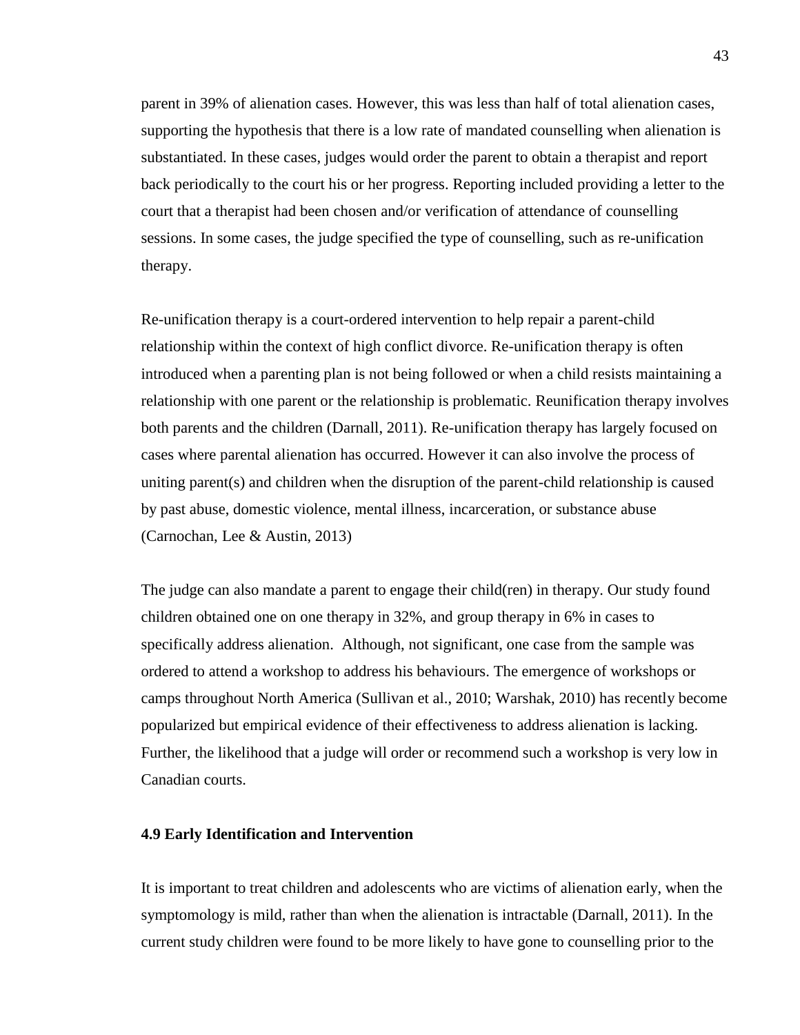parent in 39% of alienation cases. However, this was less than half of total alienation cases, supporting the hypothesis that there is a low rate of mandated counselling when alienation is substantiated. In these cases, judges would order the parent to obtain a therapist and report back periodically to the court his or her progress. Reporting included providing a letter to the court that a therapist had been chosen and/or verification of attendance of counselling sessions. In some cases, the judge specified the type of counselling, such as re-unification therapy.

Re-unification therapy is a court-ordered intervention to help repair a parent-child relationship within the context of high conflict divorce. Re-unification therapy is often introduced when a parenting plan is not being followed or when a child resists maintaining a relationship with one parent or the relationship is problematic. Reunification therapy involves both parents and the children (Darnall, 2011). Re-unification therapy has largely focused on cases where parental alienation has occurred. However it can also involve the process of uniting parent(s) and children when the disruption of the parent-child relationship is caused by past abuse, domestic violence, mental illness, incarceration, or substance abuse (Carnochan, Lee & Austin, 2013)

The judge can also mandate a parent to engage their child(ren) in therapy. Our study found children obtained one on one therapy in 32%, and group therapy in 6% in cases to specifically address alienation. Although, not significant, one case from the sample was ordered to attend a workshop to address his behaviours. The emergence of workshops or camps throughout North America (Sullivan et al., 2010; Warshak, 2010) has recently become popularized but empirical evidence of their effectiveness to address alienation is lacking. Further, the likelihood that a judge will order or recommend such a workshop is very low in Canadian courts.

### 4.9 Early Identification and Intervention

It is important to treat children and adolescents who are victims of alienation early, when the symptomology is mild, rather than when the alienation is intractable (Darnall, 2011). In the current study children were found to be more likely to have gone to counselling prior to the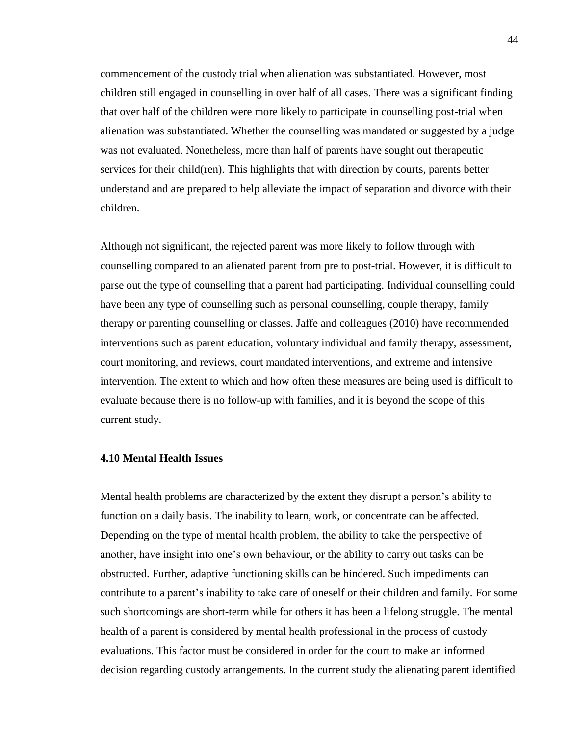commencement of the custody trial when alienation was substantiated. However, most children still engaged in counselling in over half of all cases. There was a significant finding that over half of the children were more likely to participate in counselling post-trial when alienation was substantiated. Whether the counselling was mandated or suggested by a judge was not evaluated. Nonetheless, more than half of parents have sought out therapeutic services for their child(ren). This highlights that with direction by courts, parents better understand and are prepared to help alleviate the impact of separation and divorce with their children.

Although not significant, the rejected parent was more likely to follow through with counselling compared to an alienated parent from pre to post-trial. However, it is difficult to parse out the type of counselling that a parent had participating. Individual counselling could have been any type of counselling such as personal counselling, couple therapy, family therapy or parenting counselling or classes. Jaffe and colleagues (2010) have recommended interventions such as parent education, voluntary individual and family therapy, assessment, court monitoring, and reviews, court mandated interventions, and extreme and intensive intervention. The extent to which and how often these measures are being used is difficult to evaluate because there is no follow-up with families, and it is beyond the scope of this current study.

### 4.10 Mental Health Issues

Mental health problems are characterized by the extent they disrupt a person's ability to function on a daily basis. The inability to learn, work, or concentrate can be affected. Depending on the type of mental health problem, the ability to take the perspective of another, have insight into one's own behaviour, or the ability to carry out tasks can be obstructed. Further, adaptive functioning skills can be hindered. Such impediments can contribute to a parent's inability to take care of oneself or their children and family. For some such shortcomings are short-term while for others it has been a lifelong struggle. The mental health of a parent is considered by mental health professional in the process of custody evaluations. This factor must be considered in order for the court to make an informed decision regarding custody arrangements. In the current study the alienating parent identified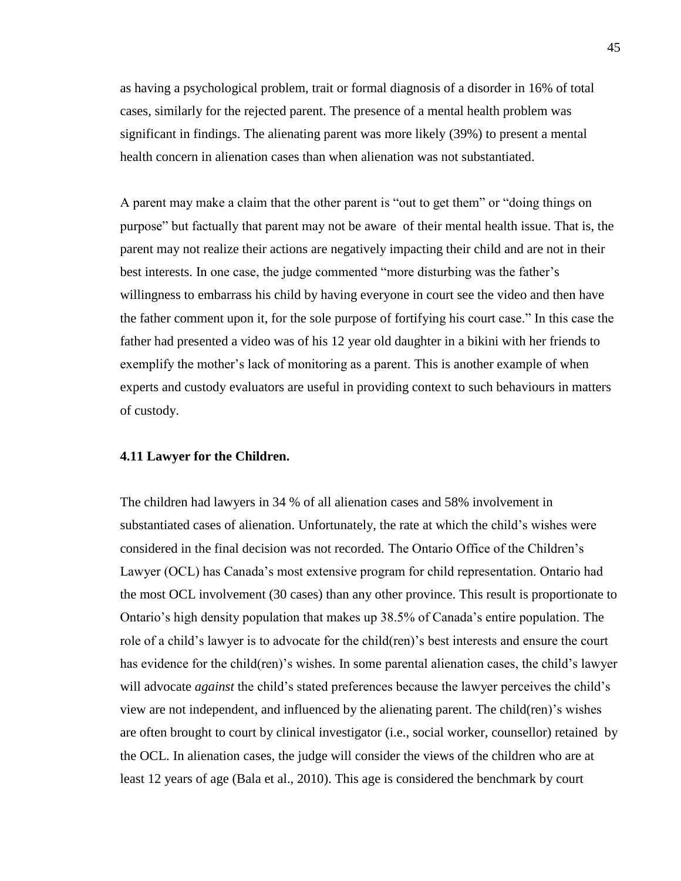as having a psychological problem, trait or formal diagnosis of a disorder in 16% of total cases, similarly for the rejected parent. The presence of a mental health problem was significant in findings. The alienating parent was more likely (39%) to present a mental health concern in alienation cases than when alienation was not substantiated.

A parent may make a claim that the other parent is "out to get them" or "doing things on purpose" but factually that parent may not be aware of their mental health issue. That is, the parent may not realize their actions are negatively impacting their child and are not in their best interests. In one case, the judge commented "more disturbing was the father's willingness to embarrass his child by having everyone in court see the video and then have the father comment upon it, for the sole purpose of fortifying his court case." In this case the father had presented a video was of his 12 year old daughter in a bikini with her friends to exemplify the mother's lack of monitoring as a parent. This is another example of when experts and custody evaluators are useful in providing context to such behaviours in matters of custody.

### 4.11 Lawyer for the Children.

The children had lawyers in 34 % of all alienation cases and 58% involvement in substantiated cases of alienation. Unfortunately, the rate at which the child's wishes were considered in the final decision was not recorded. The Ontario Office of the Children's Lawyer (OCL) has Canada's most extensive program for child representation. Ontario had the most OCL involvement (30 cases) than any other province. This result is proportionate to Ontario's high density population that makes up 38.5% of Canada's entire population. The role of a child's lawyer is to advocate for the child(ren)'s best interests and ensure the court has evidence for the child(ren)'s wishes. In some parental alienation cases, the child's lawyer will advocate *against* the child's stated preferences because the lawyer perceives the child's view are not independent, and influenced by the alienating parent. The child(ren)'s wishes are often brought to court by clinical investigator (i.e., social worker, counsellor) retained by the OCL. In alienation cases, the judge will consider the views of the children who are at least 12 years of age (Bala et al., 2010). This age is considered the benchmark by court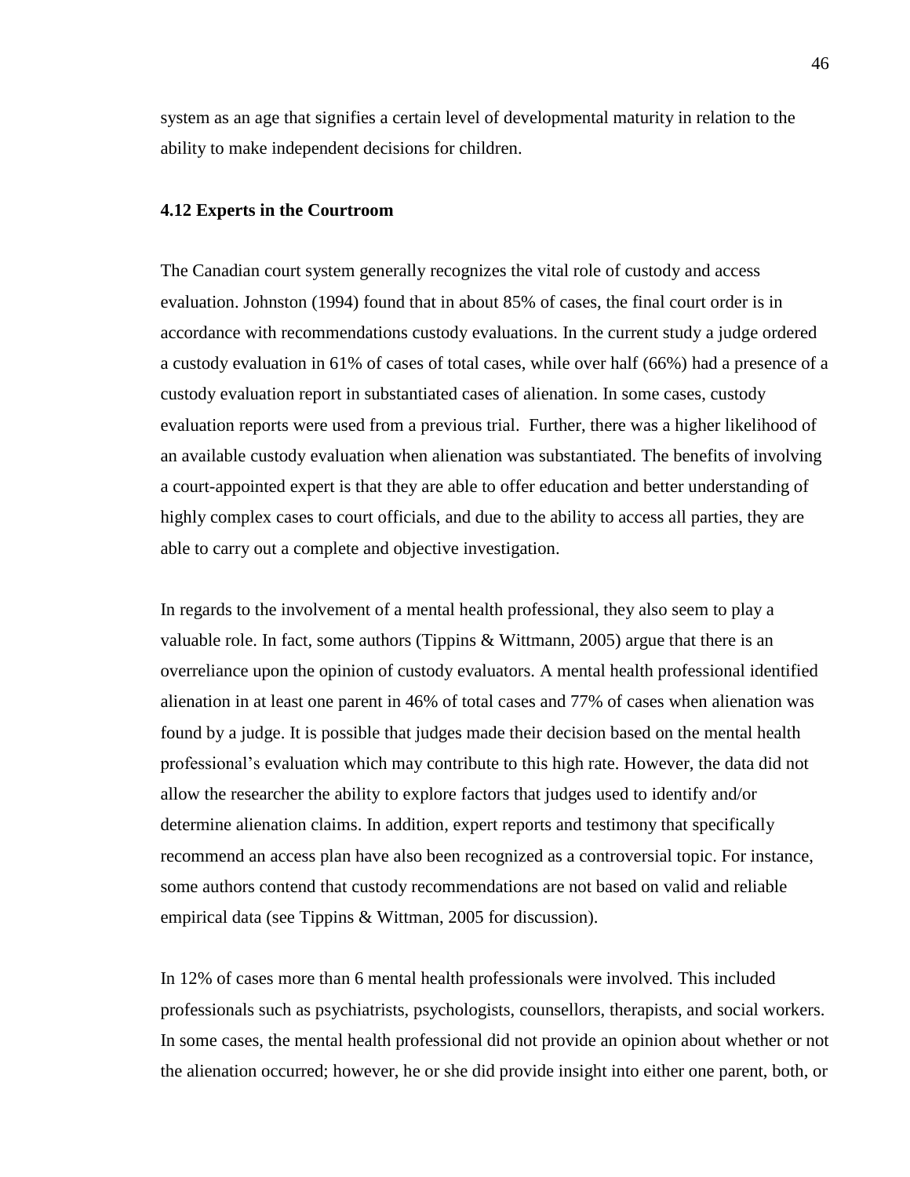system as an age that signifies a certain level of developmental maturity in relation to the ability to make independent decisions for children.

### 4.12 Experts in the Courtroom

The Canadian court system generally recognizes the vital role of custody and access evaluation. Johnston (1994) found that in about 85% of cases, the final court order is in accordance with recommendations custody evaluations. In the current study a judge ordered a custody evaluation in 61% of cases of total cases, while over half (66%) had a presence of a custody evaluation report in substantiated cases of alienation. In some cases, custody evaluation reports were used from a previous trial. Further, there was a higher likelihood of an available custody evaluation when alienation was substantiated. The benefits of involving a court-appointed expert is that they are able to offer education and better understanding of highly complex cases to court officials, and due to the ability to access all parties, they are able to carry out a complete and objective investigation.

In regards to the involvement of a mental health professional, they also seem to play a valuable role. In fact, some authors (Tippins & Wittmann, 2005) argue that there is an overreliance upon the opinion of custody evaluators. A mental health professional identified alienation in at least one parent in 46% of total cases and 77% of cases when alienation was found by a judge. It is possible that judges made their decision based on the mental health professional's evaluation which may contribute to this high rate. However, the data did not allow the researcher the ability to explore factors that judges used to identify and/or determine alienation claims. In addition, expert reports and testimony that specifically recommend an access plan have also been recognized as a controversial topic. For instance, some authors contend that custody recommendations are not based on valid and reliable empirical data (see Tippins & Wittman, 2005 for discussion).

In 12% of cases more than 6 mental health professionals were involved. This included professionals such as psychiatrists, psychologists, counsellors, therapists, and social workers. In some cases, the mental health professional did not provide an opinion about whether or not the alienation occurred; however, he or she did provide insight into either one parent, both, or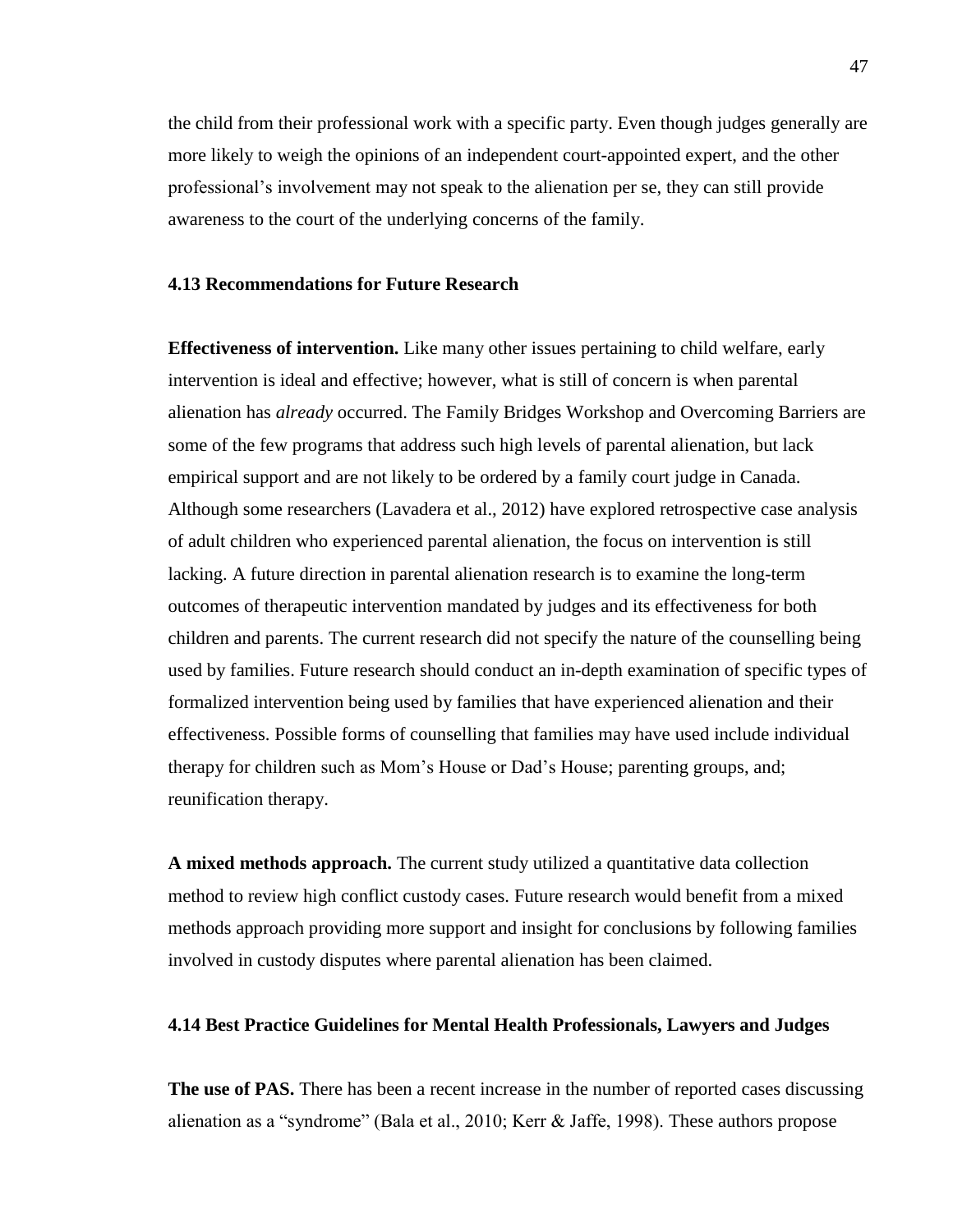the child from their professional work with a specific party. Even though judges generally are more likely to weigh the opinions of an independent court-appointed expert, and the other professional's involvement may not speak to the alienation per se, they can still provide awareness to the court of the underlying concerns of the family.

### 4.13 Recommendations for Future Research

**Effectiveness of intervention.** Like many other issues pertaining to child welfare, early intervention is ideal and effective; however, what is still of concern is when parental alienation has *already* occurred. The Family Bridges Workshop and Overcoming Barriers are some of the few programs that address such high levels of parental alienation, but lack empirical support and are not likely to be ordered by a family court judge in Canada. Although some researchers (Lavadera et al., 2012) have explored retrospective case analysis of adult children who experienced parental alienation, the focus on intervention is still lacking. A future direction in parental alienation research is to examine the long-term outcomes of therapeutic intervention mandated by judges and its effectiveness for both children and parents. The current research did not specify the nature of the counselling being used by families. Future research should conduct an in-depth examination of specific types of formalized intervention being used by families that have experienced alienation and their effectiveness. Possible forms of counselling that families may have used include individual therapy for children such as Mom's House or Dad's House; parenting groups, and; reunification therapy.

**A mixed methods approach.** The current study utilized a quantitative data collection method to review high conflict custody cases. Future research would benefit from a mixed methods approach providing more support and insight for conclusions by following families involved in custody disputes where parental alienation has been claimed.

### 4.14 Best Practice Guidelines for Mental Health Professionals, Lawyers and Judges

**The use of PAS.** There has been a recent increase in the number of reported cases discussing alienation as a "syndrome" (Bala et al., 2010; Kerr & Jaffe, 1998). These authors propose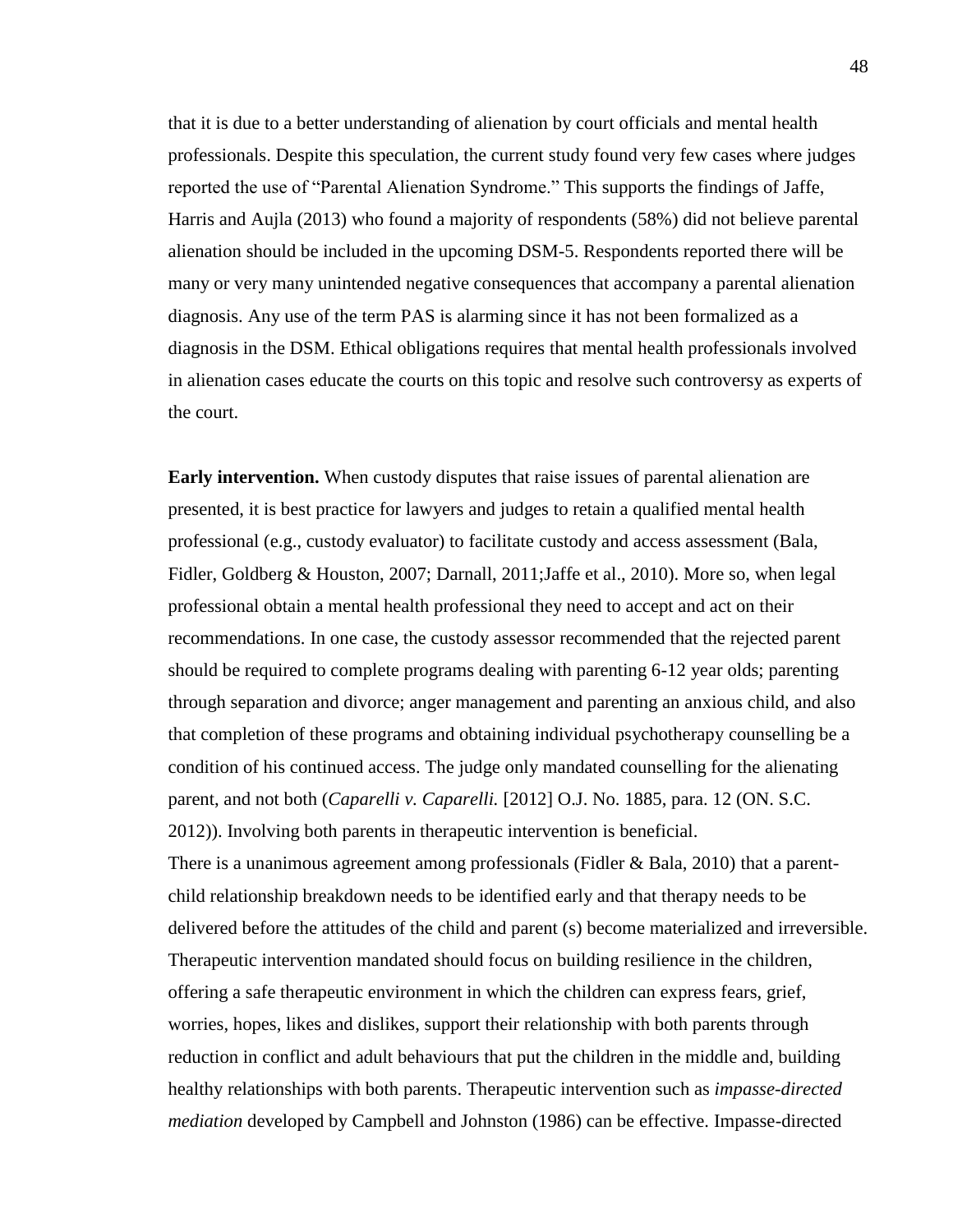that it is due to a better understanding of alienation by court officials and mental health professionals. Despite this speculation, the current study found very few cases where judges reported the use of "Parental Alienation Syndrome." This supports the findings of Jaffe, Harris and Aujla (2013) who found a majority of respondents (58%) did not believe parental alienation should be included in the upcoming DSM-5. Respondents reported there will be many or very many unintended negative consequences that accompany a parental alienation diagnosis. Any use of the term PAS is alarming since it has not been formalized as a diagnosis in the DSM. Ethical obligations requires that mental health professionals involved in alienation cases educate the courts on this topic and resolve such controversy as experts of the court.

**Early intervention.** When custody disputes that raise issues of parental alienation are presented, it is best practice for lawyers and judges to retain a qualified mental health professional (e.g., custody evaluator) to facilitate custody and access assessment (Bala, Fidler, Goldberg & Houston, 2007; Darnall, 2011;Jaffe et al., 2010). More so, when legal professional obtain a mental health professional they need to accept and act on their recommendations. In one case, the custody assessor recommended that the rejected parent should be required to complete programs dealing with parenting 6-12 year olds; parenting through separation and divorce; anger management and parenting an anxious child, and also that completion of these programs and obtaining individual psychotherapy counselling be a condition of his continued access. The judge only mandated counselling for the alienating parent, and not both (*Caparelli v. Caparelli.* [2012] O.J. No. 1885, para. 12 (ON. S.C. 2012)). Involving both parents in therapeutic intervention is beneficial.

There is a unanimous agreement among professionals (Fidler & Bala, 2010) that a parent-child relationship breakdown needs to be identified early and that therapy needs to be delivered before the attitudes of the child and parent (s) become materialized and irreversible. Therapeutic intervention mandated should focus on building resilience in the children, offering a safe therapeutic environment in which the children can express fears, grief, worries, hopes, likes and dislikes, support their relationship with both parents through reduction in conflict and adult behaviours that put the children in the middle and, building healthy relationships with both parents. Therapeutic intervention such as *impasse-directed mediation* developed by Campbell and Johnston (1986) can be effective. Impasse-directed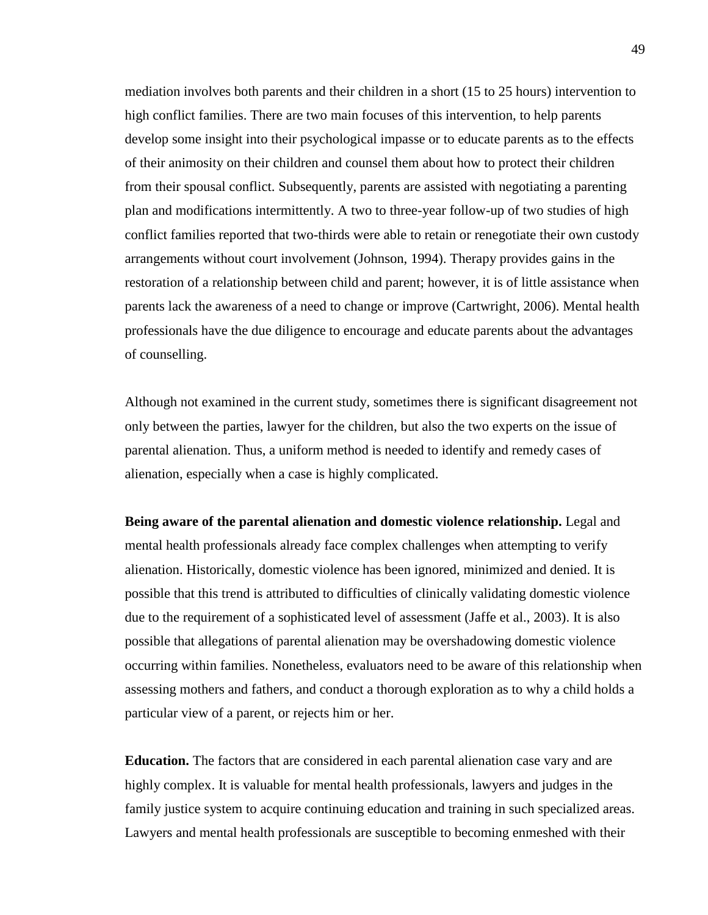mediation involves both parents and their children in a short (15 to 25 hours) intervention to high conflict families. There are two main focuses of this intervention, to help parents develop some insight into their psychological impasse or to educate parents as to the effects of their animosity on their children and counsel them about how to protect their children from their spousal conflict. Subsequently, parents are assisted with negotiating a parenting plan and modifications intermittently. A two to three-year follow-up of two studies of high conflict families reported that two-thirds were able to retain or renegotiate their own custody arrangements without court involvement (Johnson, 1994). Therapy provides gains in the restoration of a relationship between child and parent; however, it is of little assistance when parents lack the awareness of a need to change or improve (Cartwright, 2006). Mental health professionals have the due diligence to encourage and educate parents about the advantages of counselling.

Although not examined in the current study, sometimes there is significant disagreement not only between the parties, lawyer for the children, but also the two experts on the issue of parental alienation. Thus, a uniform method is needed to identify and remedy cases of alienation, especially when a case is highly complicated.

**Being aware of the parental alienation and domestic violence relationship.** Legal and mental health professionals already face complex challenges when attempting to verify alienation. Historically, domestic violence has been ignored, minimized and denied. It is possible that this trend is attributed to difficulties of clinically validating domestic violence due to the requirement of a sophisticated level of assessment (Jaffe et al., 2003). It is also possible that allegations of parental alienation may be overshadowing domestic violence occurring within families. Nonetheless, evaluators need to be aware of this relationship when assessing mothers and fathers, and conduct a thorough exploration as to why a child holds a particular view of a parent, or rejects him or her.

**Education.** The factors that are considered in each parental alienation case vary and are highly complex. It is valuable for mental health professionals, lawyers and judges in the family justice system to acquire continuing education and training in such specialized areas. Lawyers and mental health professionals are susceptible to becoming enmeshed with their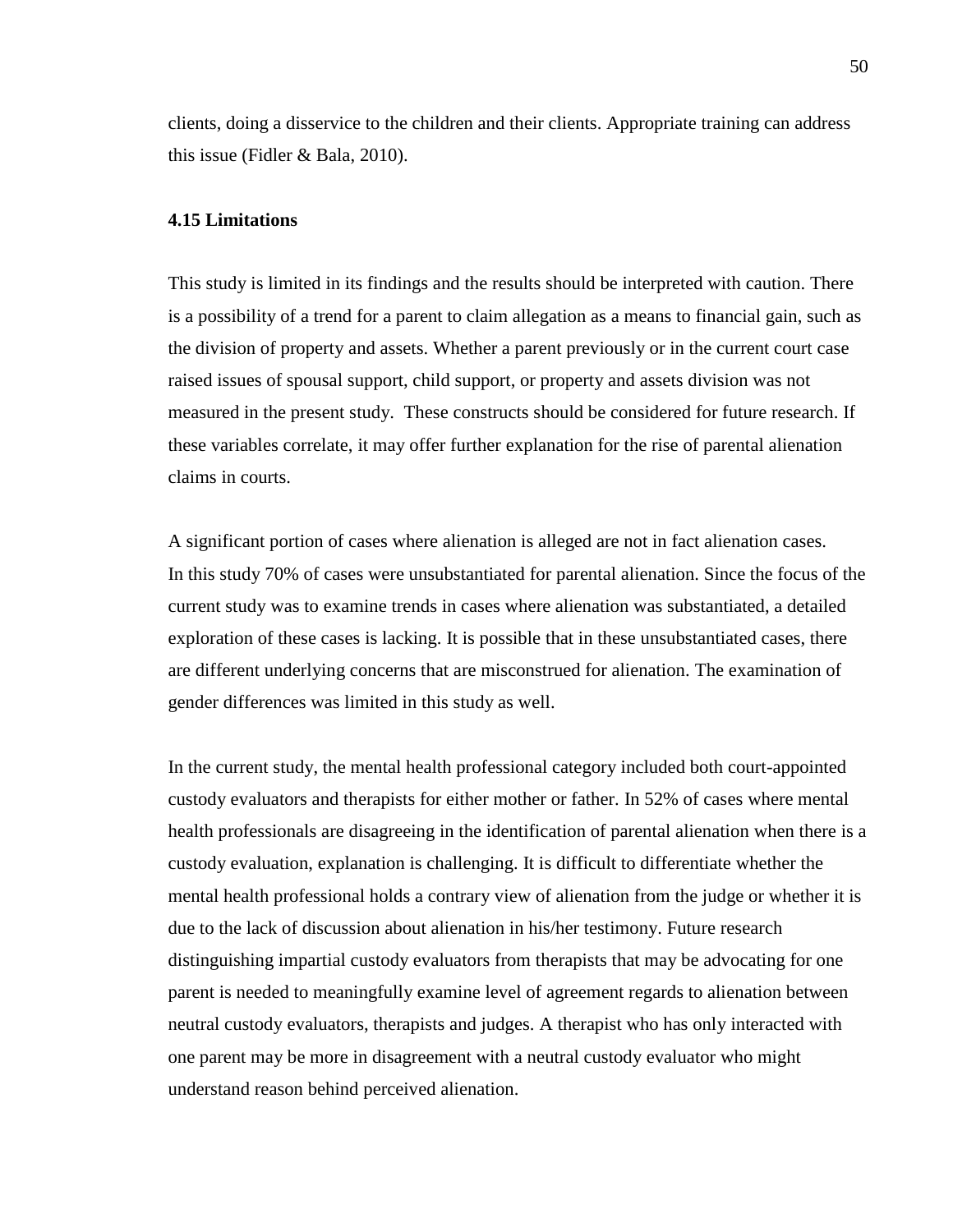clients, doing a disservice to the children and their clients. Appropriate training can address this issue (Fidler & Bala, 2010).

### 4.15 Limitations

This study is limited in its findings and the results should be interpreted with caution. There is a possibility of a trend for a parent to claim allegation as a means to financial gain, such as the division of property and assets. Whether a parent previously or in the current court case raised issues of spousal support, child support, or property and assets division was not measured in the present study. These constructs should be considered for future research. If these variables correlate, it may offer further explanation for the rise of parental alienation claims in courts.

A significant portion of cases where alienation is alleged are not in fact alienation cases. In this study 70% of cases were unsubstantiated for parental alienation. Since the focus of the current study was to examine trends in cases where alienation was substantiated, a detailed exploration of these cases is lacking. It is possible that in these unsubstantiated cases, there are different underlying concerns that are misconstrued for alienation. The examination of gender differences was limited in this study as well.

In the current study, the mental health professional category included both court-appointed custody evaluators and therapists for either mother or father. In 52% of cases where mental health professionals are disagreeing in the identification of parental alienation when there is a custody evaluation, explanation is challenging. It is difficult to differentiate whether the mental health professional holds a contrary view of alienation from the judge or whether it is due to the lack of discussion about alienation in his/her testimony. Future research distinguishing impartial custody evaluators from therapists that may be advocating for one parent is needed to meaningfully examine level of agreement regards to alienation between neutral custody evaluators, therapists and judges. A therapist who has only interacted with one parent may be more in disagreement with a neutral custody evaluator who might understand reason behind perceived alienation.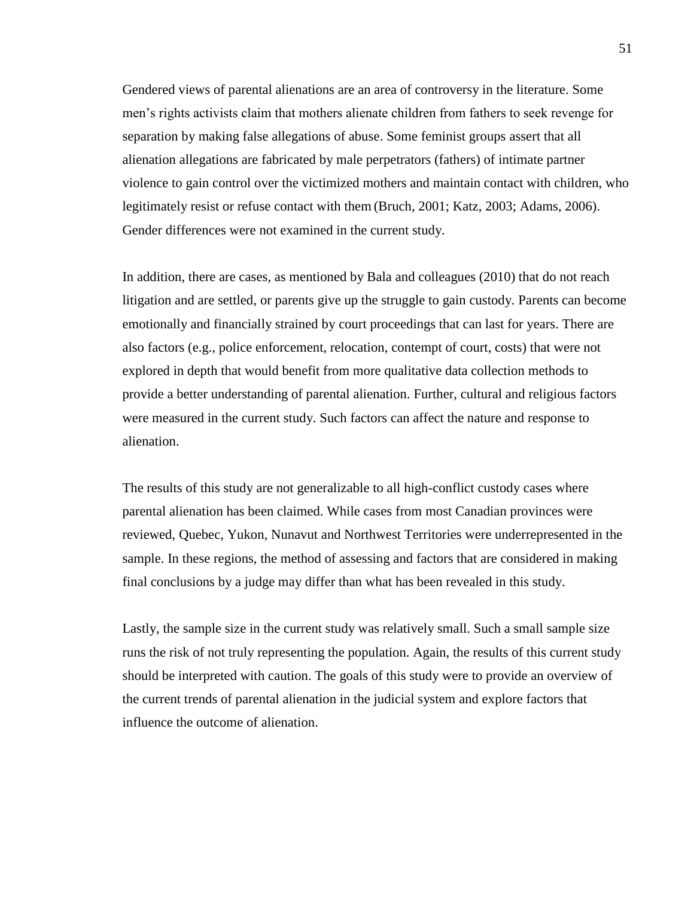Gendered views of parental alienations are an area of controversy in the literature. Some men's rights activists claim that mothers alienate children from fathers to seek revenge for separation by making false allegations of abuse. Some feminist groups assert that all alienation allegations are fabricated by male perpetrators (fathers) of intimate partner violence to gain control over the victimized mothers and maintain contact with children, who legitimately resist or refuse contact with them (Bruch, 2001; Katz, 2003; Adams, 2006). Gender differences were not examined in the current study.

In addition, there are cases, as mentioned by Bala and colleagues (2010) that do not reach litigation and are settled, or parents give up the struggle to gain custody. Parents can become emotionally and financially strained by court proceedings that can last for years. There are also factors (e.g., police enforcement, relocation, contempt of court, costs) that were not explored in depth that would benefit from more qualitative data collection methods to provide a better understanding of parental alienation. Further, cultural and religious factors were measured in the current study. Such factors can affect the nature and response to alienation.

The results of this study are not generalizable to all high-conflict custody cases where parental alienation has been claimed. While cases from most Canadian provinces were reviewed, Quebec, Yukon, Nunavut and Northwest Territories were underrepresented in the sample. In these regions, the method of assessing and factors that are considered in making final conclusions by a judge may differ than what has been revealed in this study.

Lastly, the sample size in the current study was relatively small. Such a small sample size runs the risk of not truly representing the population. Again, the results of this current study should be interpreted with caution. The goals of this study were to provide an overview of the current trends of parental alienation in the judicial system and explore factors that influence the outcome of alienation.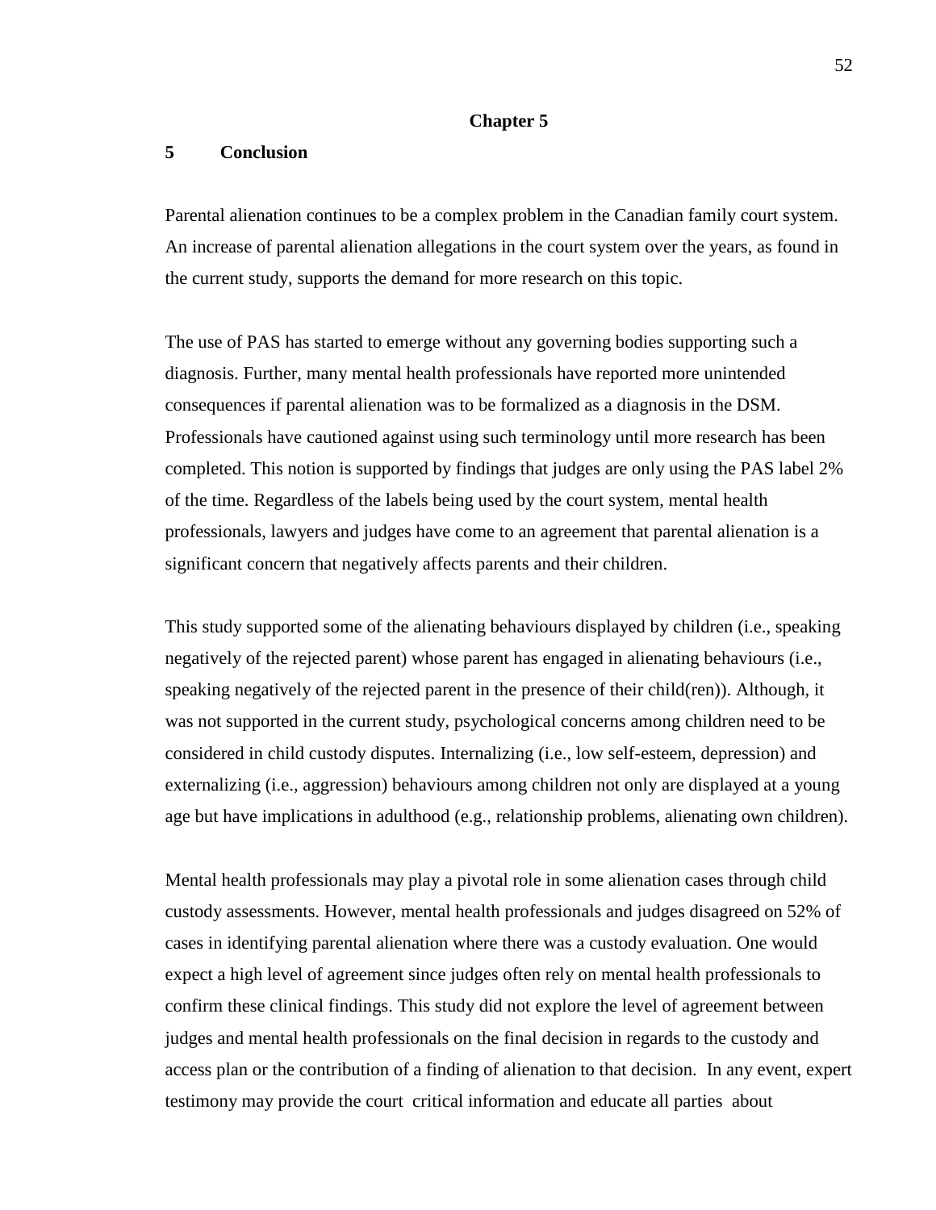# Chapter 5

## 5 Conclusion

Parental alienation continues to be a complex problem in the Canadian family court system. An increase of parental alienation allegations in the court system over the years, as found in the current study, supports the demand for more research on this topic.

The use of PAS has started to emerge without any governing bodies supporting such a diagnosis. Further, many mental health professionals have reported more unintended consequences if parental alienation was to be formalized as a diagnosis in the DSM. Professionals have cautioned against using such terminology until more research has been completed. This notion is supported by findings that judges are only using the PAS label 2% of the time. Regardless of the labels being used by the court system, mental health professionals, lawyers and judges have come to an agreement that parental alienation is a significant concern that negatively affects parents and their children.

This study supported some of the alienating behaviours displayed by children (i.e., speaking negatively of the rejected parent) whose parent has engaged in alienating behaviours (i.e., speaking negatively of the rejected parent in the presence of their child(ren)). Although, it was not supported in the current study, psychological concerns among children need to be considered in child custody disputes. Internalizing (i.e., low self-esteem, depression) and externalizing (i.e., aggression) behaviours among children not only are displayed at a young age but have implications in adulthood (e.g., relationship problems, alienating own children).

Mental health professionals may play a pivotal role in some alienation cases through child custody assessments. However, mental health professionals and judges disagreed on 52% of cases in identifying parental alienation where there was a custody evaluation. One would expect a high level of agreement since judges often rely on mental health professionals to confirm these clinical findings. This study did not explore the level of agreement between judges and mental health professionals on the final decision in regards to the custody and access plan or the contribution of a finding of alienation to that decision. In any event, expert testimony may provide the court critical information and educate all parties about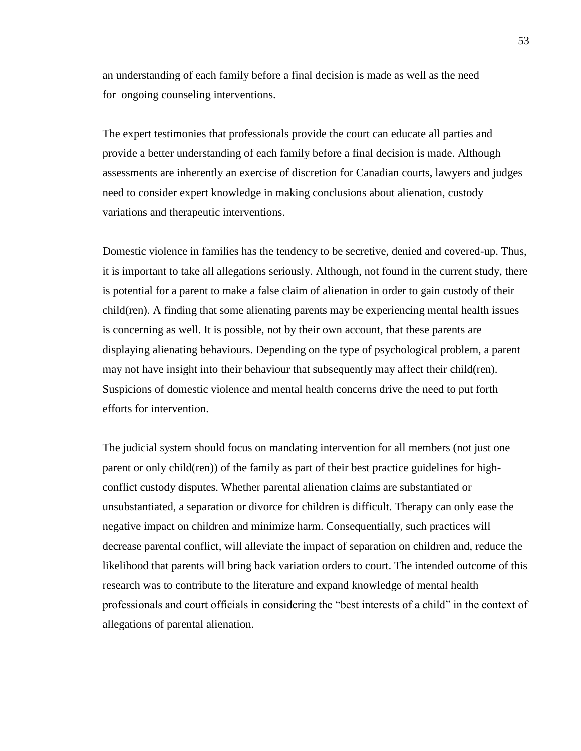an understanding of each family before a final decision is made as well as the need for ongoing counseling interventions.

The expert testimonies that professionals provide the court can educate all parties and provide a better understanding of each family before a final decision is made. Although assessments are inherently an exercise of discretion for Canadian courts, lawyers and judges need to consider expert knowledge in making conclusions about alienation, custody variations and therapeutic interventions.

Domestic violence in families has the tendency to be secretive, denied and covered-up. Thus, it is important to take all allegations seriously. Although, not found in the current study, there is potential for a parent to make a false claim of alienation in order to gain custody of their child(ren). A finding that some alienating parents may be experiencing mental health issues is concerning as well. It is possible, not by their own account, that these parents are displaying alienating behaviours. Depending on the type of psychological problem, a parent may not have insight into their behaviour that subsequently may affect their child(ren). Suspicions of domestic violence and mental health concerns drive the need to put forth efforts for intervention.

The judicial system should focus on mandating intervention for all members (not just one parent or only child(ren)) of the family as part of their best practice guidelines for high-conflict custody disputes. Whether parental alienation claims are substantiated or unsubstantiated, a separation or divorce for children is difficult. Therapy can only ease the negative impact on children and minimize harm. Consequentially, such practices will decrease parental conflict, will alleviate the impact of separation on children and, reduce the likelihood that parents will bring back variation orders to court. The intended outcome of this research was to contribute to the literature and expand knowledge of mental health professionals and court officials in considering the "best interests of a child" in the context of allegations of parental alienation.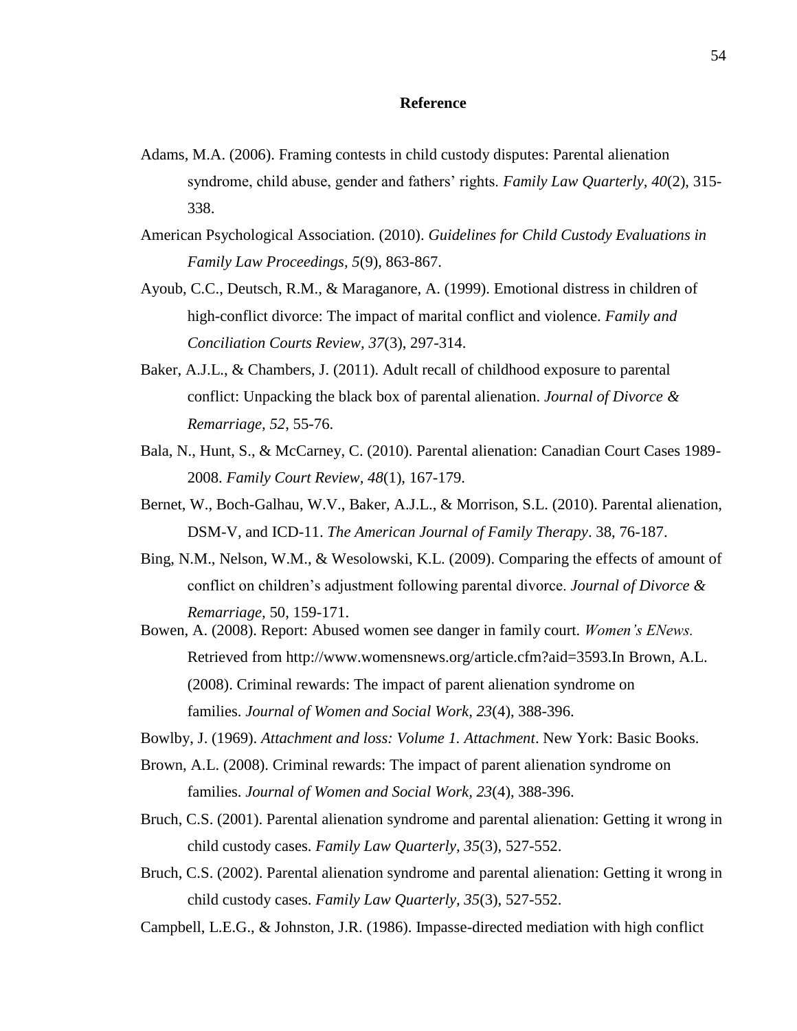## Reference

Adams, M.A. (2006). Framing contests in child custody disputes: Parental alienation syndrome, child abuse, gender and fathers' rights. *Family Law Quarterly, 40*(2), 315-338.

American Psychological Association. (2010). *Guidelines for Child Custody Evaluations in Family Law Proceedings, 5*(9), 863-867.

Ayoub, C.C., Deutsch, R.M., & Maraganore, A. (1999). Emotional distress in children of high-conflict divorce: The impact of marital conflict and violence. *Family and Conciliation Courts Review, 37*(3), 297-314.

Baker, A.J.L., & Chambers, J. (2011). Adult recall of childhood exposure to parental conflict: Unpacking the black box of parental alienation. *Journal of Divorce & Remarriage, 52*, 55-76.

Bala, N., Hunt, S., & McCarney, C. (2010). Parental alienation: Canadian Court Cases 1989-2008. *Family Court Review, 48*(1), 167-179.

Bernet, W., Boch-Galhau, W.V., Baker, A.J.L., & Morrison, S.L. (2010). Parental alienation, DSM-V, and ICD-11. *The American Journal of Family Therapy*. 38, 76-187.

Bing, N.M., Nelson, W.M., & Wesolowski, K.L. (2009). Comparing the effects of amount of conflict on children's adjustment following parental divorce. *Journal of Divorce & Remarriage,* 50, 159-171.

Bowen, A. (2008). Report: Abused women see danger in family court. *Women's ENews.* Retrieved from http://www.womensnews.org/article.cfm?aid=3593.In Brown, A.L. (2008). Criminal rewards: The impact of parent alienation syndrome on families. *Journal of Women and Social Work, 23*(4), 388-396.

Bowlby, J. (1969). *Attachment and loss: Volume 1. Attachment*. New York: Basic Books.

Brown, A.L. (2008). Criminal rewards: The impact of parent alienation syndrome on families. *Journal of Women and Social Work, 23*(4), 388-396.

Bruch, C.S. (2001). Parental alienation syndrome and parental alienation: Getting it wrong in child custody cases. *Family Law Quarterly, 35*(3), 527-552.

Bruch, C.S. (2002). Parental alienation syndrome and parental alienation: Getting it wrong in child custody cases. *Family Law Quarterly, 35*(3), 527-552.

Campbell, L.E.G., & Johnston, J.R. (1986). Impasse-directed mediation with high conflict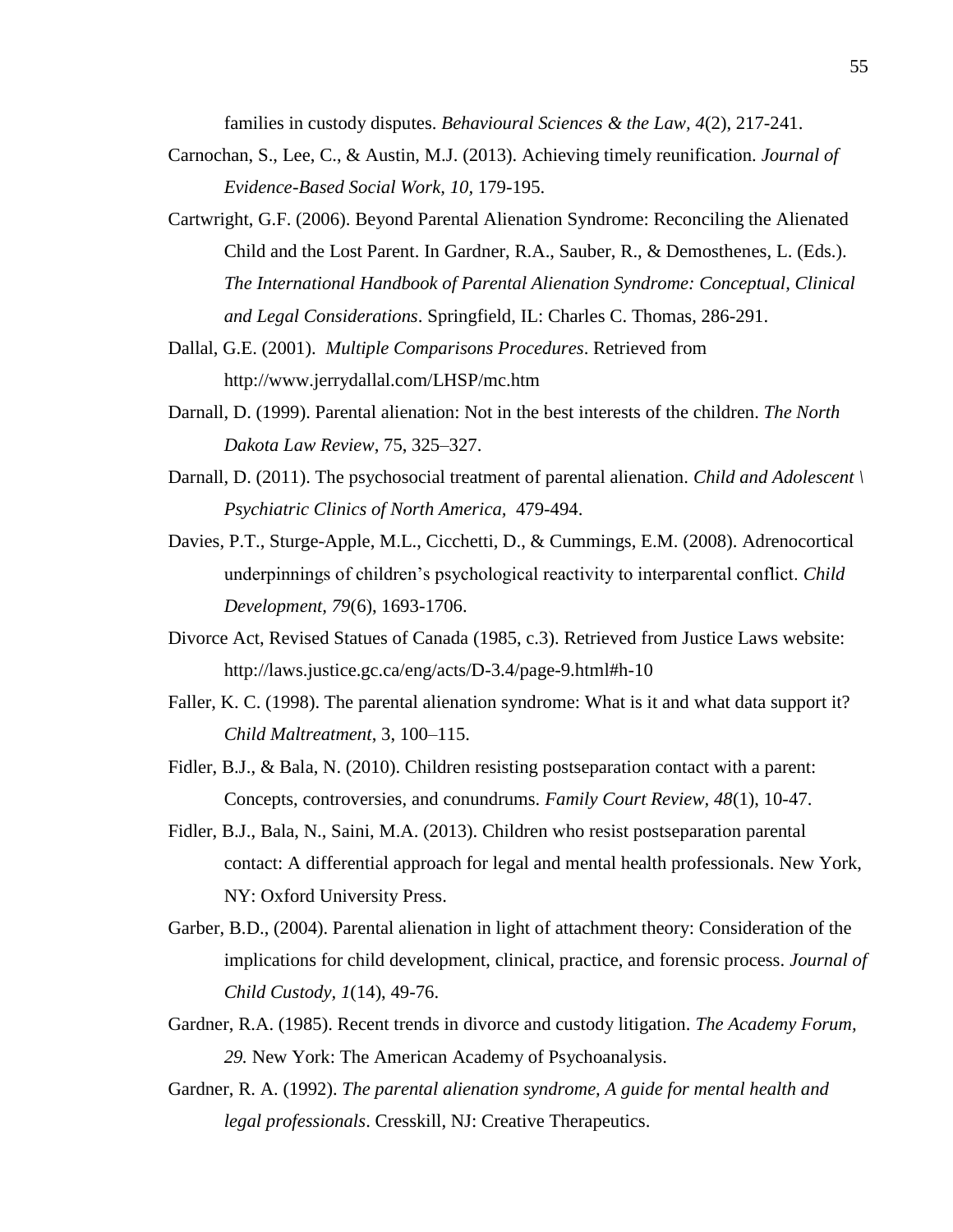families in custody disputes. *Behavioural Sciences & the Law, 4*(2), 217-241.

Carnochan, S., Lee, C., & Austin, M.J. (2013). Achieving timely reunification. *Journal of Evidence-Based Social Work, 10,* 179-195.

Cartwright, G.F. (2006). Beyond Parental Alienation Syndrome: Reconciling the Alienated Child and the Lost Parent. In Gardner, R.A., Sauber, R., & Demosthenes, L. (Eds.). *The International Handbook of Parental Alienation Syndrome: Conceptual, Clinical and Legal Considerations*. Springfield, IL: Charles C. Thomas, 286-291.

Dallal, G.E. (2001). *Multiple Comparisons Procedures*. Retrieved from http://www.jerrydallal.com/LHSP/mc.htm

Darnall, D. (1999). Parental alienation: Not in the best interests of the children. *The North Dakota Law Review*, 75, 325–327.

Darnall, D. (2011). The psychosocial treatment of parental alienation. *Child and Adolescent \ Psychiatric Clinics of North America,* 479-494.

Davies, P.T., Sturge-Apple, M.L., Cicchetti, D., & Cummings, E.M. (2008). Adrenocortical underpinnings of children's psychological reactivity to interparental conflict. *Child Development, 79*(6), 1693-1706.

Divorce Act, Revised Statues of Canada (1985, c.3). Retrieved from Justice Laws website: http://laws.justice.gc.ca/eng/acts/D-3.4/page-9.html#h-10

Faller, K. C. (1998). The parental alienation syndrome: What is it and what data support it? *Child Maltreatment*, 3, 100–115.

Fidler, B.J., & Bala, N. (2010). Children resisting postseparation contact with a parent: Concepts, controversies, and conundrums. *Family Court Review, 48*(1), 10-47.

Fidler, B.J., Bala, N., Saini, M.A. (2013). Children who resist postseparation parental contact: A differential approach for legal and mental health professionals. New York, NY: Oxford University Press.

Garber, B.D., (2004). Parental alienation in light of attachment theory: Consideration of the implications for child development, clinical, practice, and forensic process. *Journal of Child Custody, 1*(14), 49-76.

Gardner, R.A. (1985). Recent trends in divorce and custody litigation. *The Academy Forum, 29.* New York: The American Academy of Psychoanalysis.

Gardner, R. A. (1992). *The parental alienation syndrome, A guide for mental health and legal professionals*. Cresskill, NJ: Creative Therapeutics.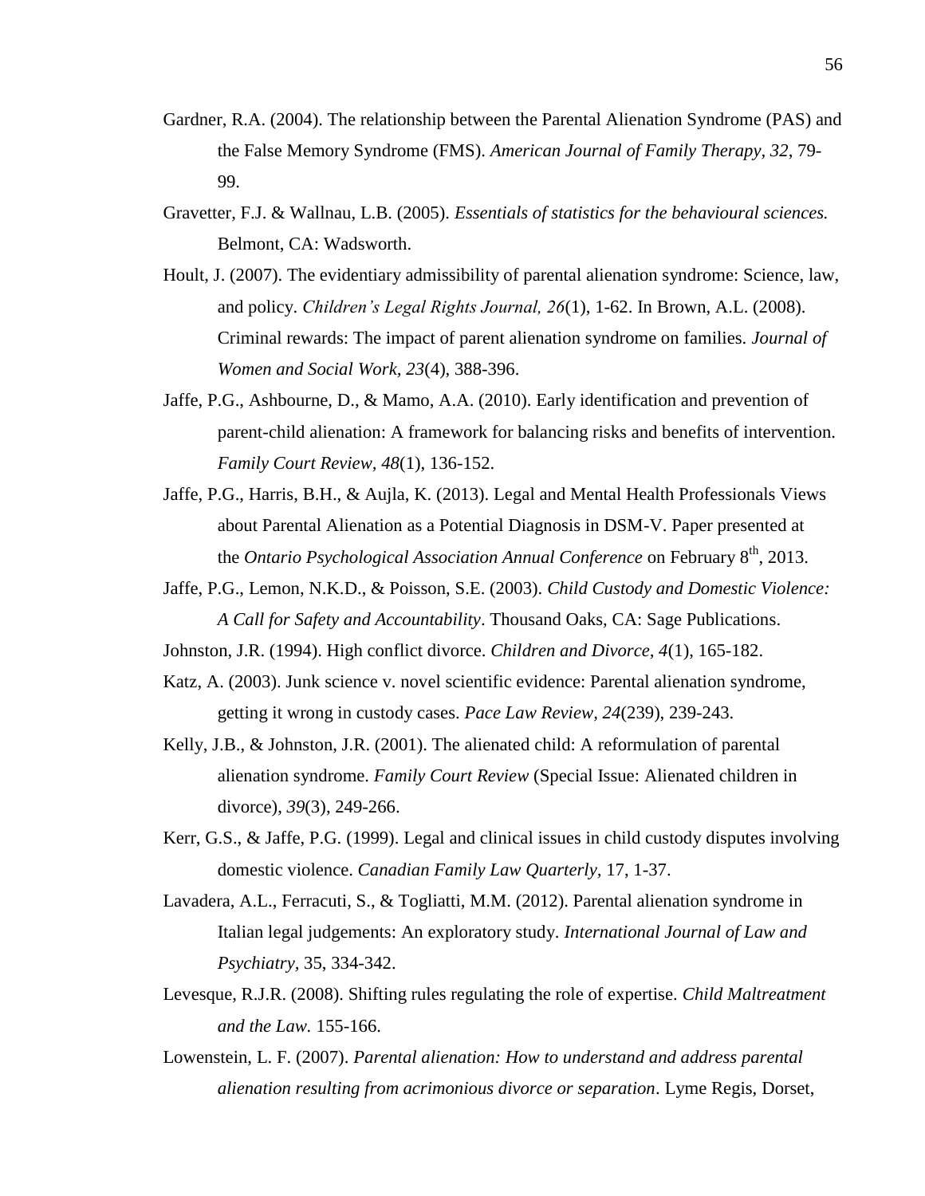Gardner, R.A. (2004). The relationship between the Parental Alienation Syndrome (PAS) and the False Memory Syndrome (FMS). *American Journal of Family Therapy, 32*, 79-99.

Gravetter, F.J. & Wallnau, L.B. (2005). *Essentials of statistics for the behavioural sciences.* Belmont, CA: Wadsworth.

Hoult, J. (2007). The evidentiary admissibility of parental alienation syndrome: Science, law, and policy. *Children's Legal Rights Journal, 26*(1), 1-62. In Brown, A.L. (2008). Criminal rewards: The impact of parent alienation syndrome on families. *Journal of Women and Social Work, 23*(4), 388-396.

Jaffe, P.G., Ashbourne, D., & Mamo, A.A. (2010). Early identification and prevention of parent-child alienation: A framework for balancing risks and benefits of intervention. *Family Court Review, 48*(1), 136-152.

Jaffe, P.G., Harris, B.H., & Aujla, K. (2013). Legal and Mental Health Professionals Views about Parental Alienation as a Potential Diagnosis in DSM-V. Paper presented at the *Ontario Psychological Association Annual Conference* on February 8th, 2013.

Jaffe, P.G., Lemon, N.K.D., & Poisson, S.E. (2003). *Child Custody and Domestic Violence: A Call for Safety and Accountability*. Thousand Oaks, CA: Sage Publications.

Johnston, J.R. (1994). High conflict divorce. *Children and Divorce, 4*(1), 165-182.

Katz, A. (2003). Junk science v. novel scientific evidence: Parental alienation syndrome, getting it wrong in custody cases. *Pace Law Review, 24*(239), 239-243.

Kelly, J.B., & Johnston, J.R. (2001). The alienated child: A reformulation of parental alienation syndrome. *Family Court Review* (Special Issue: Alienated children in divorce), *39*(3), 249-266.

Kerr, G.S., & Jaffe, P.G. (1999). Legal and clinical issues in child custody disputes involving domestic violence. *Canadian Family Law Quarterly*, 17, 1-37.

Lavadera, A.L., Ferracuti, S., & Togliatti, M.M. (2012). Parental alienation syndrome in Italian legal judgements: An exploratory study. *International Journal of Law and Psychiatry*, 35, 334-342.

Levesque, R.J.R. (2008). Shifting rules regulating the role of expertise. *Child Maltreatment and the Law.* 155-166.

Lowenstein, L. F. (2007). *Parental alienation: How to understand and address parental alienation resulting from acrimonious divorce or separation*. Lyme Regis, Dorset,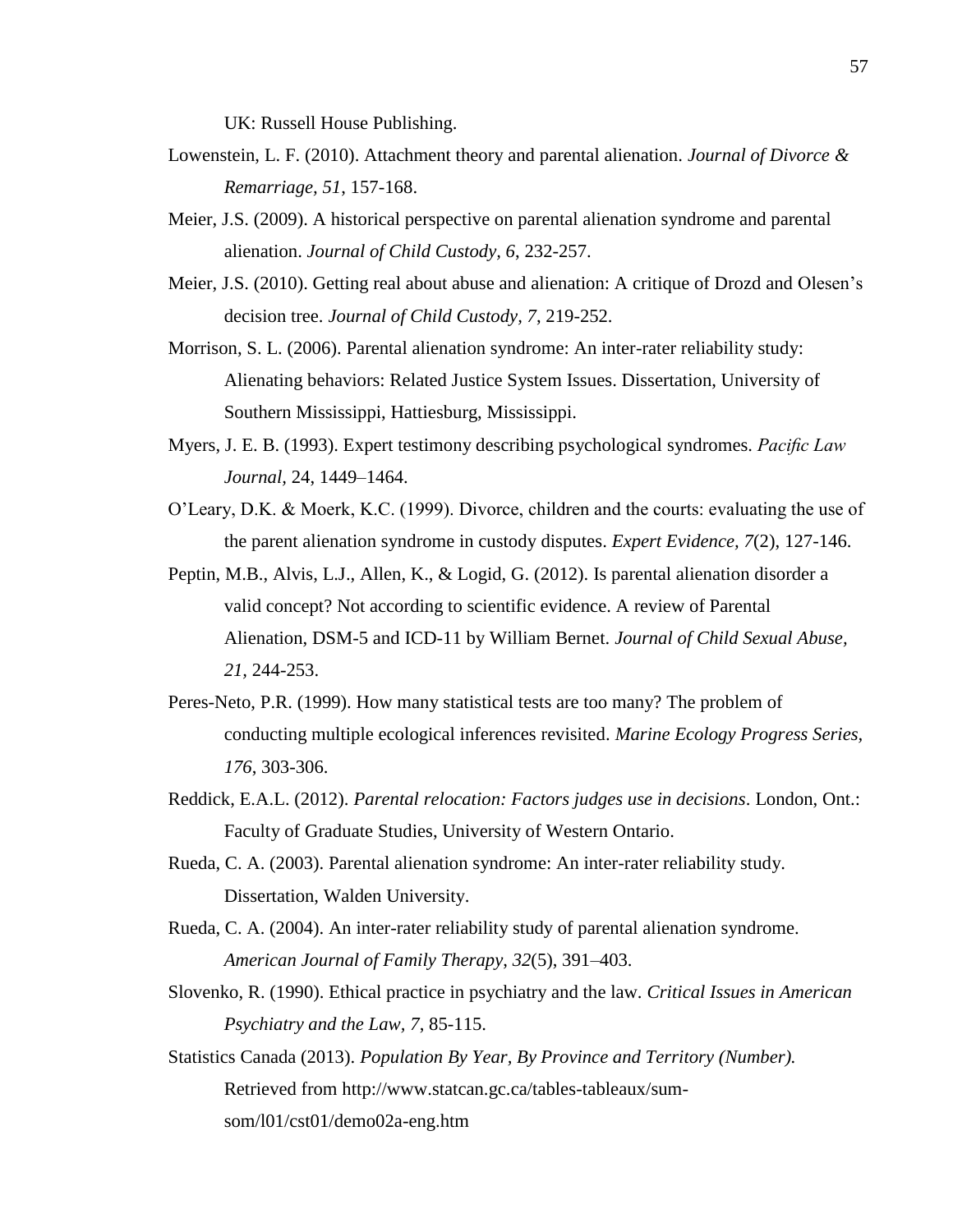UK: Russell House Publishing.

Lowenstein, L. F. (2010). Attachment theory and parental alienation. *Journal of Divorce & Remarriage, 51*, 157-168.

Meier, J.S. (2009). A historical perspective on parental alienation syndrome and parental alienation. *Journal of Child Custody, 6*, 232-257.

Meier, J.S. (2010). Getting real about abuse and alienation: A critique of Drozd and Olesen's decision tree. *Journal of Child Custody, 7*, 219-252.

Morrison, S. L. (2006). Parental alienation syndrome: An inter-rater reliability study: Alienating behaviors: Related Justice System Issues. Dissertation, University of Southern Mississippi, Hattiesburg, Mississippi.

Myers, J. E. B. (1993). Expert testimony describing psychological syndromes. *Pacific Law Journal*, 24, 1449–1464.

O'Leary, D.K. & Moerk, K.C. (1999). Divorce, children and the courts: evaluating the use of the parent alienation syndrome in custody disputes. *Expert Evidence, 7*(2), 127-146.

Peptin, M.B., Alvis, L.J., Allen, K., & Logid, G. (2012). Is parental alienation disorder a valid concept? Not according to scientific evidence. A review of Parental Alienation, DSM-5 and ICD-11 by William Bernet. *Journal of Child Sexual Abuse, 21*, 244-253.

Peres-Neto, P.R. (1999). How many statistical tests are too many? The problem of conducting multiple ecological inferences revisited. *Marine Ecology Progress Series, 176*, 303-306.

Reddick, E.A.L. (2012). *Parental relocation: Factors judges use in decisions*. London, Ont.: Faculty of Graduate Studies, University of Western Ontario.

Rueda, C. A. (2003). Parental alienation syndrome: An inter-rater reliability study. Dissertation, Walden University.

Rueda, C. A. (2004). An inter-rater reliability study of parental alienation syndrome. *American Journal of Family Therapy, 32*(5), 391–403.

Slovenko, R. (1990). Ethical practice in psychiatry and the law. *Critical Issues in American Psychiatry and the Law, 7*, 85-115.

Statistics Canada (2013). *Population By Year, By Province and Territory (Number).* Retrieved from http://www.statcan.gc.ca/tables-tableaux/sum-som/l01/cst01/demo02a-eng.htm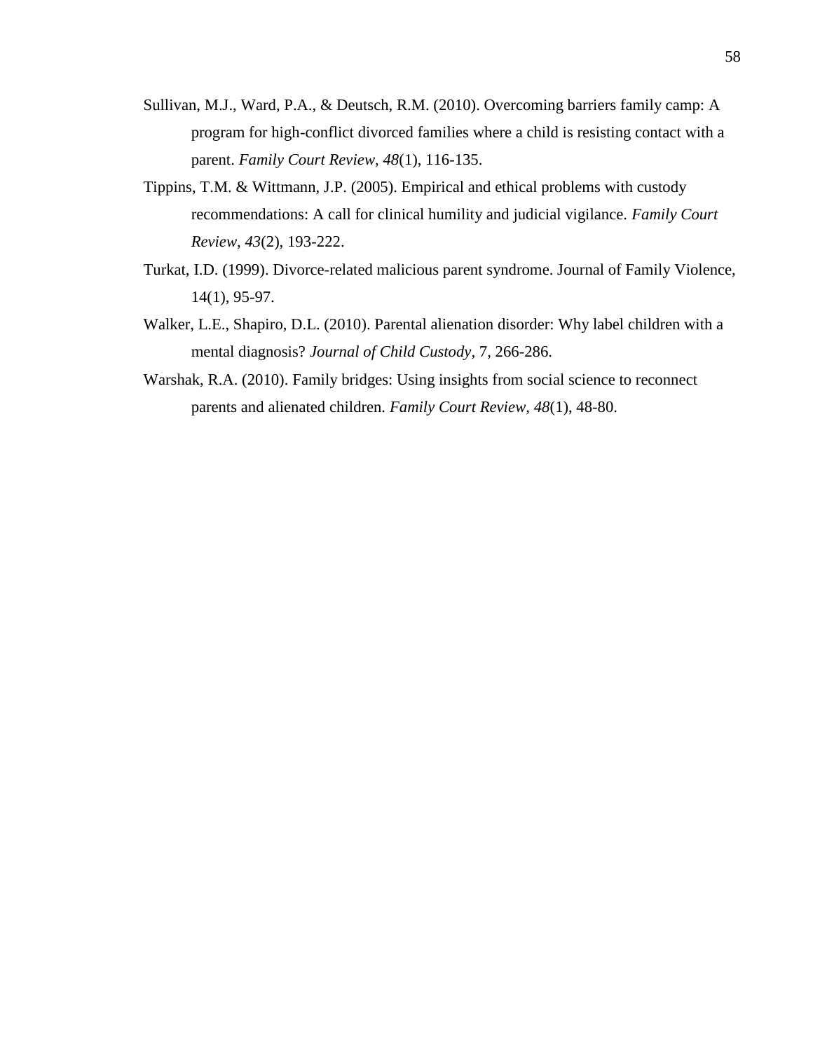Sullivan, M.J., Ward, P.A., & Deutsch, R.M. (2010). Overcoming barriers family camp: A program for high-conflict divorced families where a child is resisting contact with a parent. *Family Court Review*, *48*(1), 116-135.

Tippins, T.M. & Wittmann, J.P. (2005). Empirical and ethical problems with custody recommendations: A call for clinical humility and judicial vigilance. *Family Court Review, 43*(2), 193-222.

Turkat, I.D. (1999). Divorce-related malicious parent syndrome. Journal of Family Violence, 14(1), 95-97.

Walker, L.E., Shapiro, D.L. (2010). Parental alienation disorder: Why label children with a mental diagnosis? *Journal of Child Custody,* 7, 266-286.

Warshak, R.A. (2010). Family bridges: Using insights from social science to reconnect parents and alienated children. *Family Court Review, 48*(1), 48-80.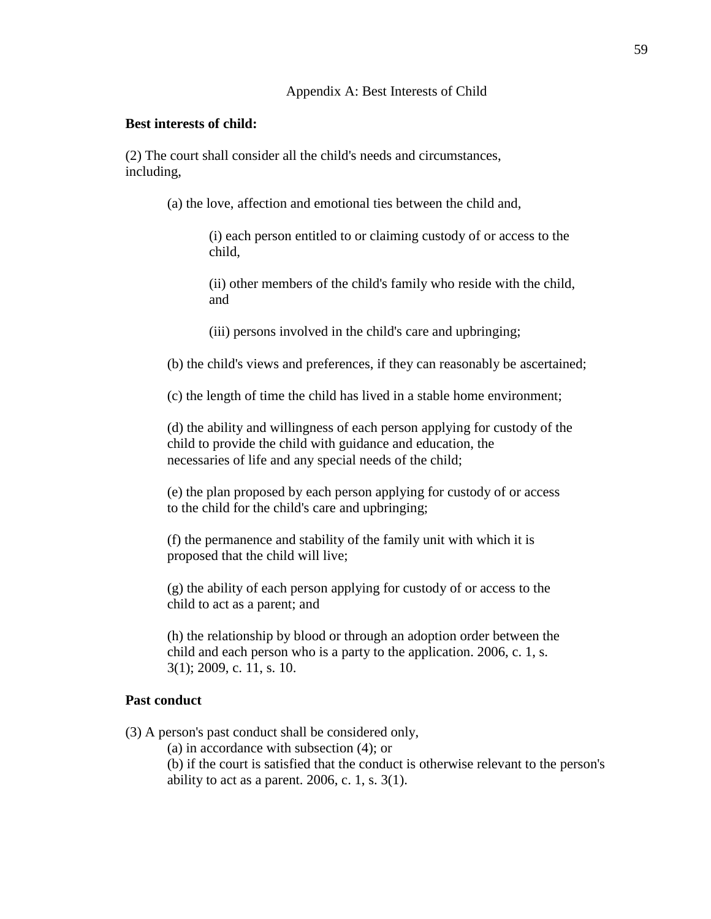Appendix A: Best Interests of Child

**Best interests of child:**

(2) The court shall consider all the child's needs and circumstances, including,

(a) the love, affection and emotional ties between the child and,

(i) each person entitled to or claiming custody of or access to the child,

(ii) other members of the child's family who reside with the child, and

(iii) persons involved in the child's care and upbringing;

(b) the child's views and preferences, if they can reasonably be ascertained;

(c) the length of time the child has lived in a stable home environment;

(d) the ability and willingness of each person applying for custody of the child to provide the child with guidance and education, the necessaries of life and any special needs of the child;

(e) the plan proposed by each person applying for custody of or access to the child for the child's care and upbringing;

(f) the permanence and stability of the family unit with which it is proposed that the child will live;

(g) the ability of each person applying for custody of or access to the child to act as a parent; and

(h) the relationship by blood or through an adoption order between the child and each person who is a party to the application. 2006, c. 1, s. 3(1); 2009, c. 11, s. 10.

**Past conduct**

(3) A person's past conduct shall be considered only,

(a) in accordance with subsection (4); or

(b) if the court is satisfied that the conduct is otherwise relevant to the person's ability to act as a parent. 2006, c. 1, s. 3(1).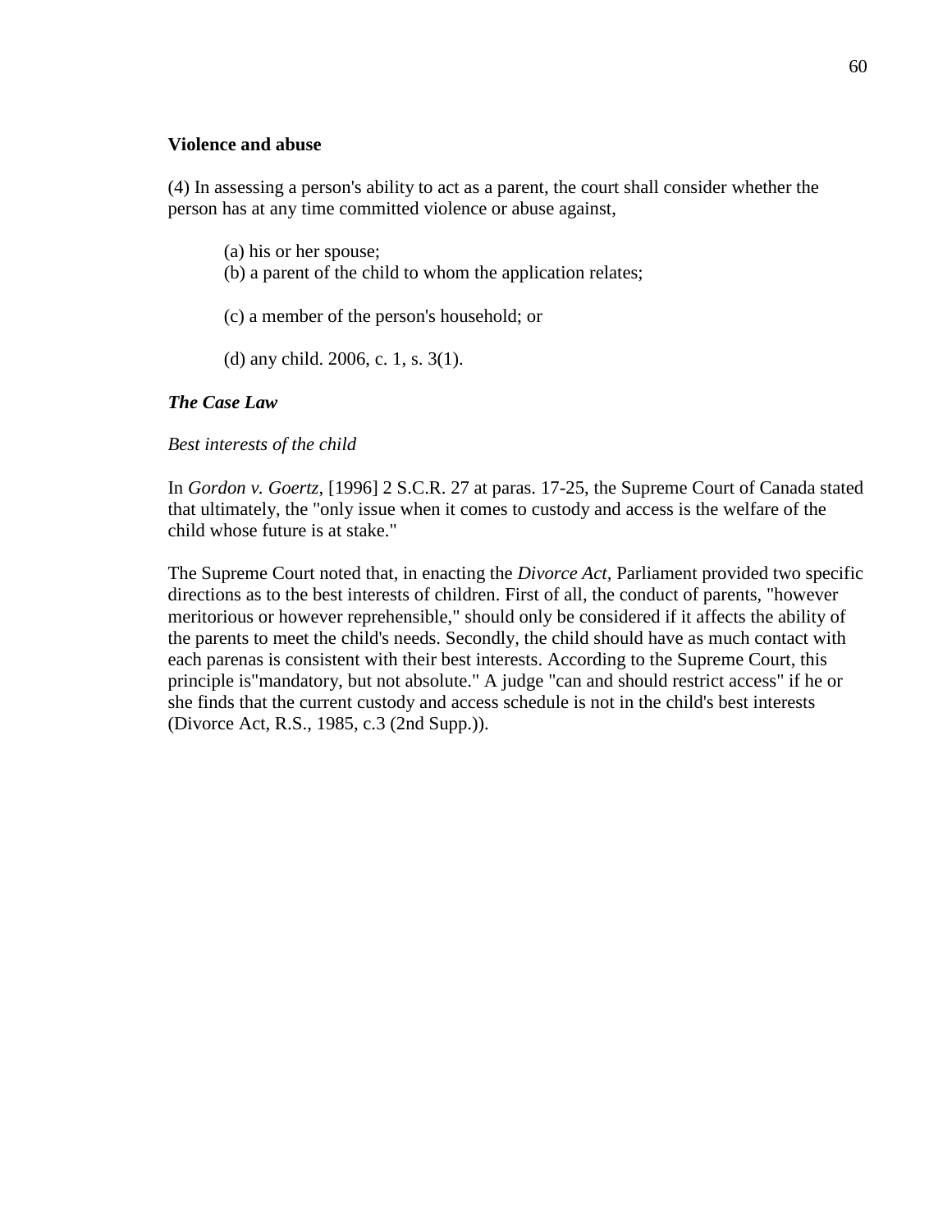**Violence and abuse**

(4) In assessing a person's ability to act as a parent, the court shall consider whether the person has at any time committed violence or abuse against,

(a) his or her spouse;
(b) a parent of the child to whom the application relates;

(c) a member of the person's household; or

(d) any child. 2006, c. 1, s. 3(1).

***The Case Law***

*Best interests of the child*

In *Gordon v. Goertz,* [1996] 2 S.C.R. 27 at paras. 17-25, the Supreme Court of Canada stated that ultimately, the "only issue when it comes to custody and access is the welfare of the child whose future is at stake."

The Supreme Court noted that, in enacting the *Divorce Act,* Parliament provided two specific directions as to the best interests of children. First of all, the conduct of parents, "however meritorious or however reprehensible," should only be considered if it affects the ability of the parents to meet the child's needs. Secondly, the child should have as much contact with each parenas is consistent with their best interests. According to the Supreme Court, this principle is"mandatory, but not absolute." A judge "can and should restrict access" if he or she finds that the current custody and access schedule is not in the child's best interests (Divorce Act, R.S., 1985, c.3 (2nd Supp.)).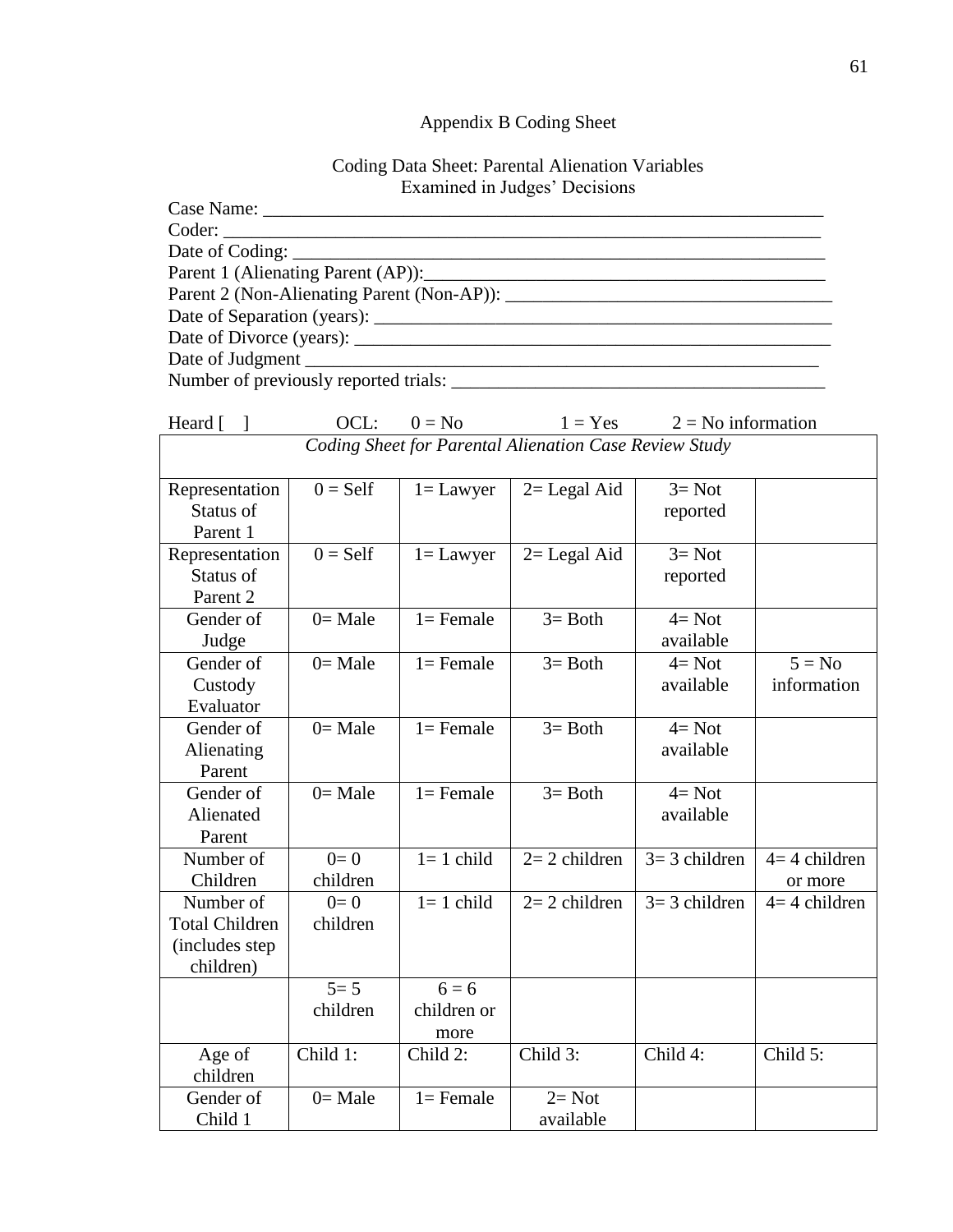Appendix B Coding Sheet

Coding Data Sheet: Parental Alienation Variables
Examined in Judges' Decisions

Case Name: ___________________________________________________________
Coder: _______________________________________________________________
Date of Coding: _______________________________________________________
Parent 1 (Alienating Parent (AP)):_________________________________________
Parent 2 (Non-Alienating Parent (Non-AP)): __________________________________
Date of Separation (years): ______________________________________________
Date of Divorce (years): ________________________________________________
Date of Judgment _____________________________________________________
Number of previously reported trials: ______________________________________

Heard [ ] OCL: 0 = No 1 = Yes 2 = No information

| *Coding Sheet for Parental Alienation Case Review Study* | | | | | |
|---|---|---|---|---|---|
| Representation Status of Parent 1 | 0 = Self | 1= Lawyer | 2= Legal Aid | 3= Not reported | |
| Representation Status of Parent 2 | 0 = Self | 1= Lawyer | 2= Legal Aid | 3= Not reported | |
| Gender of Judge | 0= Male | 1= Female | 3= Both | 4= Not available | |
| Gender of Custody Evaluator | 0= Male | 1= Female | 3= Both | 4= Not available | 5 = No information |
| Gender of Alienating Parent | 0= Male | 1= Female | 3= Both | 4= Not available | |
| Gender of Alienated Parent | 0= Male | 1= Female | 3= Both | 4= Not available | |
| Number of Children | 0= 0 children | 1= 1 child | 2= 2 children | 3= 3 children | 4= 4 children or more |
| Number of Total Children (includes step children) | 0= 0 children | 1= 1 child | 2= 2 children | 3= 3 children | 4= 4 children |
| | 5= 5 children | 6 = 6 children or more | | | |
| Age of children | Child 1: | Child 2: | Child 3: | Child 4: | Child 5: |
| Gender of Child 1 | 0= Male | 1= Female | 2= Not available | | |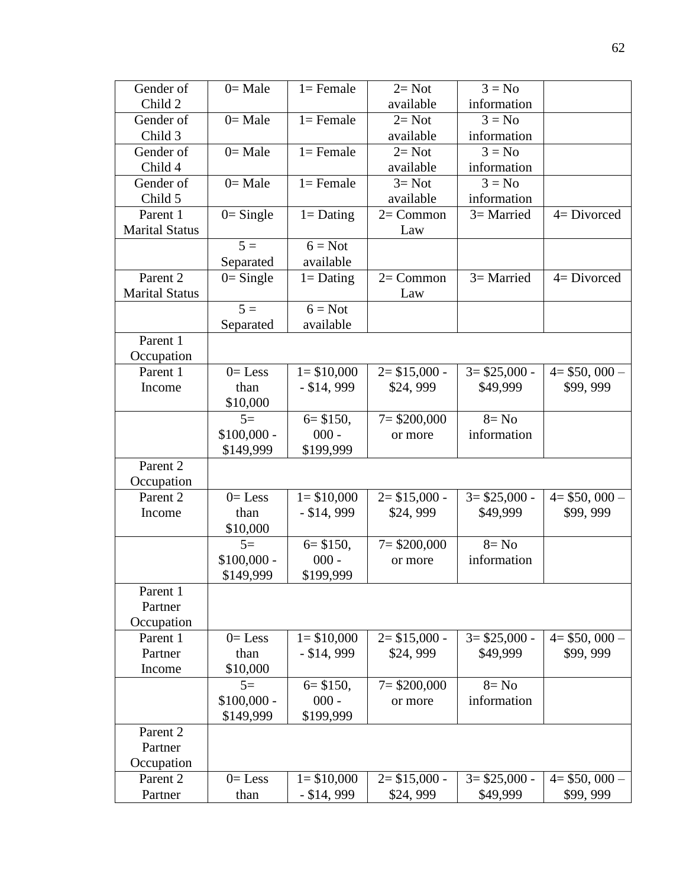| Gender of Child 2 | 0= Male | 1= Female | 2= Not available | 3 = No information | |
|---|---|---|---|---|---|
| Gender of Child 3 | 0= Male | 1= Female | 2= Not available | 3 = No information | |
| Gender of Child 4 | 0= Male | 1= Female | 2= Not available | 3 = No information | |
| Gender of Child 5 | 0= Male | 1= Female | 3= Not available | 3 = No information | |
| Parent 1 Marital Status | 0= Single | 1= Dating | 2= Common Law | 3= Married | 4= Divorced |
| | 5 = Separated | 6 = Not available | | | |
| Parent 2 Marital Status | 0= Single | 1= Dating | 2= Common Law | 3= Married | 4= Divorced |
| | 5 = Separated | 6 = Not available | | | |
| Parent 1 Occupation | | | | | |
| Parent 1 Income | 0= Less than $10,000 | 1= $10,000 - $14, 999 | 2= $15,000 - $24, 999 | 3= $25,000 - $49,999 | 4= $50, 000 – $99, 999 |
| | 5= $100,000 - $149,999 | 6= $150, 000 - $199,999 | 7= $200,000 or more | 8= No information | |
| Parent 2 Occupation | | | | | |
| Parent 2 Income | 0= Less than $10,000 | 1= $10,000 - $14, 999 | 2= $15,000 - $24, 999 | 3= $25,000 - $49,999 | 4= $50, 000 – $99, 999 |
| | 5= $100,000 - $149,999 | 6= $150, 000 - $199,999 | 7= $200,000 or more | 8= No information | |
| Parent 1 Partner Occupation | | | | | |
| Parent 1 Partner Income | 0= Less than $10,000 | 1= $10,000 - $14, 999 | 2= $15,000 - $24, 999 | 3= $25,000 - $49,999 | 4= $50, 000 – $99, 999 |
| | 5= $100,000 - $149,999 | 6= $150, 000 - $199,999 | 7= $200,000 or more | 8= No information | |
| Parent 2 Partner Occupation | | | | | |
| Parent 2 Partner | 0= Less than | 1= $10,000 - $14, 999 | 2= $15,000 - $24, 999 | 3= $25,000 - $49,999 | 4= $50, 000 – $99, 999 |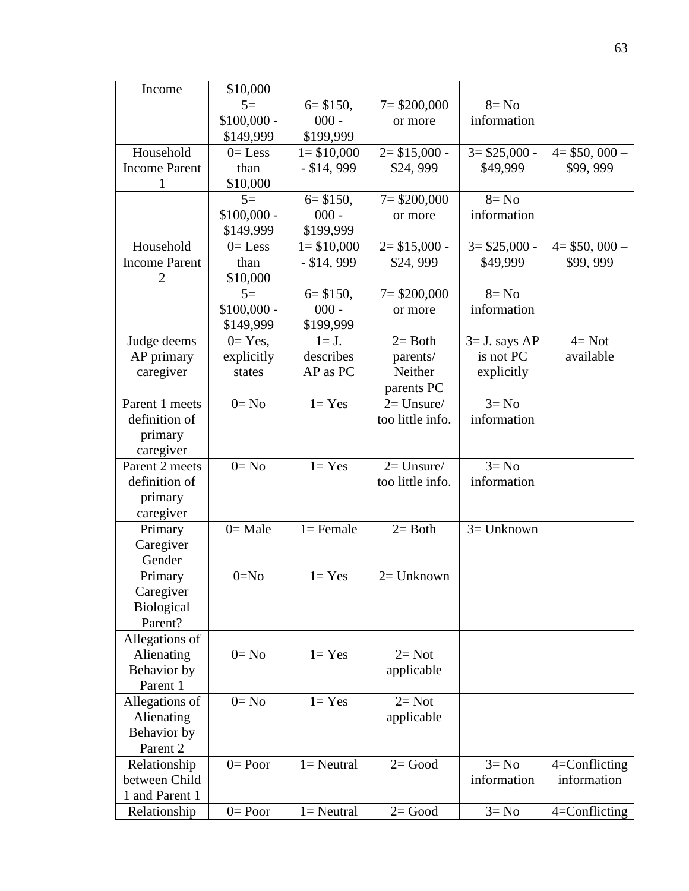| Income | $10,000 | | | | |
|---|---|---|---|---|---|
| | 5= $100,000 - $149,999 | 6= $150, 000 - $199,999 | 7= $200,000 or more | 8= No information | |
| Household Income Parent 1 | 0= Less than $10,000 | 1= $10,000 - $14, 999 | 2= $15,000 - $24, 999 | 3= $25,000 - $49,999 | 4= $50, 000 – $99, 999 |
| | 5= $100,000 - $149,999 | 6= $150, 000 - $199,999 | 7= $200,000 or more | 8= No information | |
| Household Income Parent 2 | 0= Less than $10,000 | 1= $10,000 - $14, 999 | 2= $15,000 - $24, 999 | 3= $25,000 - $49,999 | 4= $50, 000 – $99, 999 |
| | 5= $100,000 - $149,999 | 6= $150, 000 - $199,999 | 7= $200,000 or more | 8= No information | |
| Judge deems AP primary caregiver | 0= Yes, explicitly states | 1= J. describes AP as PC | 2= Both parents/ Neither parents PC | 3= J. says AP is not PC explicitly | 4= Not available |
| Parent 1 meets definition of primary caregiver | 0= No | 1= Yes | 2= Unsure/ too little info. | 3= No information | |
| Parent 2 meets definition of primary caregiver | 0= No | 1= Yes | 2= Unsure/ too little info. | 3= No information | |
| Primary Caregiver Gender | 0= Male | 1= Female | 2= Both | 3= Unknown | |
| Primary Caregiver Biological Parent? | 0=No | 1= Yes | 2= Unknown | | |
| Allegations of Alienating Behavior by Parent 1 | 0= No | 1= Yes | 2= Not applicable | | |
| Allegations of Alienating Behavior by Parent 2 | 0= No | 1= Yes | 2= Not applicable | | |
| Relationship between Child 1 and Parent 1 | 0= Poor | 1= Neutral | 2= Good | 3= No information | 4=Conflicting information |
| Relationship | 0= Poor | 1= Neutral | 2= Good | 3= No | 4=Conflicting |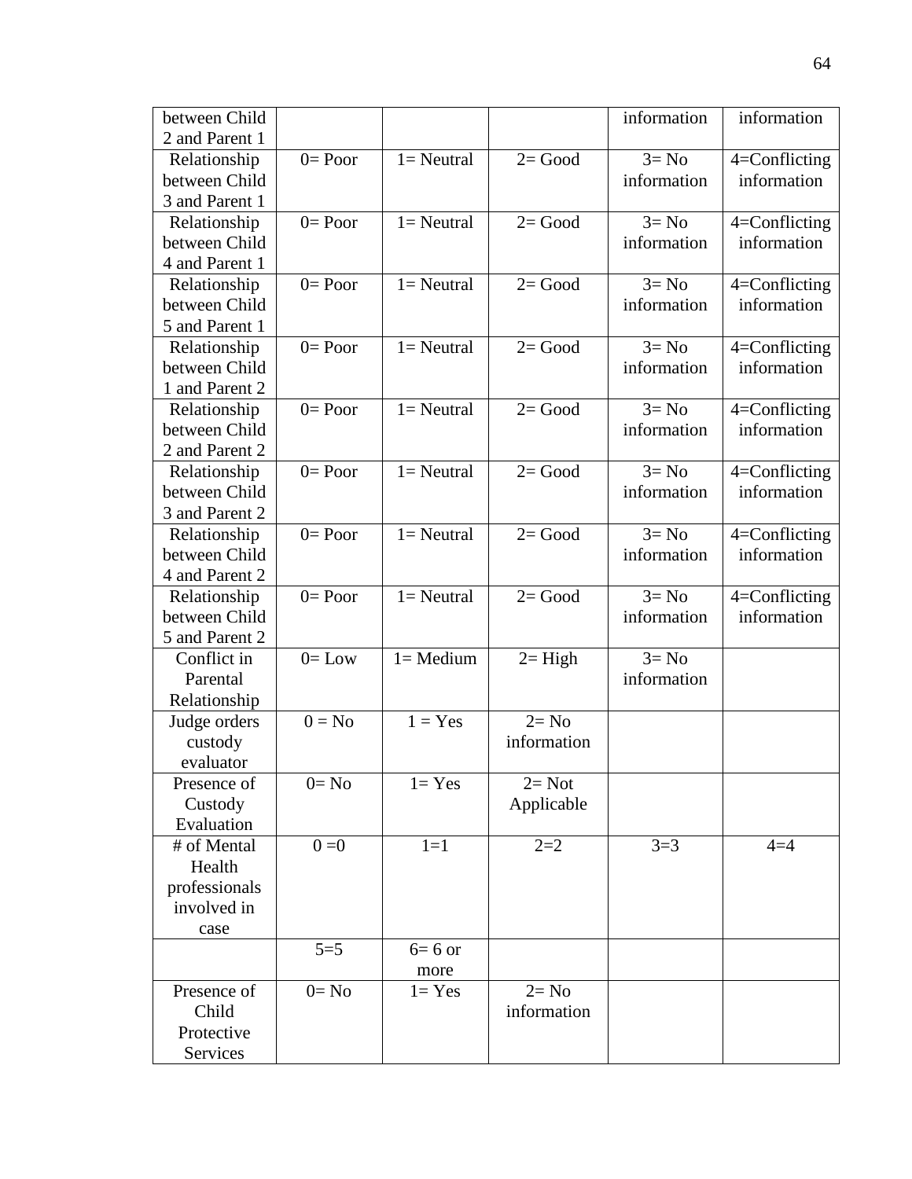| between Child 2 and Parent 1 | | | | information | information |
|---|---|---|---|---|---|
| Relationship between Child 3 and Parent 1 | 0= Poor | 1= Neutral | 2= Good | 3= No information | 4=Conflicting information |
| Relationship between Child 4 and Parent 1 | 0= Poor | 1= Neutral | 2= Good | 3= No information | 4=Conflicting information |
| Relationship between Child 5 and Parent 1 | 0= Poor | 1= Neutral | 2= Good | 3= No information | 4=Conflicting information |
| Relationship between Child 1 and Parent 2 | 0= Poor | 1= Neutral | 2= Good | 3= No information | 4=Conflicting information |
| Relationship between Child 2 and Parent 2 | 0= Poor | 1= Neutral | 2= Good | 3= No information | 4=Conflicting information |
| Relationship between Child 3 and Parent 2 | 0= Poor | 1= Neutral | 2= Good | 3= No information | 4=Conflicting information |
| Relationship between Child 4 and Parent 2 | 0= Poor | 1= Neutral | 2= Good | 3= No information | 4=Conflicting information |
| Relationship between Child 5 and Parent 2 | 0= Poor | 1= Neutral | 2= Good | 3= No information | 4=Conflicting information |
| Conflict in Parental Relationship | 0= Low | 1= Medium | 2= High | 3= No information | |
| Judge orders custody evaluator | 0 = No | 1 = Yes | 2= No information | | |
| Presence of Custody Evaluation | 0= No | 1= Yes | 2= Not Applicable | | |
| # of Mental Health professionals involved in case | 0 =0 | 1=1 | 2=2 | 3=3 | 4=4 |
| | 5=5 | 6= 6 or more | | | |
| Presence of Child Protective Services | 0= No | 1= Yes | 2= No information | | |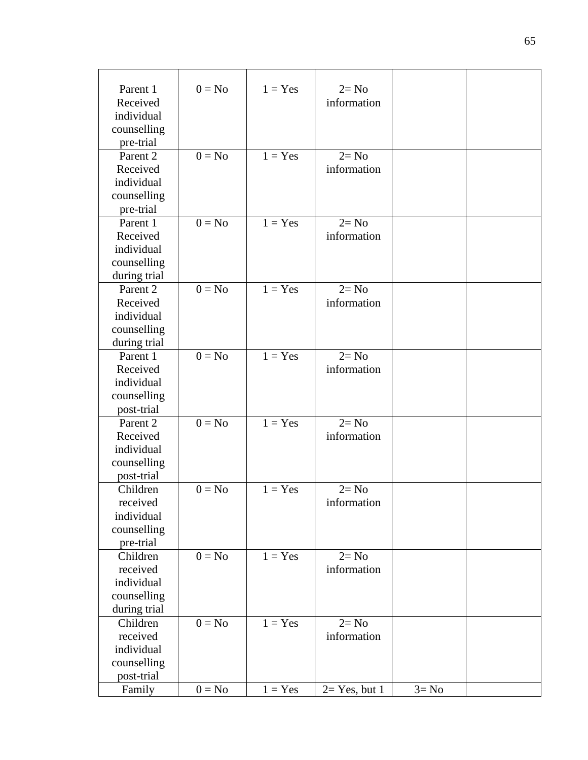| Parent 1 Received individual counselling pre-trial | 0 = No | 1 = Yes | 2= No information | | |
|---|---|---|---|---|---|
| Parent 2 Received individual counselling pre-trial | 0 = No | 1 = Yes | 2= No information | | |
| Parent 1 Received individual counselling during trial | 0 = No | 1 = Yes | 2= No information | | |
| Parent 2 Received individual counselling during trial | 0 = No | 1 = Yes | 2= No information | | |
| Parent 1 Received individual counselling post-trial | 0 = No | 1 = Yes | 2= No information | | |
| Parent 2 Received individual counselling post-trial | 0 = No | 1 = Yes | 2= No information | | |
| Children received individual counselling pre-trial | 0 = No | 1 = Yes | 2= No information | | |
| Children received individual counselling during trial | 0 = No | 1 = Yes | 2= No information | | |
| Children received individual counselling post-trial | 0 = No | 1 = Yes | 2= No information | | |
| Family | 0 = No | 1 = Yes | 2= Yes, but 1 | 3= No | |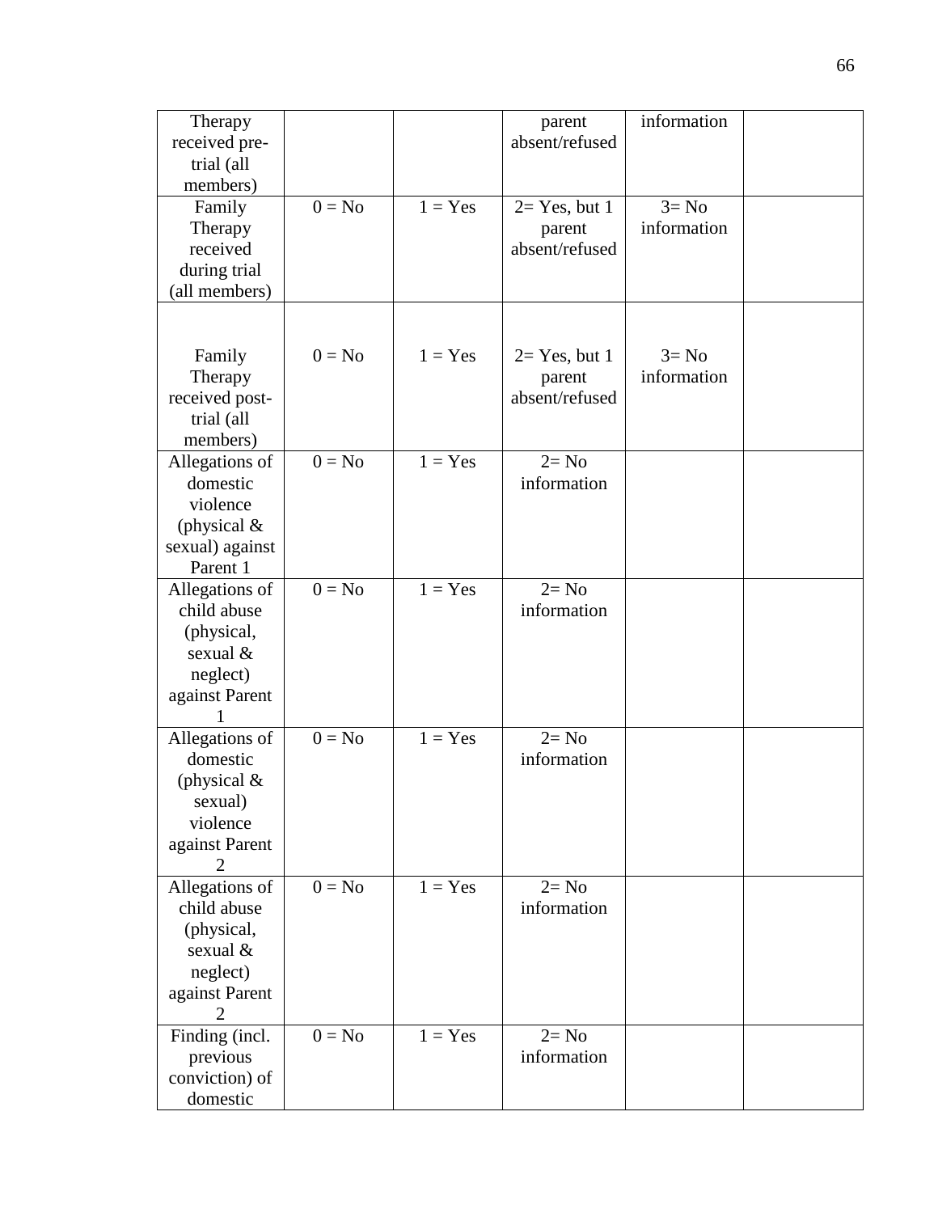| Therapy received pre-trial (all members) | | | parent absent/refused | information | |
|---|---|---|---|---|---|
| Family Therapy received during trial (all members) | 0 = No | 1 = Yes | 2= Yes, but 1 parent absent/refused | 3= No information | |
| Family Therapy received post-trial (all members) | 0 = No | 1 = Yes | 2= Yes, but 1 parent absent/refused | 3= No information | |
| Allegations of domestic violence (physical & sexual) against Parent 1 | 0 = No | 1 = Yes | 2= No information | | |
| Allegations of child abuse (physical, sexual & neglect) against Parent 1 | 0 = No | 1 = Yes | 2= No information | | |
| Allegations of domestic (physical & sexual) violence against Parent 2 | 0 = No | 1 = Yes | 2= No information | | |
| Allegations of child abuse (physical, sexual & neglect) against Parent 2 | 0 = No | 1 = Yes | 2= No information | | |
| Finding (incl. previous conviction) of domestic | 0 = No | 1 = Yes | 2= No information | | |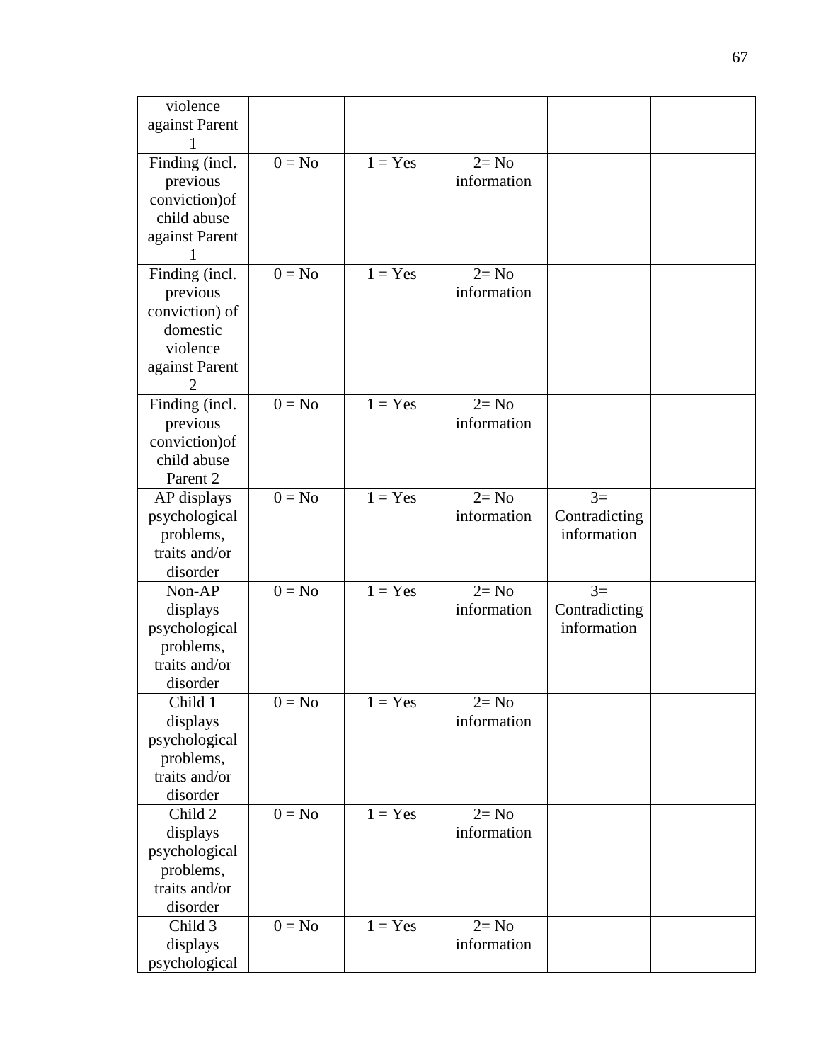| violence against Parent 1 | | | | | |
|---|---|---|---|---|---|
| Finding (incl. previous conviction)of child abuse against Parent 1 | 0 = No | 1 = Yes | 2= No information | | |
| Finding (incl. previous conviction) of domestic violence against Parent 2 | 0 = No | 1 = Yes | 2= No information | | |
| Finding (incl. previous conviction)of child abuse Parent 2 | 0 = No | 1 = Yes | 2= No information | | |
| AP displays psychological problems, traits and/or disorder | 0 = No | 1 = Yes | 2= No information | 3= Contradicting information | |
| Non-AP displays psychological problems, traits and/or disorder | 0 = No | 1 = Yes | 2= No information | 3= Contradicting information | |
| Child 1 displays psychological problems, traits and/or disorder | 0 = No | 1 = Yes | 2= No information | | |
| Child 2 displays psychological problems, traits and/or disorder | 0 = No | 1 = Yes | 2= No information | | |
| Child 3 displays psychological | 0 = No | 1 = Yes | 2= No information | | |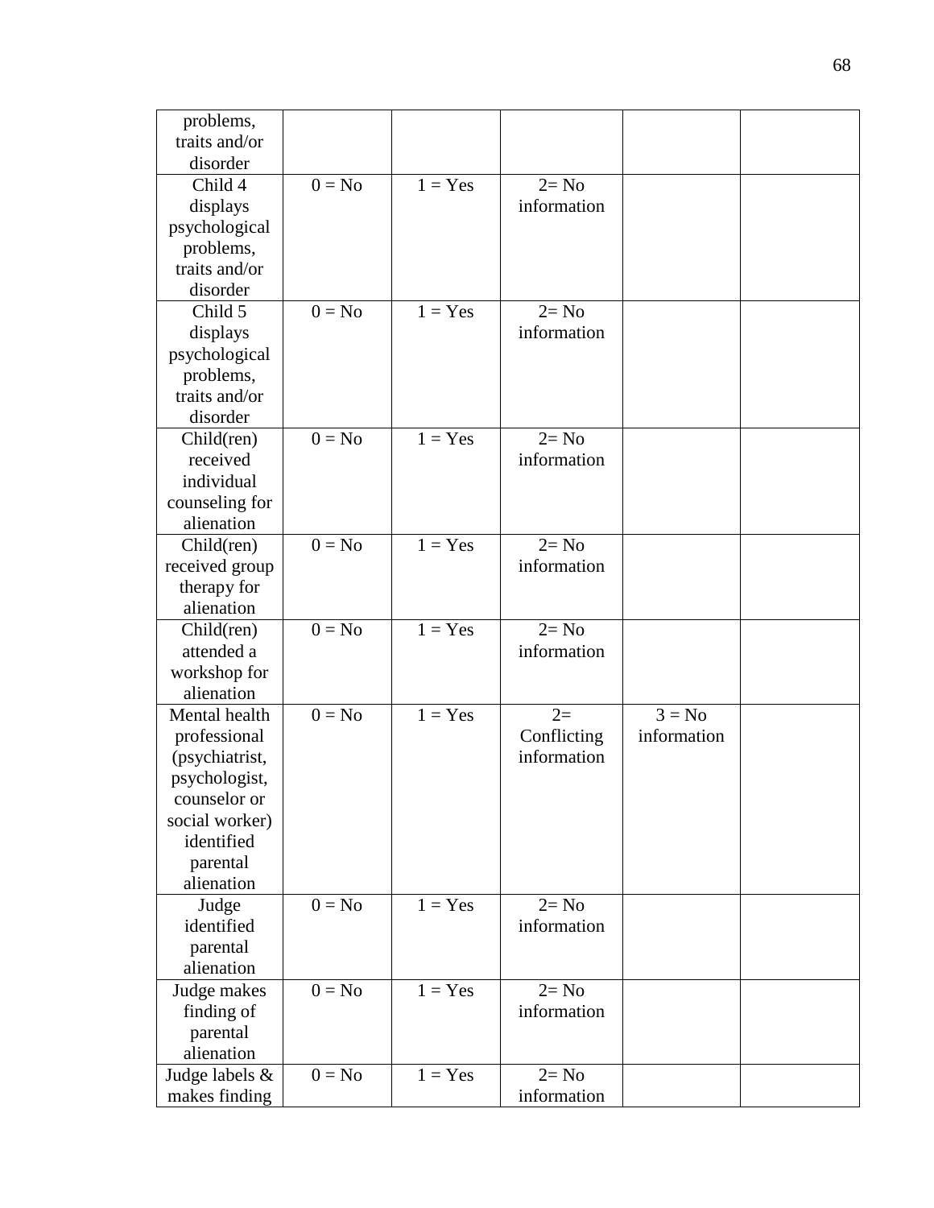| problems, traits and/or disorder | | | | | |
|---|---|---|---|---|---|
| Child 4 displays psychological problems, traits and/or disorder | 0 = No | 1 = Yes | 2= No information | | |
| Child 5 displays psychological problems, traits and/or disorder | 0 = No | 1 = Yes | 2= No information | | |
| Child(ren) received individual counseling for alienation | 0 = No | 1 = Yes | 2= No information | | |
| Child(ren) received group therapy for alienation | 0 = No | 1 = Yes | 2= No information | | |
| Child(ren) attended a workshop for alienation | 0 = No | 1 = Yes | 2= No information | | |
| Mental health professional (psychiatrist, psychologist, counselor or social worker) identified parental alienation | 0 = No | 1 = Yes | 2= Conflicting information | 3 = No information | |
| Judge identified parental alienation | 0 = No | 1 = Yes | 2= No information | | |
| Judge makes finding of parental alienation | 0 = No | 1 = Yes | 2= No information | | |
| Judge labels & makes finding | 0 = No | 1 = Yes | 2= No information | | |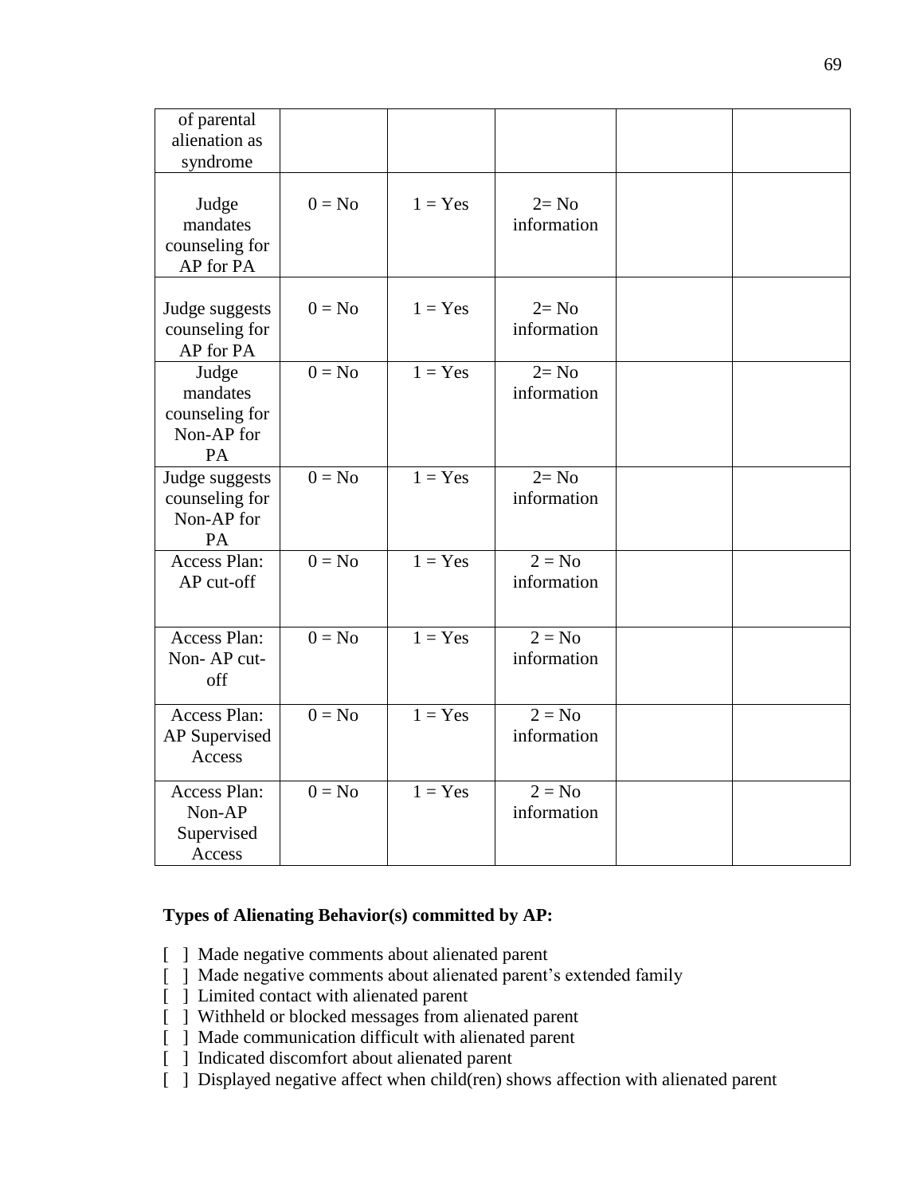| of parental alienation as syndrome | | | | | |
|---|---|---|---|---|---|
| Judge mandates counseling for AP for PA | 0 = No | 1 = Yes | 2= No information | | |
| Judge suggests counseling for AP for PA | 0 = No | 1 = Yes | 2= No information | | |
| Judge mandates counseling for Non-AP for PA | 0 = No | 1 = Yes | 2= No information | | |
| Judge suggests counseling for Non-AP for PA | 0 = No | 1 = Yes | 2= No information | | |
| Access Plan: AP cut-off | 0 = No | 1 = Yes | 2 = No information | | |
| Access Plan: Non- AP cut-off | 0 = No | 1 = Yes | 2 = No information | | |
| Access Plan: AP Supervised Access | 0 = No | 1 = Yes | 2 = No information | | |
| Access Plan: Non-AP Supervised Access | 0 = No | 1 = Yes | 2 = No information | | |

**Types of Alienating Behavior(s) committed by AP:**

[ ] Made negative comments about alienated parent
[ ] Made negative comments about alienated parent's extended family
[ ] Limited contact with alienated parent
[ ] Withheld or blocked messages from alienated parent
[ ] Made communication difficult with alienated parent
[ ] Indicated discomfort about alienated parent
[ ] Displayed negative affect when child(ren) shows affection with alienated parent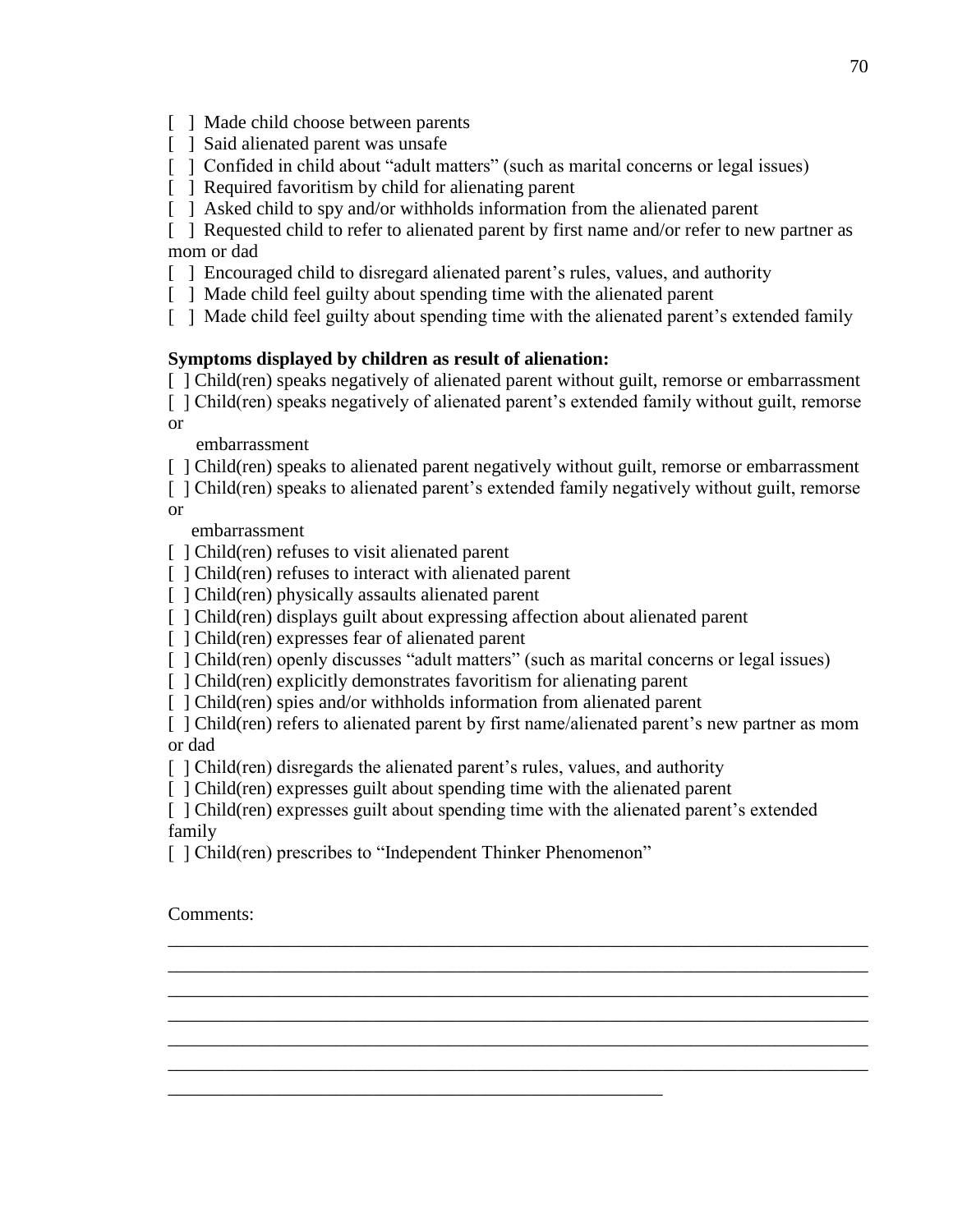[ ] Made child choose between parents

[ ] Said alienated parent was unsafe

[ ] Confided in child about "adult matters" (such as marital concerns or legal issues)

[ ] Required favoritism by child for alienating parent

[ ] Asked child to spy and/or withholds information from the alienated parent

[ ] Requested child to refer to alienated parent by first name and/or refer to new partner as mom or dad

[ ] Encouraged child to disregard alienated parent's rules, values, and authority

[ ] Made child feel guilty about spending time with the alienated parent

[ ] Made child feel guilty about spending time with the alienated parent's extended family

**Symptoms displayed by children as result of alienation:**

[ ] Child(ren) speaks negatively of alienated parent without guilt, remorse or embarrassment

[ ] Child(ren) speaks negatively of alienated parent's extended family without guilt, remorse or embarrassment

[ ] Child(ren) speaks to alienated parent negatively without guilt, remorse or embarrassment

[ ] Child(ren) speaks to alienated parent's extended family negatively without guilt, remorse or embarrassment

[ ] Child(ren) refuses to visit alienated parent

[ ] Child(ren) refuses to interact with alienated parent

[ ] Child(ren) physically assaults alienated parent

[ ] Child(ren) displays guilt about expressing affection about alienated parent

[ ] Child(ren) expresses fear of alienated parent

[ ] Child(ren) openly discusses "adult matters" (such as marital concerns or legal issues)

[ ] Child(ren) explicitly demonstrates favoritism for alienating parent

[ ] Child(ren) spies and/or withholds information from alienated parent

[ ] Child(ren) refers to alienated parent by first name/alienated parent's new partner as mom or dad

[ ] Child(ren) disregards the alienated parent's rules, values, and authority

[ ] Child(ren) expresses guilt about spending time with the alienated parent

[ ] Child(ren) expresses guilt about spending time with the alienated parent's extended family

[ ] Child(ren) prescribes to "Independent Thinker Phenomenon"

Comments:

______________________________________________________________________________
______________________________________________________________________________
______________________________________________________________________________
______________________________________________________________________________
______________________________________________________________________________
______________________________________________________________________________
_______________________________________________________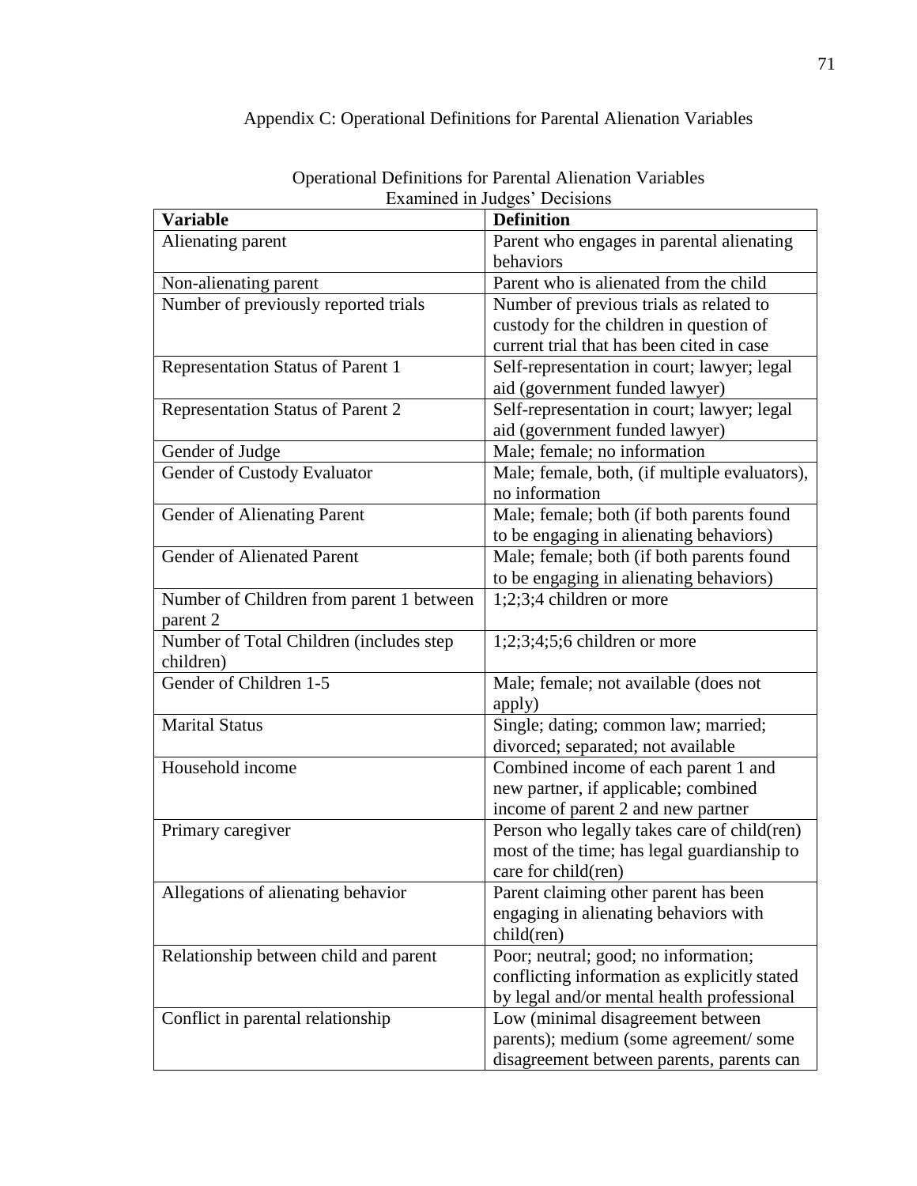## Appendix C: Operational Definitions for Parental Alienation Variables

Operational Definitions for Parental Alienation Variables
Examined in Judges' Decisions

| **Variable** | **Definition** |
| --- | --- |
| Alienating parent | Parent who engages in parental alienating behaviors |
| Non-alienating parent | Parent who is alienated from the child |
| Number of previously reported trials | Number of previous trials as related to custody for the children in question of current trial that has been cited in case |
| Representation Status of Parent 1 | Self-representation in court; lawyer; legal aid (government funded lawyer) |
| Representation Status of Parent 2 | Self-representation in court; lawyer; legal aid (government funded lawyer) |
| Gender of Judge | Male; female; no information |
| Gender of Custody Evaluator | Male; female, both, (if multiple evaluators), no information |
| Gender of Alienating Parent | Male; female; both (if both parents found to be engaging in alienating behaviors) |
| Gender of Alienated Parent | Male; female; both (if both parents found to be engaging in alienating behaviors) |
| Number of Children from parent 1 between parent 2 | 1;2;3;4 children or more |
| Number of Total Children (includes step children) | 1;2;3;4;5;6 children or more |
| Gender of Children 1-5 | Male; female; not available (does not apply) |
| Marital Status | Single; dating; common law; married; divorced; separated; not available |
| Household income | Combined income of each parent 1 and new partner, if applicable; combined income of parent 2 and new partner |
| Primary caregiver | Person who legally takes care of child(ren) most of the time; has legal guardianship to care for child(ren) |
| Allegations of alienating behavior | Parent claiming other parent has been engaging in alienating behaviors with child(ren) |
| Relationship between child and parent | Poor; neutral; good; no information; conflicting information as explicitly stated by legal and/or mental health professional |
| Conflict in parental relationship | Low (minimal disagreement between parents); medium (some agreement/ some disagreement between parents, parents can |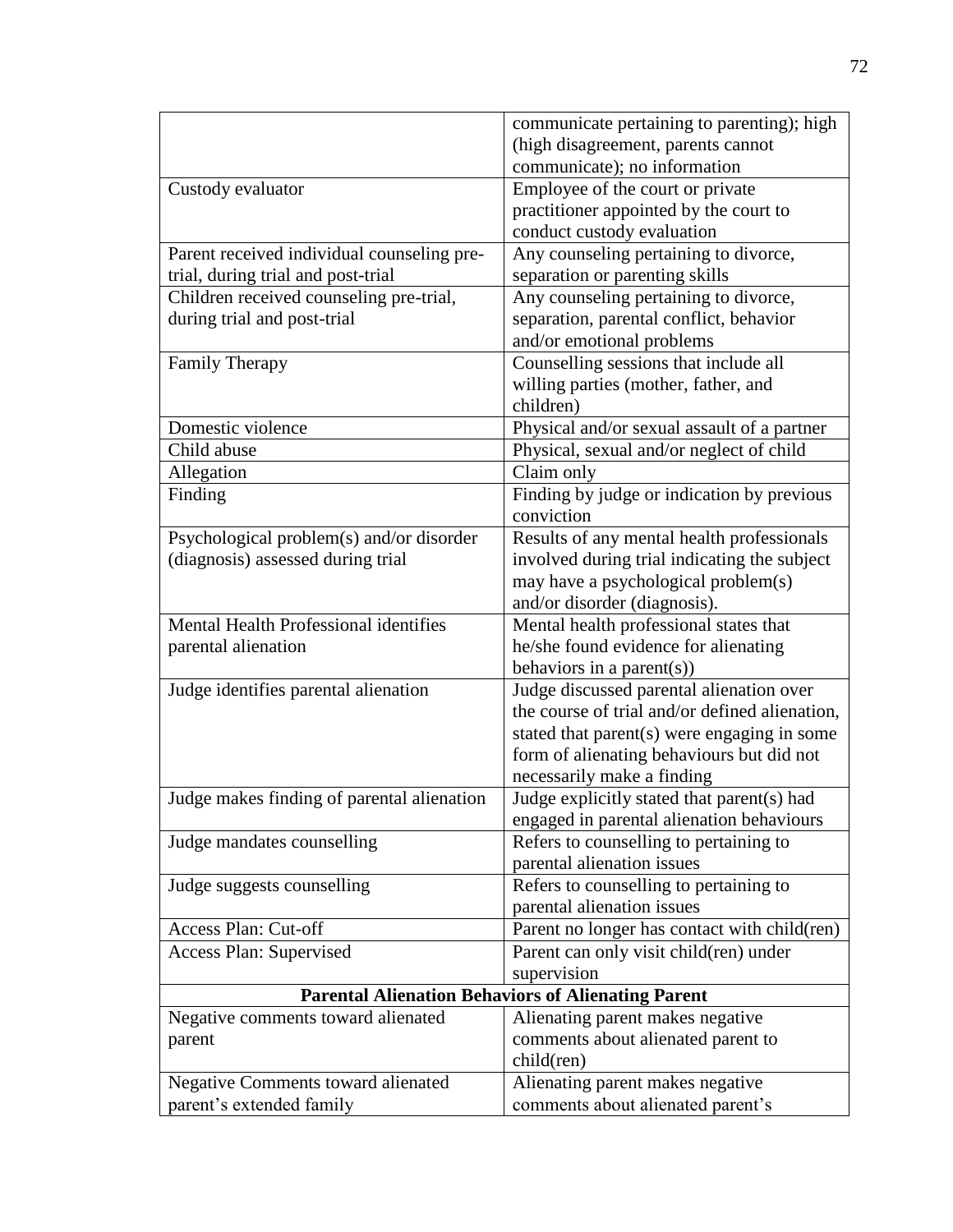| | |
|---|---|
| | communicate pertaining to parenting); high (high disagreement, parents cannot communicate); no information |
| Custody evaluator | Employee of the court or private practitioner appointed by the court to conduct custody evaluation |
| Parent received individual counseling pre-trial, during trial and post-trial | Any counseling pertaining to divorce, separation or parenting skills |
| Children received counseling pre-trial, during trial and post-trial | Any counseling pertaining to divorce, separation, parental conflict, behavior and/or emotional problems |
| Family Therapy | Counselling sessions that include all willing parties (mother, father, and children) |
| Domestic violence | Physical and/or sexual assault of a partner |
| Child abuse | Physical, sexual and/or neglect of child |
| Allegation | Claim only |
| Finding | Finding by judge or indication by previous conviction |
| Psychological problem(s) and/or disorder (diagnosis) assessed during trial | Results of any mental health professionals involved during trial indicating the subject may have a psychological problem(s) and/or disorder (diagnosis). |
| Mental Health Professional identifies parental alienation | Mental health professional states that he/she found evidence for alienating behaviors in a parent(s)) |
| Judge identifies parental alienation | Judge discussed parental alienation over the course of trial and/or defined alienation, stated that parent(s) were engaging in some form of alienating behaviours but did not necessarily make a finding |
| Judge makes finding of parental alienation | Judge explicitly stated that parent(s) had engaged in parental alienation behaviours |
| Judge mandates counselling | Refers to counselling to pertaining to parental alienation issues |
| Judge suggests counselling | Refers to counselling to pertaining to parental alienation issues |
| Access Plan: Cut-off | Parent no longer has contact with child(ren) |
| Access Plan: Supervised | Parent can only visit child(ren) under supervision |
| **Parental Alienation Behaviors of Alienating Parent** | |
| Negative comments toward alienated parent | Alienating parent makes negative comments about alienated parent to child(ren) |
| Negative Comments toward alienated parent's extended family | Alienating parent makes negative comments about alienated parent's |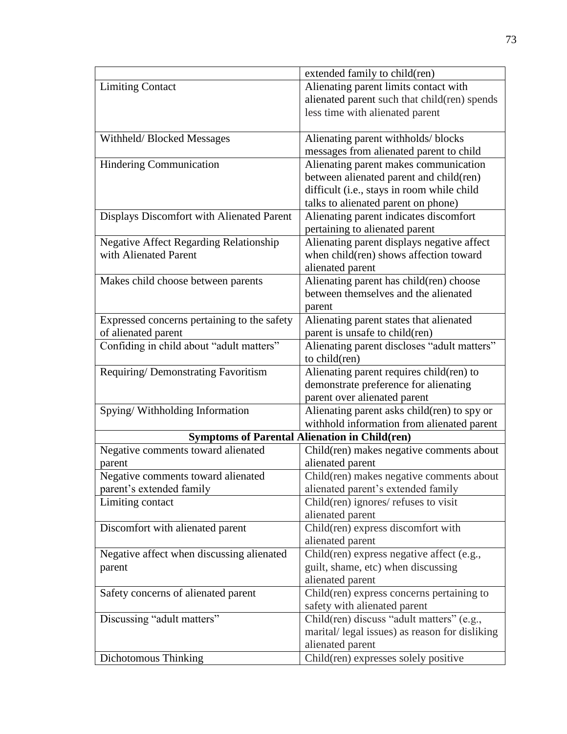| | |
|---|---|
| | extended family to child(ren) |
| Limiting Contact | Alienating parent limits contact with alienated parent such that child(ren) spends less time with alienated parent |
| Withheld/ Blocked Messages | Alienating parent withholds/ blocks messages from alienated parent to child |
| Hindering Communication | Alienating parent makes communication between alienated parent and child(ren) difficult (i.e., stays in room while child talks to alienated parent on phone) |
| Displays Discomfort with Alienated Parent | Alienating parent indicates discomfort pertaining to alienated parent |
| Negative Affect Regarding Relationship with Alienated Parent | Alienating parent displays negative affect when child(ren) shows affection toward alienated parent |
| Makes child choose between parents | Alienating parent has child(ren) choose between themselves and the alienated parent |
| Expressed concerns pertaining to the safety of alienated parent | Alienating parent states that alienated parent is unsafe to child(ren) |
| Confiding in child about "adult matters" | Alienating parent discloses "adult matters" to child(ren) |
| Requiring/ Demonstrating Favoritism | Alienating parent requires child(ren) to demonstrate preference for alienating parent over alienated parent |
| Spying/ Withholding Information | Alienating parent asks child(ren) to spy or withhold information from alienated parent |
| **Symptoms of Parental Alienation in Child(ren)** | |
| Negative comments toward alienated parent | Child(ren) makes negative comments about alienated parent |
| Negative comments toward alienated parent's extended family | Child(ren) makes negative comments about alienated parent's extended family |
| Limiting contact | Child(ren) ignores/ refuses to visit alienated parent |
| Discomfort with alienated parent | Child(ren) express discomfort with alienated parent |
| Negative affect when discussing alienated parent | Child(ren) express negative affect (e.g., guilt, shame, etc) when discussing alienated parent |
| Safety concerns of alienated parent | Child(ren) express concerns pertaining to safety with alienated parent |
| Discussing "adult matters" | Child(ren) discuss "adult matters" (e.g., marital/ legal issues) as reason for disliking alienated parent |
| Dichotomous Thinking | Child(ren) expresses solely positive |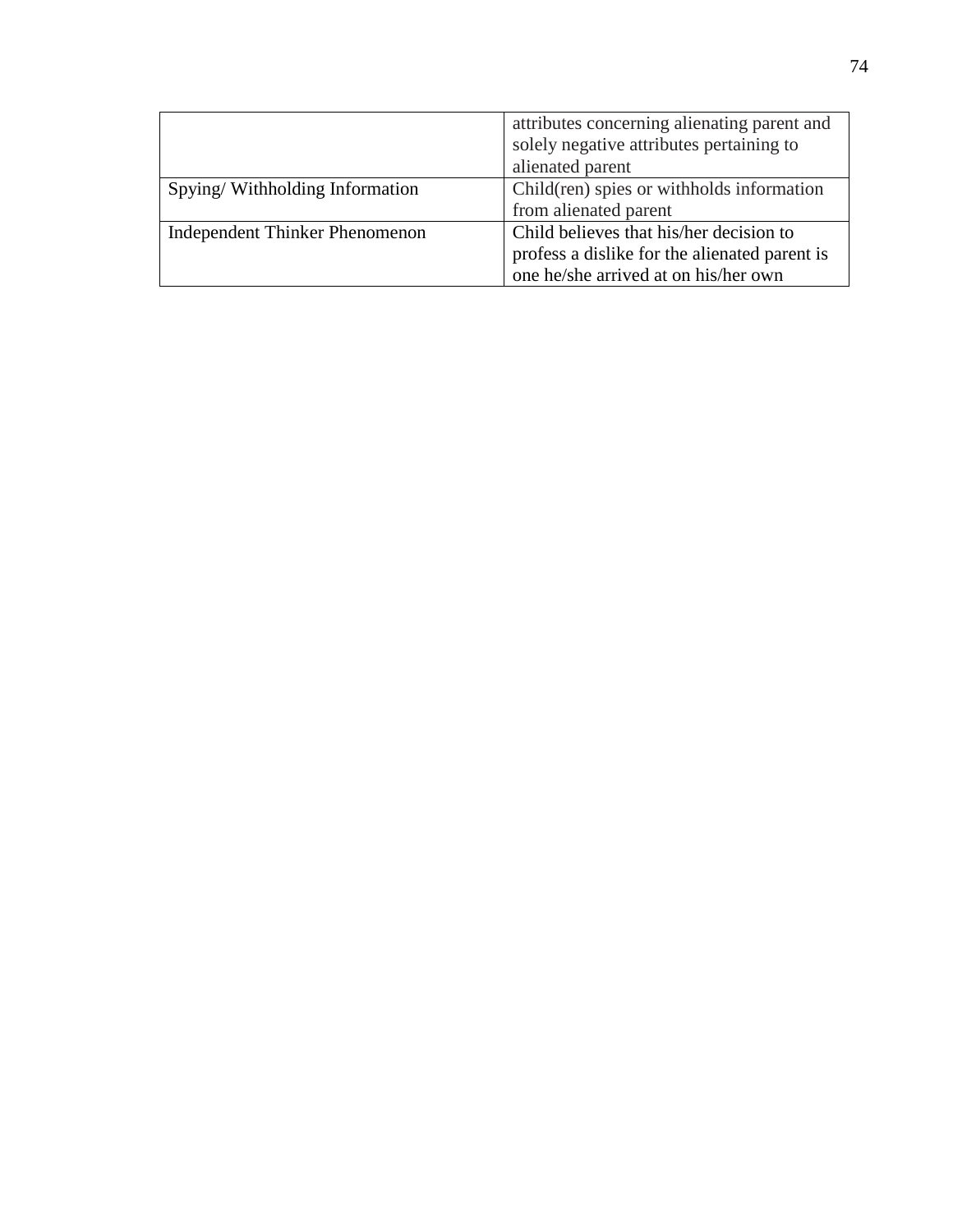| | |
|---|---|
| | attributes concerning alienating parent and solely negative attributes pertaining to alienated parent |
| Spying/ Withholding Information | Child(ren) spies or withholds information from alienated parent |
| Independent Thinker Phenomenon | Child believes that his/her decision to profess a dislike for the alienated parent is one he/she arrived at on his/her own |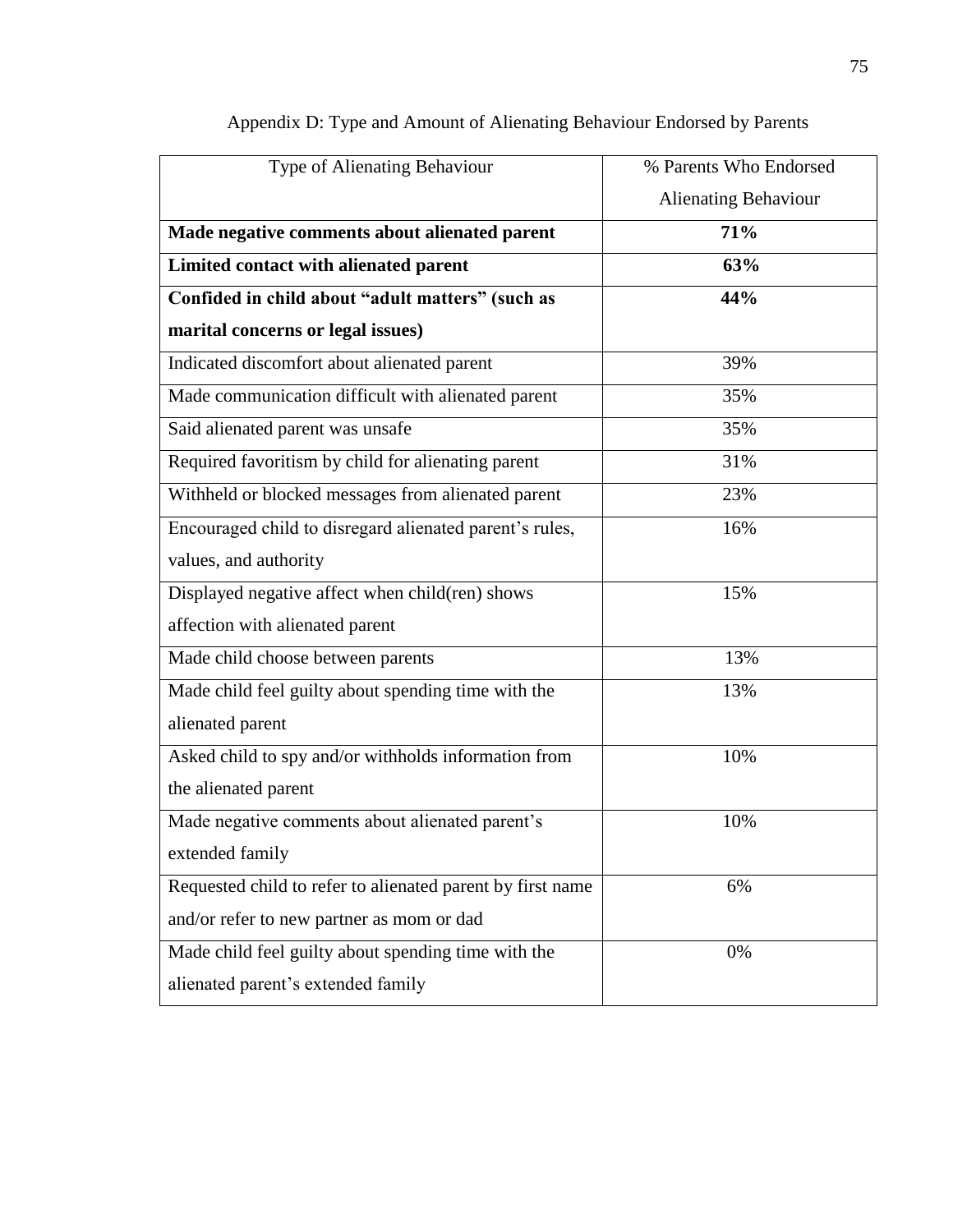Appendix D: Type and Amount of Alienating Behaviour Endorsed by Parents

| Type of Alienating Behaviour | % Parents Who Endorsed Alienating Behaviour |
|---|---|
| **Made negative comments about alienated parent** | **71%** |
| **Limited contact with alienated parent** | **63%** |
| **Confided in child about "adult matters" (such as marital concerns or legal issues)** | **44%** |
| Indicated discomfort about alienated parent | 39% |
| Made communication difficult with alienated parent | 35% |
| Said alienated parent was unsafe | 35% |
| Required favoritism by child for alienating parent | 31% |
| Withheld or blocked messages from alienated parent | 23% |
| Encouraged child to disregard alienated parent's rules, values, and authority | 16% |
| Displayed negative affect when child(ren) shows affection with alienated parent | 15% |
| Made child choose between parents | 13% |
| Made child feel guilty about spending time with the alienated parent | 13% |
| Asked child to spy and/or withholds information from the alienated parent | 10% |
| Made negative comments about alienated parent's extended family | 10% |
| Requested child to refer to alienated parent by first name and/or refer to new partner as mom or dad | 6% |
| Made child feel guilty about spending time with the alienated parent's extended family | 0% |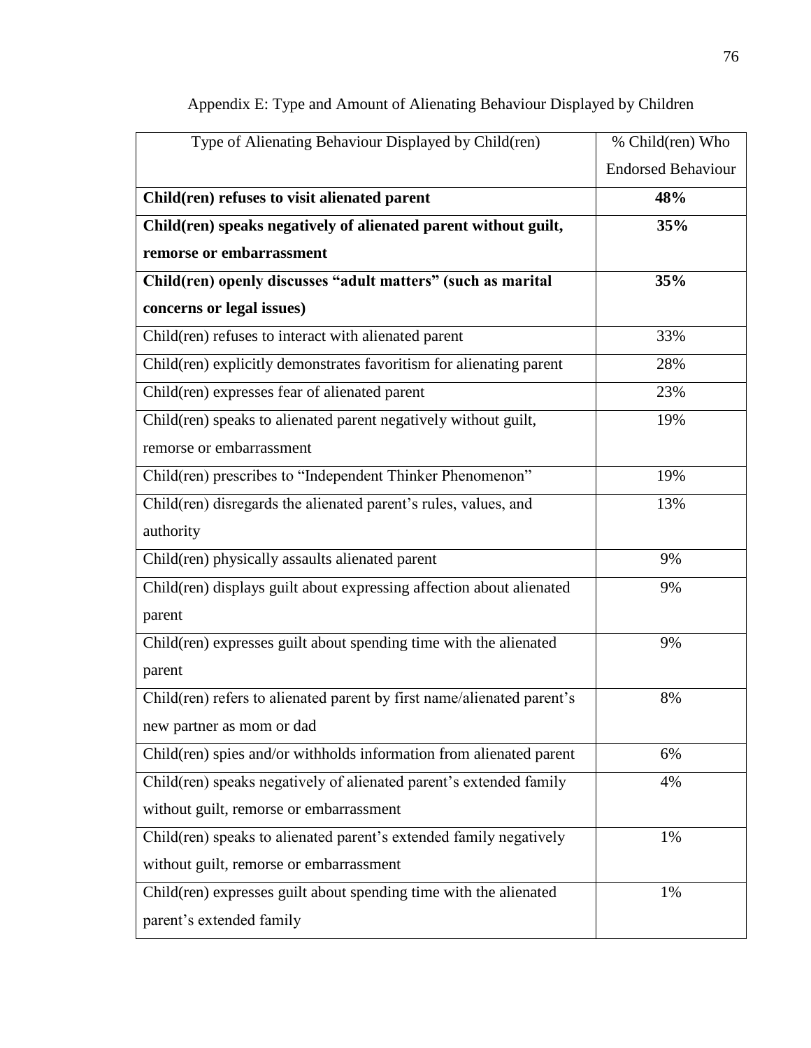# Appendix E: Type and Amount of Alienating Behaviour Displayed by Children

| Type of Alienating Behaviour Displayed by Child(ren) | % Child(ren) Who Endorsed Behaviour |
|---|---|
| **Child(ren) refuses to visit alienated parent** | **48%** |
| **Child(ren) speaks negatively of alienated parent without guilt, remorse or embarrassment** | **35%** |
| **Child(ren) openly discusses "adult matters" (such as marital concerns or legal issues)** | **35%** |
| Child(ren) refuses to interact with alienated parent | 33% |
| Child(ren) explicitly demonstrates favoritism for alienating parent | 28% |
| Child(ren) expresses fear of alienated parent | 23% |
| Child(ren) speaks to alienated parent negatively without guilt, remorse or embarrassment | 19% |
| Child(ren) prescribes to "Independent Thinker Phenomenon" | 19% |
| Child(ren) disregards the alienated parent's rules, values, and authority | 13% |
| Child(ren) physically assaults alienated parent | 9% |
| Child(ren) displays guilt about expressing affection about alienated parent | 9% |
| Child(ren) expresses guilt about spending time with the alienated parent | 9% |
| Child(ren) refers to alienated parent by first name/alienated parent's new partner as mom or dad | 8% |
| Child(ren) spies and/or withholds information from alienated parent | 6% |
| Child(ren) speaks negatively of alienated parent's extended family without guilt, remorse or embarrassment | 4% |
| Child(ren) speaks to alienated parent's extended family negatively without guilt, remorse or embarrassment | 1% |
| Child(ren) expresses guilt about spending time with the alienated parent's extended family | 1% |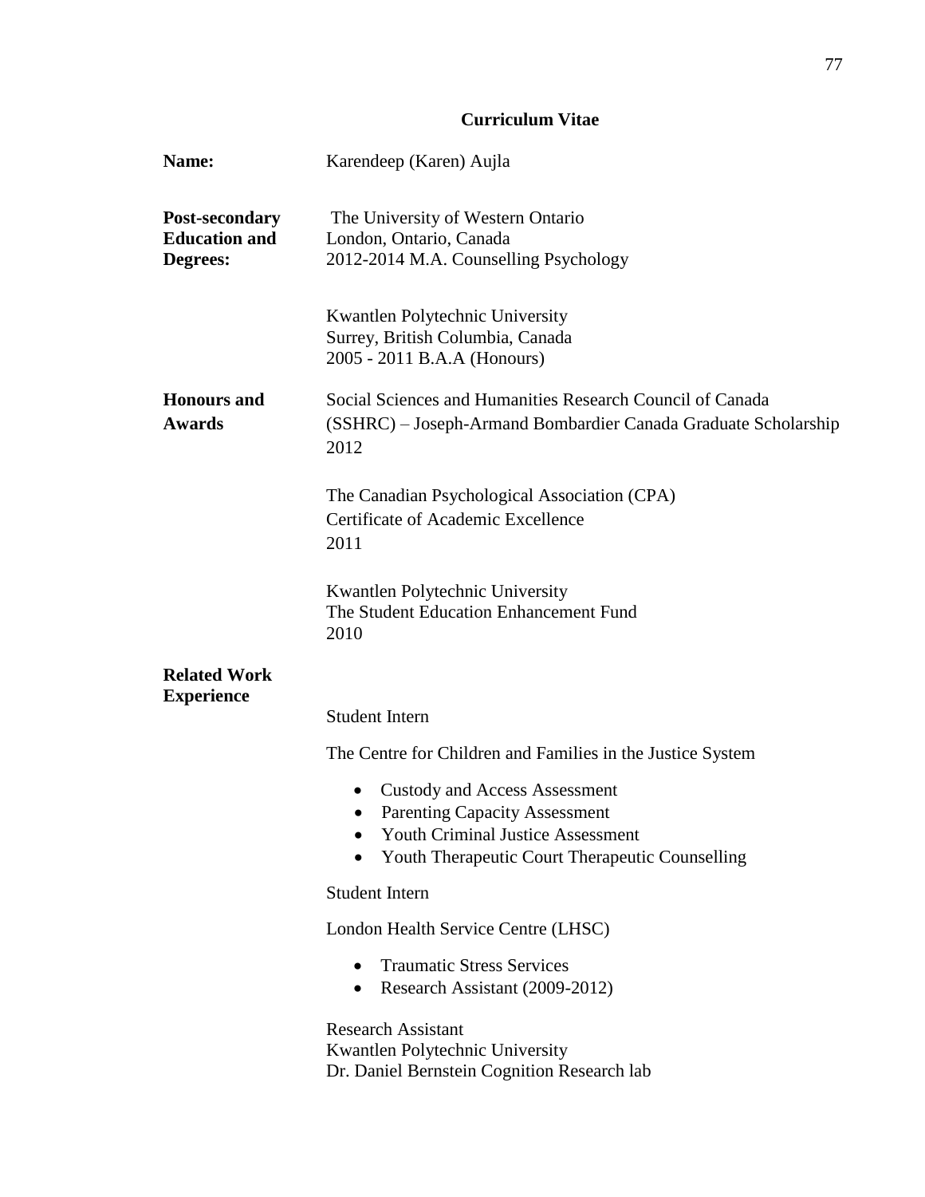## Curriculum Vitae

**Name:** Karendeep (Karen) Aujla

**Post-secondary Education and Degrees:**

The University of Western Ontario
London, Ontario, Canada
2012-2014 M.A. Counselling Psychology

Kwantlen Polytechnic University
Surrey, British Columbia, Canada
2005 - 2011 B.A.A (Honours)

**Honours and Awards**

Social Sciences and Humanities Research Council of Canada (SSHRC) – Joseph-Armand Bombardier Canada Graduate Scholarship
2012

The Canadian Psychological Association (CPA)
Certificate of Academic Excellence
2011

Kwantlen Polytechnic University
The Student Education Enhancement Fund
2010

**Related Work Experience**

Student Intern

The Centre for Children and Families in the Justice System

- Custody and Access Assessment
- Parenting Capacity Assessment
- Youth Criminal Justice Assessment
- Youth Therapeutic Court Therapeutic Counselling

Student Intern

London Health Service Centre (LHSC)

- Traumatic Stress Services
- Research Assistant (2009-2012)

Research Assistant
Kwantlen Polytechnic University
Dr. Daniel Bernstein Cognition Research lab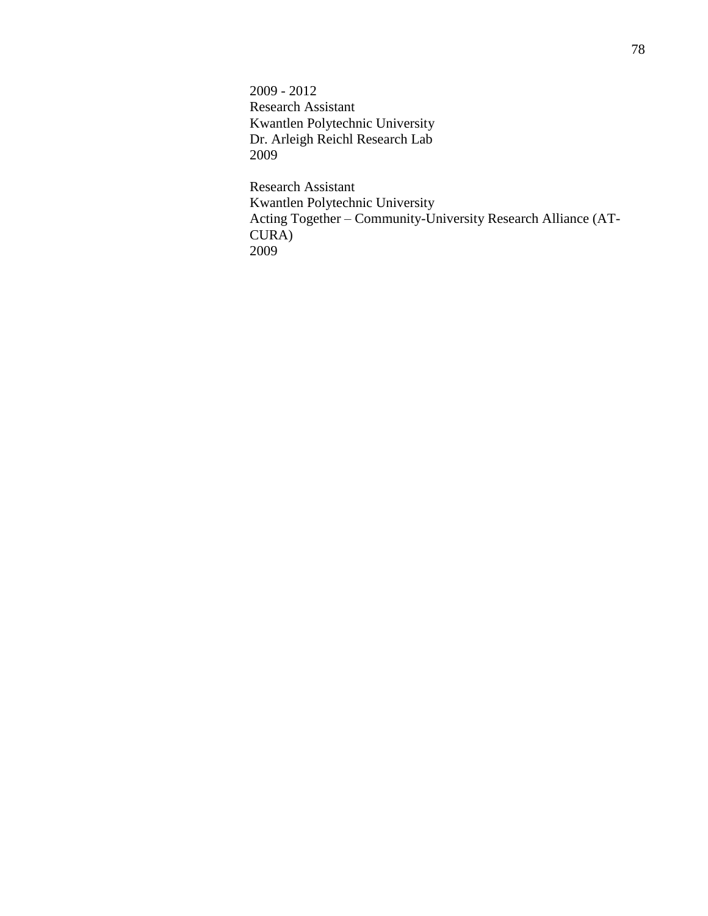2009 - 2012
Research Assistant
Kwantlen Polytechnic University
Dr. Arleigh Reichl Research Lab
2009

Research Assistant
Kwantlen Polytechnic University
Acting Together – Community-University Research Alliance (AT-CURA)
2009